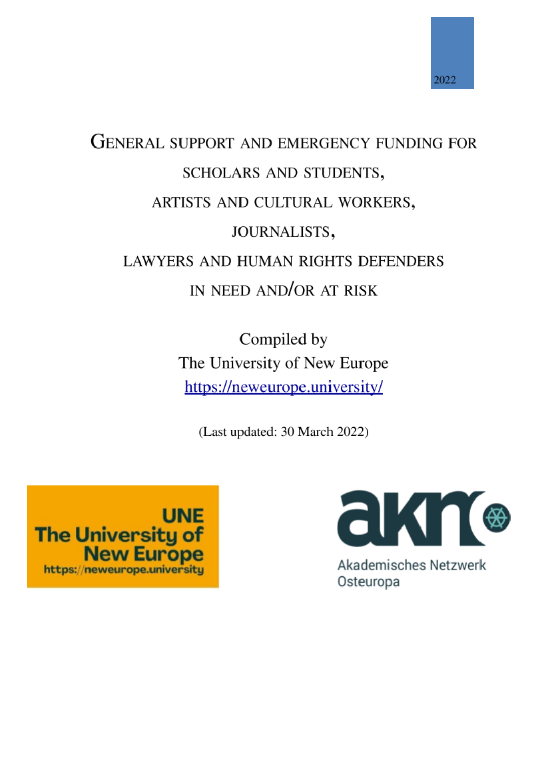2022

# General support and emergency funding for scholars and students, artists and cultural workers, journalists, lawyers and human rights defenders in need and/or at risk

Compiled by
The University of New Europe
https://neweurope.university/

(Last updated: 30 March 2022)

UNE
The University of New Europe
https://neweurope.university

akn
Akademisches Netzwerk Osteuropa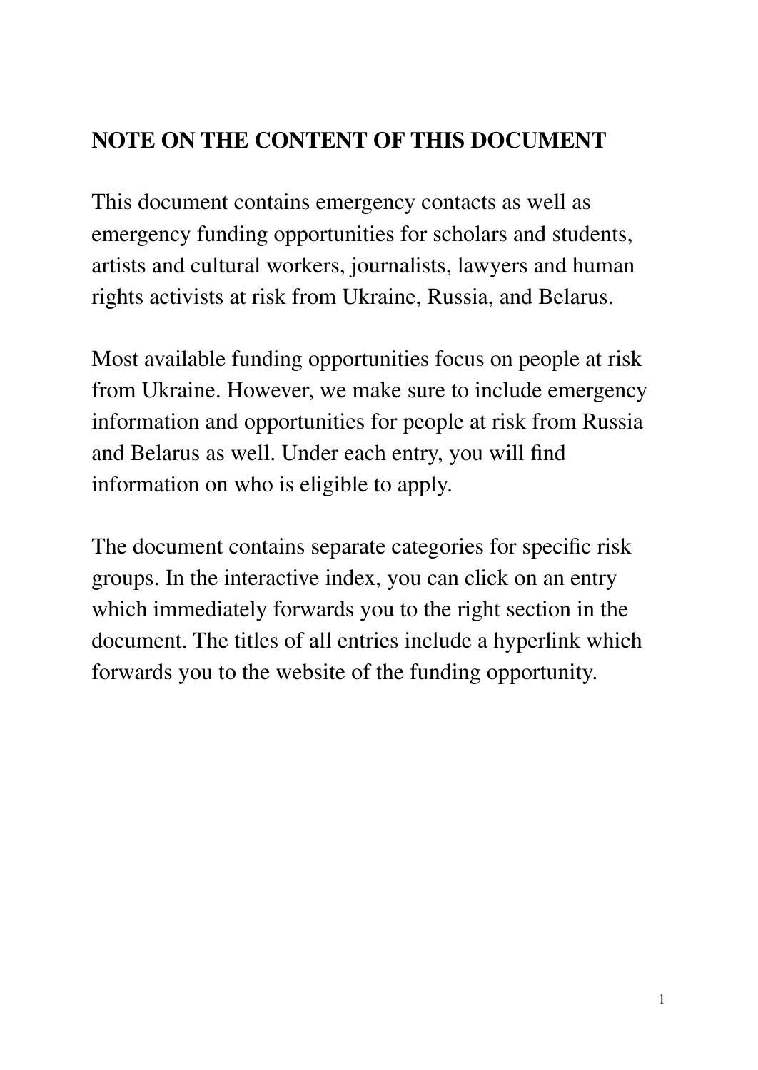## NOTE ON THE CONTENT OF THIS DOCUMENT

This document contains emergency contacts as well as emergency funding opportunities for scholars and students, artists and cultural workers, journalists, lawyers and human rights activists at risk from Ukraine, Russia, and Belarus.

Most available funding opportunities focus on people at risk from Ukraine. However, we make sure to include emergency information and opportunities for people at risk from Russia and Belarus as well. Under each entry, you will find information on who is eligible to apply.

The document contains separate categories for specific risk groups. In the interactive index, you can click on an entry which immediately forwards you to the right section in the document. The titles of all entries include a hyperlink which forwards you to the website of the funding opportunity.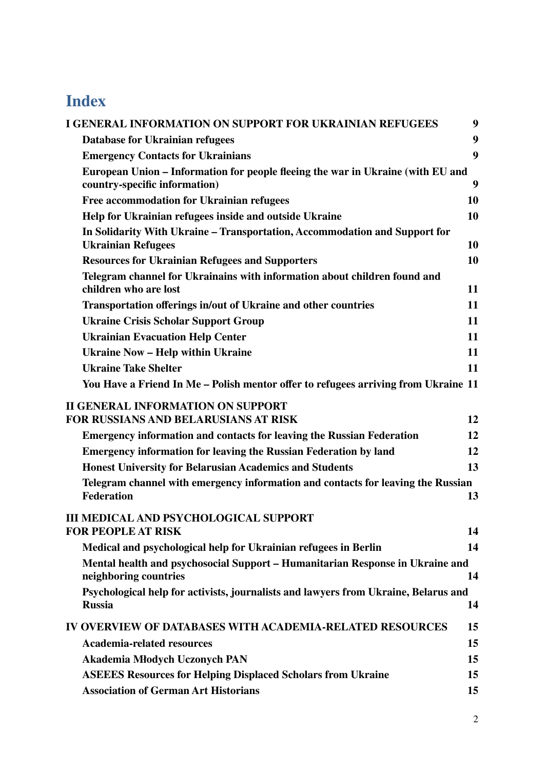# Index

| | |
|---|---|
| **I GENERAL INFORMATION ON SUPPORT FOR UKRAINIAN REFUGEES** | **9** |
| **Database for Ukrainian refugees** | **9** |
| **Emergency Contacts for Ukrainians** | **9** |
| **European Union – Information for people fleeing the war in Ukraine (with EU and country-specific information)** | **9** |
| **Free accommodation for Ukrainian refugees** | **10** |
| **Help for Ukrainian refugees inside and outside Ukraine** | **10** |
| **In Solidarity With Ukraine – Transportation, Accommodation and Support for Ukrainian Refugees** | **10** |
| **Resources for Ukrainian Refugees and Supporters** | **10** |
| **Telegram channel for Ukrainains with information about children found and children who are lost** | **11** |
| **Transportation offerings in/out of Ukraine and other countries** | **11** |
| **Ukraine Crisis Scholar Support Group** | **11** |
| **Ukrainian Evacuation Help Center** | **11** |
| **Ukraine Now – Help within Ukraine** | **11** |
| **Ukraine Take Shelter** | **11** |
| **You Have a Friend In Me – Polish mentor offer to refugees arriving from Ukraine** | **11** |
| **II GENERAL INFORMATION ON SUPPORT FOR RUSSIANS AND BELARUSIANS AT RISK** | **12** |
| **Emergency information and contacts for leaving the Russian Federation** | **12** |
| **Emergency information for leaving the Russian Federation by land** | **12** |
| **Honest University for Belarusian Academics and Students** | **13** |
| **Telegram channel with emergency information and contacts for leaving the Russian Federation** | **13** |
| **III MEDICAL AND PSYCHOLOGICAL SUPPORT FOR PEOPLE AT RISK** | **14** |
| **Medical and psychological help for Ukrainian refugees in Berlin** | **14** |
| **Mental health and psychosocial Support – Humanitarian Response in Ukraine and neighboring countries** | **14** |
| **Psychological help for activists, journalists and lawyers from Ukraine, Belarus and Russia** | **14** |
| **IV OVERVIEW OF DATABASES WITH ACADEMIA-RELATED RESOURCES** | **15** |
| **Academia-related resources** | **15** |
| **Akademia Młodych Uczonych PAN** | **15** |
| **ASEEES Resources for Helping Displaced Scholars from Ukraine** | **15** |
| **Association of German Art Historians** | **15** |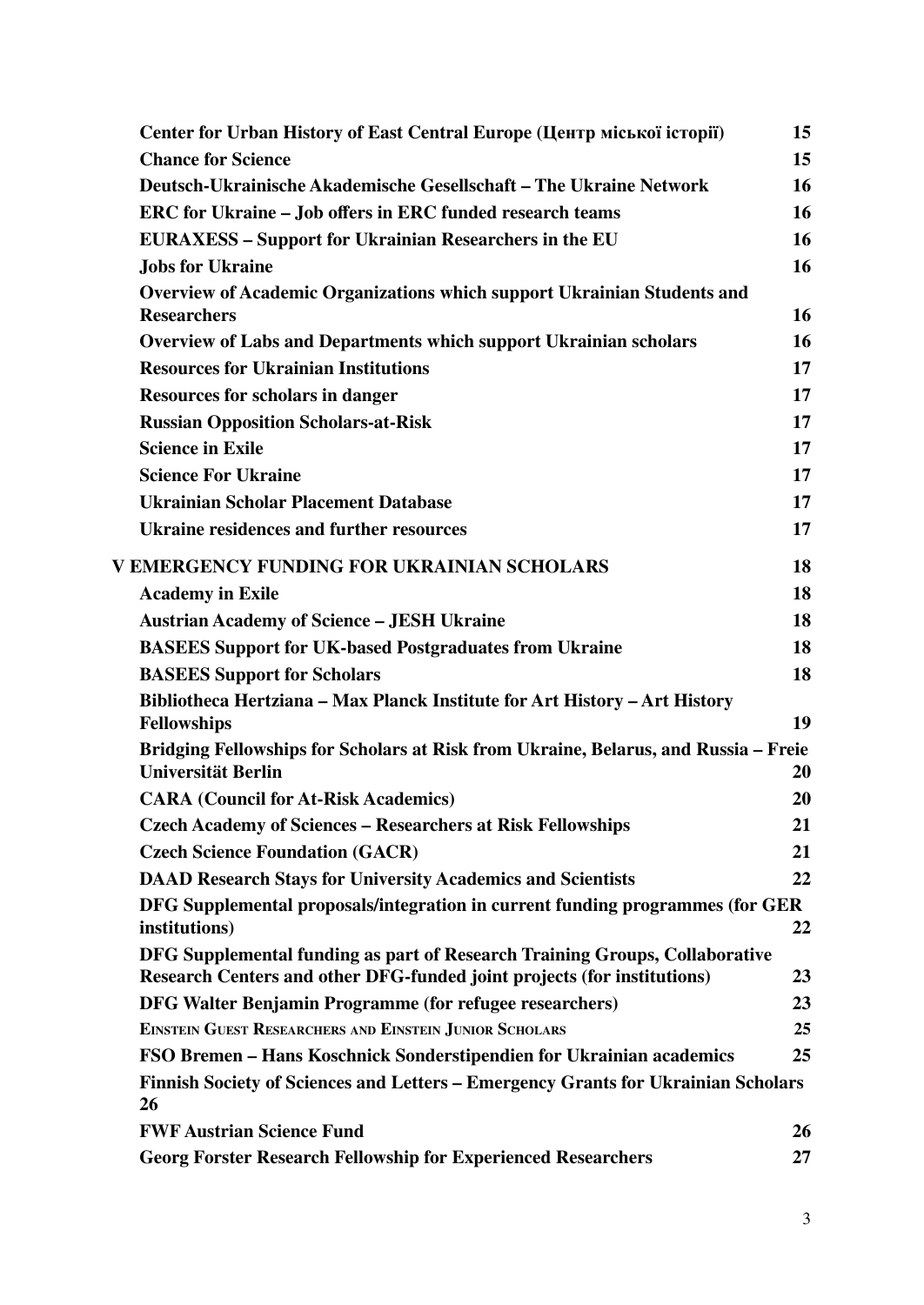**Center for Urban History of East Central Europe (Центр міської історії)** **15**

**Chance for Science** **15**

**Deutsch-Ukrainische Akademische Gesellschaft – The Ukraine Network** **16**

**ERC for Ukraine – Job offers in ERC funded research teams** **16**

**EURAXESS – Support for Ukrainian Researchers in the EU** **16**

**Jobs for Ukraine** **16**

**Overview of Academic Organizations which support Ukrainian Students and Researchers** **16**

**Overview of Labs and Departments which support Ukrainian scholars** **16**

**Resources for Ukrainian Institutions** **17**

**Resources for scholars in danger** **17**

**Russian Opposition Scholars-at-Risk** **17**

**Science in Exile** **17**

**Science For Ukraine** **17**

**Ukrainian Scholar Placement Database** **17**

**Ukraine residences and further resources** **17**

**V EMERGENCY FUNDING FOR UKRAINIAN SCHOLARS** **18**

**Academy in Exile** **18**

**Austrian Academy of Science – JESH Ukraine** **18**

**BASEES Support for UK-based Postgraduates from Ukraine** **18**

**BASEES Support for Scholars** **18**

**Bibliotheca Hertziana – Max Planck Institute for Art History – Art History Fellowships** **19**

**Bridging Fellowships for Scholars at Risk from Ukraine, Belarus, and Russia – Freie Universität Berlin** **20**

**CARA (Council for At-Risk Academics)** **20**

**Czech Academy of Sciences – Researchers at Risk Fellowships** **21**

**Czech Science Foundation (GACR)** **21**

**DAAD Research Stays for University Academics and Scientists** **22**

**DFG Supplemental proposals/integration in current funding programmes (for GER institutions)** **22**

**DFG Supplemental funding as part of Research Training Groups, Collaborative Research Centers and other DFG-funded joint projects (for institutions)** **23**

**DFG Walter Benjamin Programme (for refugee researchers)** **23**

**EINSTEIN GUEST RESEARCHERS AND EINSTEIN JUNIOR SCHOLARS** **25**

**FSO Bremen – Hans Koschnick Sonderstipendien for Ukrainian academics** **25**

**Finnish Society of Sciences and Letters – Emergency Grants for Ukrainian Scholars** **26**

**FWF Austrian Science Fund** **26**

**Georg Forster Research Fellowship for Experienced Researchers** **27**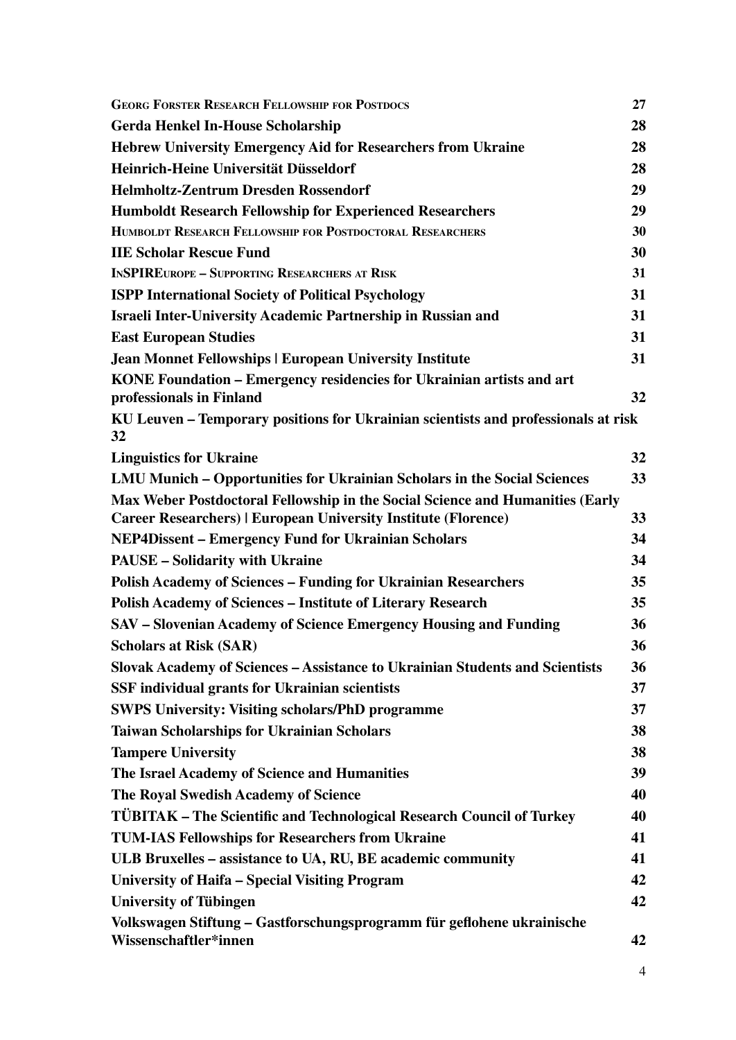**Georg Forster Research Fellowship for Postdocs** 27

**Gerda Henkel In-House Scholarship** 28

**Hebrew University Emergency Aid for Researchers from Ukraine** 28

**Heinrich-Heine Universität Düsseldorf** 28

**Helmholtz-Zentrum Dresden Rossendorf** 29

**Humboldt Research Fellowship for Experienced Researchers** 29

**Humboldt Research Fellowship for Postdoctoral Researchers** 30

**IIE Scholar Rescue Fund** 30

**InSPIREurope – Supporting Researchers at Risk** 31

**ISPP International Society of Political Psychology** 31

**Israeli Inter-University Academic Partnership in Russian and** 31

**East European Studies** 31

**Jean Monnet Fellowships | European University Institute** 31

**KONE Foundation – Emergency residencies for Ukrainian artists and art professionals in Finland** 32

**KU Leuven – Temporary positions for Ukrainian scientists and professionals at risk** 32

**Linguistics for Ukraine** 32

**LMU Munich – Opportunities for Ukrainian Scholars in the Social Sciences** 33

**Max Weber Postdoctoral Fellowship in the Social Science and Humanities (Early Career Researchers) | European University Institute (Florence)** 33

**NEP4Dissent – Emergency Fund for Ukrainian Scholars** 34

**PAUSE – Solidarity with Ukraine** 34

**Polish Academy of Sciences – Funding for Ukrainian Researchers** 35

**Polish Academy of Sciences – Institute of Literary Research** 35

**SAV – Slovenian Academy of Science Emergency Housing and Funding** 36

**Scholars at Risk (SAR)** 36

**Slovak Academy of Sciences – Assistance to Ukrainian Students and Scientists** 36

**SSF individual grants for Ukrainian scientists** 37

**SWPS University: Visiting scholars/PhD programme** 37

**Taiwan Scholarships for Ukrainian Scholars** 38

**Tampere University** 38

**The Israel Academy of Science and Humanities** 39

**The Royal Swedish Academy of Science** 40

**TÜBITAK – The Scientific and Technological Research Council of Turkey** 40

**TUM-IAS Fellowships for Researchers from Ukraine** 41

**ULB Bruxelles – assistance to UA, RU, BE academic community** 41

**University of Haifa – Special Visiting Program** 42

**University of Tübingen** 42

**Volkswagen Stiftung – Gastforschungsprogramm für geflohene ukrainische Wissenschaftler*innen** 42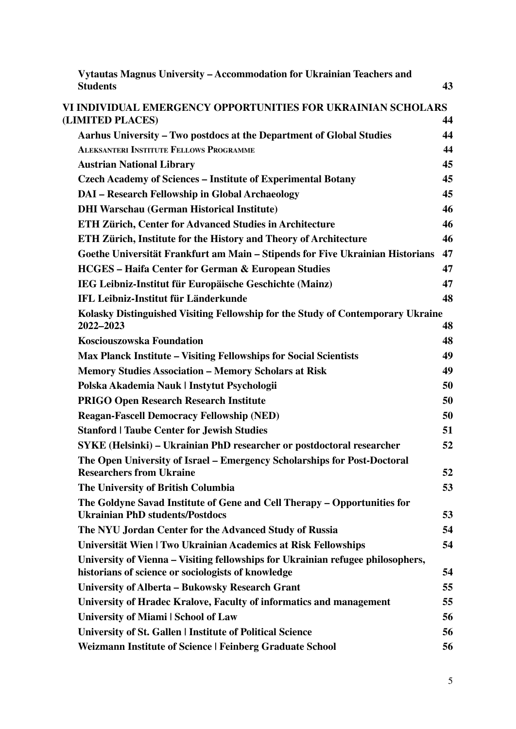**Vytautas Magnus University – Accommodation for Ukrainian Teachers and Students** 43

**VI INDIVIDUAL EMERGENCY OPPORTUNITIES FOR UKRAINIAN SCHOLARS (LIMITED PLACES)** 44

- **Aarhus University – Two postdocs at the Department of Global Studies** 44
- **Aleksanteri Institute Fellows Programme** 44
- **Austrian National Library** 45
- **Czech Academy of Sciences – Institute of Experimental Botany** 45
- **DAI – Research Fellowship in Global Archaeology** 45
- **DHI Warschau (German Historical Institute)** 46
- **ETH Zürich, Center for Advanced Studies in Architecture** 46
- **ETH Zürich, Institute for the History and Theory of Architecture** 46
- **Goethe Universität Frankfurt am Main – Stipends for Five Ukrainian Historians** 47
- **HCGES – Haifa Center for German & European Studies** 47
- **IEG Leibniz-Institut für Europäische Geschichte (Mainz)** 47
- **IFL Leibniz-Institut für Länderkunde** 48
- **Kolasky Distinguished Visiting Fellowship for the Study of Contemporary Ukraine 2022–2023** 48
- **Kosciouszowska Foundation** 48
- **Max Planck Institute – Visiting Fellowships for Social Scientists** 49
- **Memory Studies Association – Memory Scholars at Risk** 49
- **Polska Akademia Nauk | Instytut Psychologii** 50
- **PRIGO Open Research Research Institute** 50
- **Reagan-Fascell Democracy Fellowship (NED)** 50
- **Stanford | Taube Center for Jewish Studies** 51
- **SYKE (Helsinki) – Ukrainian PhD researcher or postdoctoral researcher** 52
- **The Open University of Israel – Emergency Scholarships for Post-Doctoral Researchers from Ukraine** 52
- **The University of British Columbia** 53
- **The Goldyne Savad Institute of Gene and Cell Therapy – Opportunities for Ukrainian PhD students/Postdocs** 53
- **The NYU Jordan Center for the Advanced Study of Russia** 54
- **Universität Wien | Two Ukrainian Academics at Risk Fellowships** 54
- **University of Vienna – Visiting fellowships for Ukrainian refugee philosophers, historians of science or sociologists of knowledge** 54
- **University of Alberta – Bukowsky Research Grant** 55
- **University of Hradec Kralove, Faculty of informatics and management** 55
- **University of Miami | School of Law** 56
- **University of St. Gallen | Institute of Political Science** 56
- **Weizmann Institute of Science | Feinberg Graduate School** 56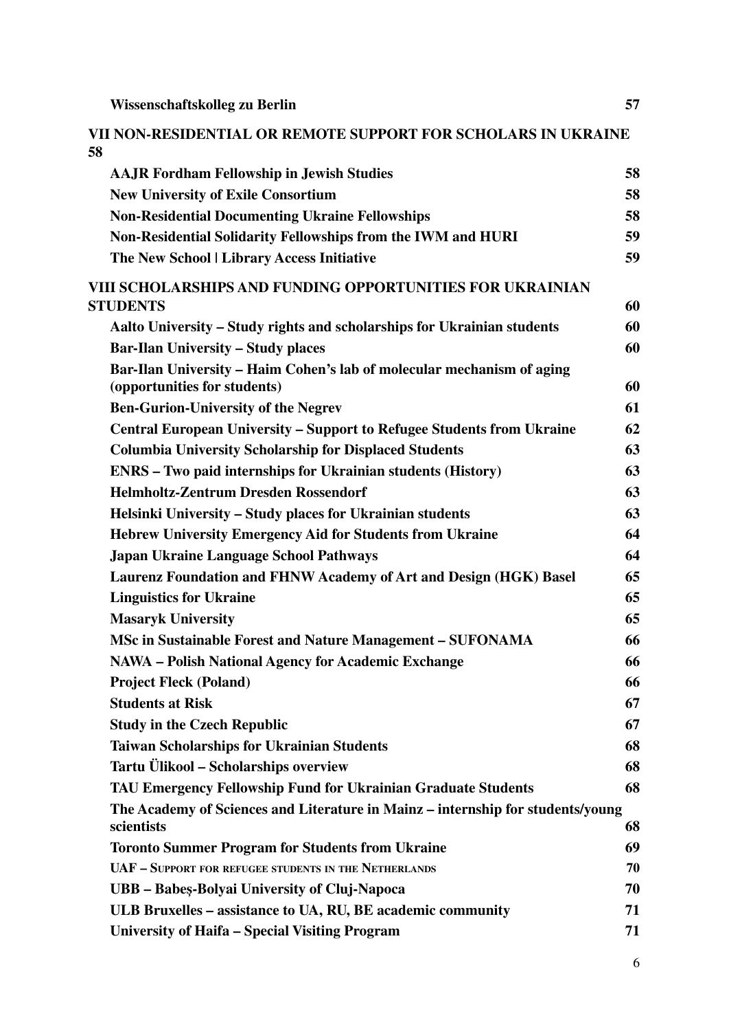**Wissenschaftskolleg zu Berlin** 57

**VII NON-RESIDENTIAL OR REMOTE SUPPORT FOR SCHOLARS IN UKRAINE 58**

**AAJR Fordham Fellowship in Jewish Studies** 58

**New University of Exile Consortium** 58

**Non-Residential Documenting Ukraine Fellowships** 58

**Non-Residential Solidarity Fellowships from the IWM and HURI** 59

**The New School | Library Access Initiative** 59

**VIII SCHOLARSHIPS AND FUNDING OPPORTUNITIES FOR UKRAINIAN STUDENTS** 60

**Aalto University – Study rights and scholarships for Ukrainian students** 60

**Bar-Ilan University – Study places** 60

**Bar-Ilan University – Haim Cohen's lab of molecular mechanism of aging (opportunities for students)** 60

**Ben-Gurion-University of the Negrev** 61

**Central European University – Support to Refugee Students from Ukraine** 62

**Columbia University Scholarship for Displaced Students** 63

**ENRS – Two paid internships for Ukrainian students (History)** 63

**Helmholtz-Zentrum Dresden Rossendorf** 63

**Helsinki University – Study places for Ukrainian students** 63

**Hebrew University Emergency Aid for Students from Ukraine** 64

**Japan Ukraine Language School Pathways** 64

**Laurenz Foundation and FHNW Academy of Art and Design (HGK) Basel** 65

**Linguistics for Ukraine** 65

**Masaryk University** 65

**MSc in Sustainable Forest and Nature Management – SUFONAMA** 66

**NAWA – Polish National Agency for Academic Exchange** 66

**Project Fleck (Poland)** 66

**Students at Risk** 67

**Study in the Czech Republic** 67

**Taiwan Scholarships for Ukrainian Students** 68

**Tartu Ülikool – Scholarships overview** 68

**TAU Emergency Fellowship Fund for Ukrainian Graduate Students** 68

**The Academy of Sciences and Literature in Mainz – internship for students/young scientists** 68

**Toronto Summer Program for Students from Ukraine** 69

**UAF – Support for refugee students in the Netherlands** 70

**UBB – Babeș-Bolyai University of Cluj-Napoca** 70

**ULB Bruxelles – assistance to UA, RU, BE academic community** 71

**University of Haifa – Special Visiting Program** 71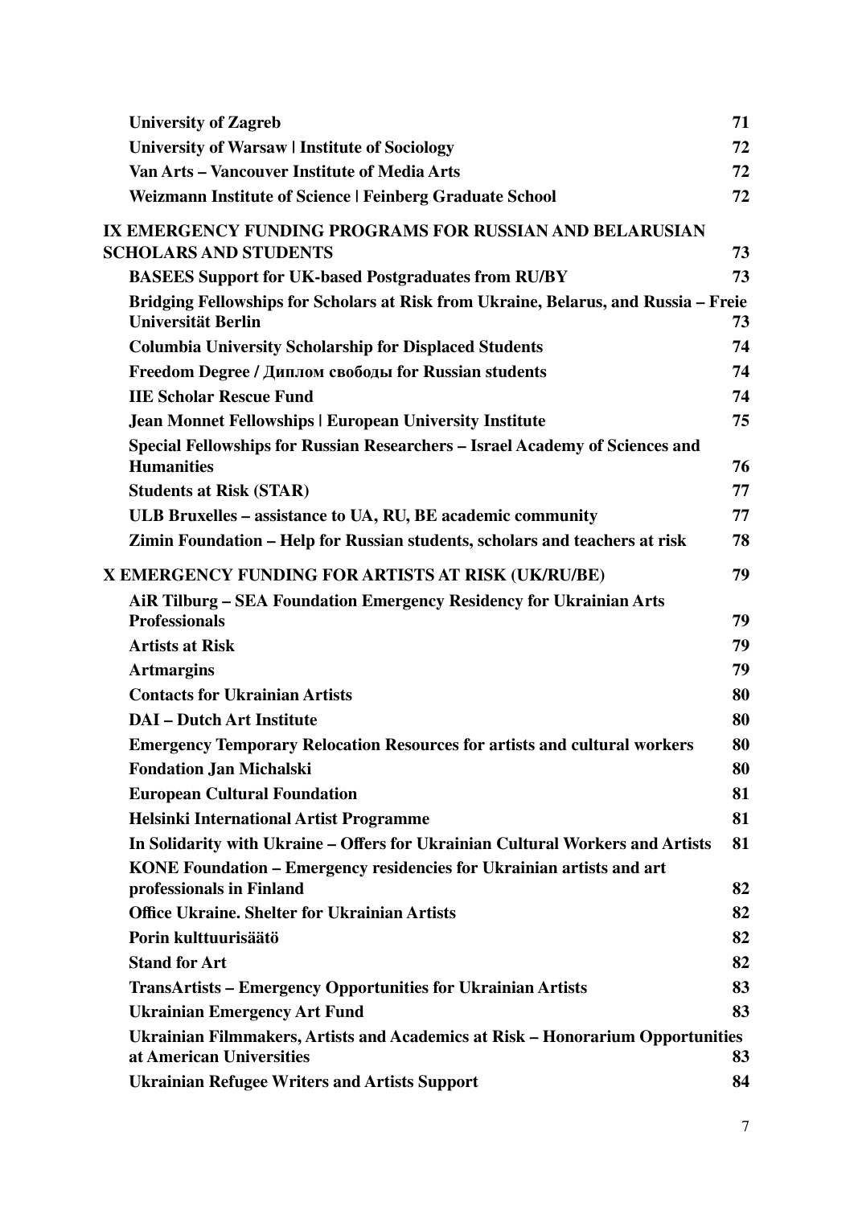**University of Zagreb** 71

**University of Warsaw | Institute of Sociology** 72

**Van Arts – Vancouver Institute of Media Arts** 72

**Weizmann Institute of Science | Feinberg Graduate School** 72

**IX EMERGENCY FUNDING PROGRAMS FOR RUSSIAN AND BELARUSIAN SCHOLARS AND STUDENTS** 73

**BASEES Support for UK-based Postgraduates from RU/BY** 73

**Bridging Fellowships for Scholars at Risk from Ukraine, Belarus, and Russia – Freie Universität Berlin** 73

**Columbia University Scholarship for Displaced Students** 74

**Freedom Degree / Диплом свободы for Russian students** 74

**IIE Scholar Rescue Fund** 74

**Jean Monnet Fellowships | European University Institute** 75

**Special Fellowships for Russian Researchers – Israel Academy of Sciences and Humanities** 76

**Students at Risk (STAR)** 77

**ULB Bruxelles – assistance to UA, RU, BE academic community** 77

**Zimin Foundation – Help for Russian students, scholars and teachers at risk** 78

**X EMERGENCY FUNDING FOR ARTISTS AT RISK (UK/RU/BE)** 79

**AiR Tilburg – SEA Foundation Emergency Residency for Ukrainian Arts Professionals** 79

**Artists at Risk** 79

**Artmargins** 79

**Contacts for Ukrainian Artists** 80

**DAI – Dutch Art Institute** 80

**Emergency Temporary Relocation Resources for artists and cultural workers** 80

**Fondation Jan Michalski** 80

**European Cultural Foundation** 81

**Helsinki International Artist Programme** 81

**In Solidarity with Ukraine – Offers for Ukrainian Cultural Workers and Artists** 81

**KONE Foundation – Emergency residencies for Ukrainian artists and art professionals in Finland** 82

**Office Ukraine. Shelter for Ukrainian Artists** 82

**Porin kulttuurisäätö** 82

**Stand for Art** 82

**TransArtists – Emergency Opportunities for Ukrainian Artists** 83

**Ukrainian Emergency Art Fund** 83

**Ukrainian Filmmakers, Artists and Academics at Risk – Honorarium Opportunities at American Universities** 83

**Ukrainian Refugee Writers and Artists Support** 84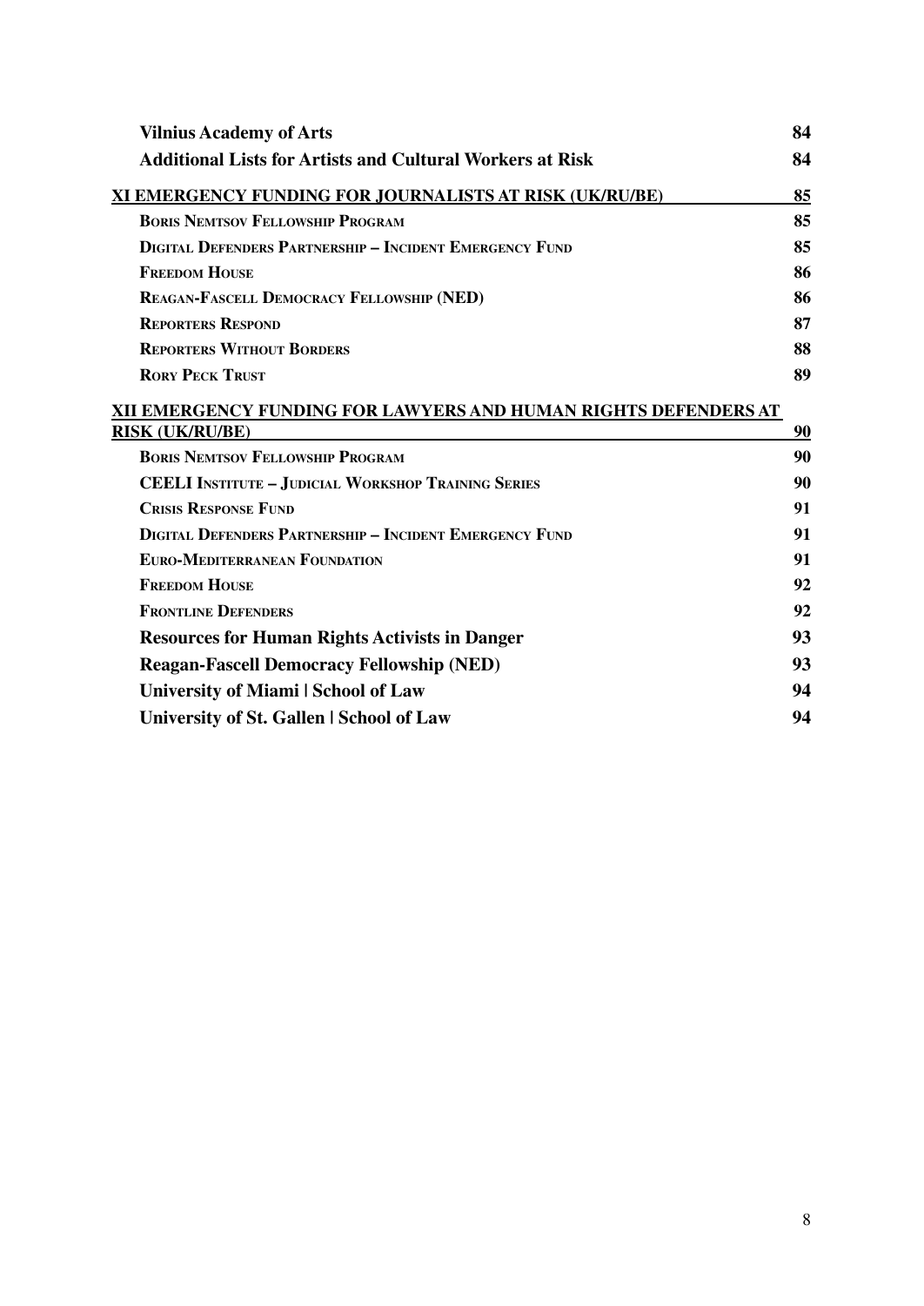**Vilnius Academy of Arts** 84

**Additional Lists for Artists and Cultural Workers at Risk** 84

**XI EMERGENCY FUNDING FOR JOURNALISTS AT RISK (UK/RU/BE)** 85

**BORIS NEMTSOV FELLOWSHIP PROGRAM** 85

**DIGITAL DEFENDERS PARTNERSHIP – INCIDENT EMERGENCY FUND** 85

**FREEDOM HOUSE** 86

**REAGAN-FASCELL DEMOCRACY FELLOWSHIP (NED)** 86

**REPORTERS RESPOND** 87

**REPORTERS WITHOUT BORDERS** 88

**RORY PECK TRUST** 89

**XII EMERGENCY FUNDING FOR LAWYERS AND HUMAN RIGHTS DEFENDERS AT RISK (UK/RU/BE)** 90

**BORIS NEMTSOV FELLOWSHIP PROGRAM** 90

**CEELI INSTITUTE – JUDICIAL WORKSHOP TRAINING SERIES** 90

**CRISIS RESPONSE FUND** 91

**DIGITAL DEFENDERS PARTNERSHIP – INCIDENT EMERGENCY FUND** 91

**EURO-MEDITERRANEAN FOUNDATION** 91

**FREEDOM HOUSE** 92

**FRONTLINE DEFENDERS** 92

**Resources for Human Rights Activists in Danger** 93

**Reagan-Fascell Democracy Fellowship (NED)** 93

**University of Miami | School of Law** 94

**University of St. Gallen | School of Law** 94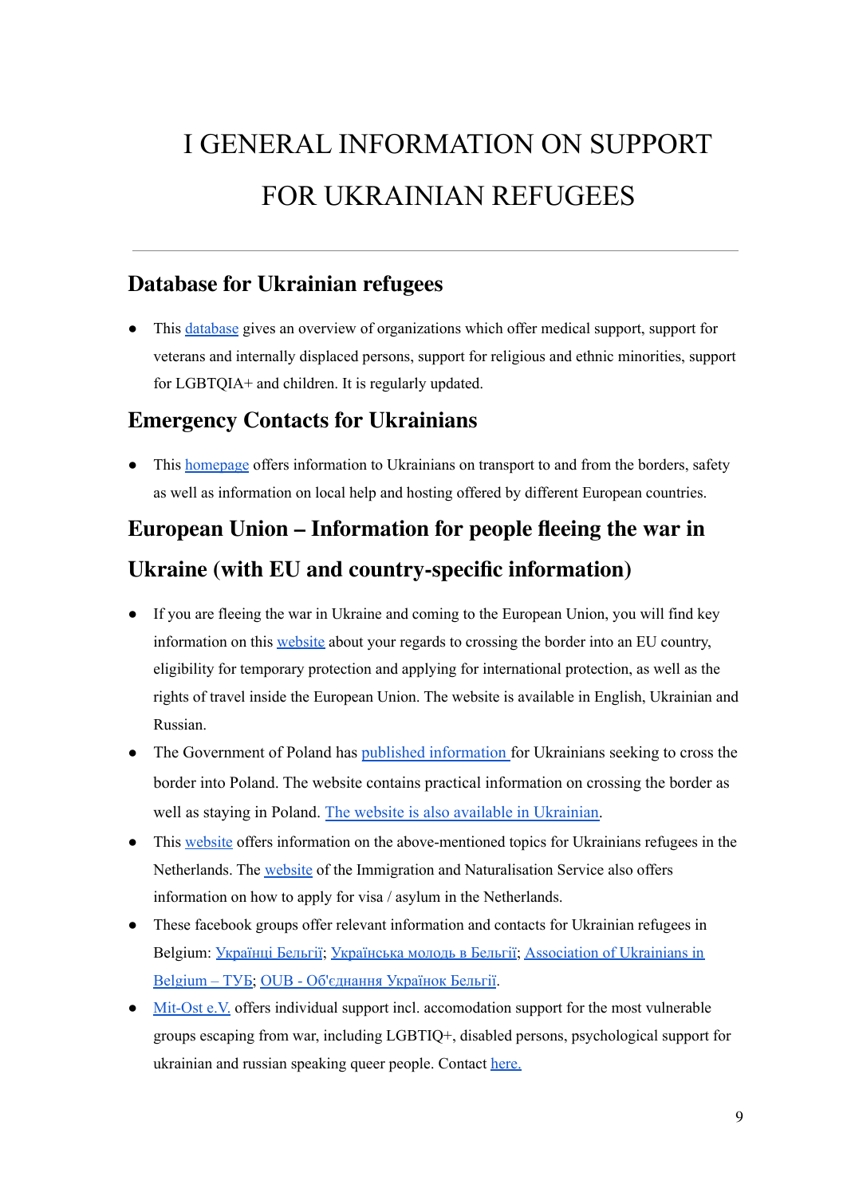# I GENERAL INFORMATION ON SUPPORT FOR UKRAINIAN REFUGEES

---

## Database for Ukrainian refugees

- This database gives an overview of organizations which offer medical support, support for veterans and internally displaced persons, support for religious and ethnic minorities, support for LGBTQIA+ and children. It is regularly updated.

## Emergency Contacts for Ukrainians

- This homepage offers information to Ukrainians on transport to and from the borders, safety as well as information on local help and hosting offered by different European countries.

## European Union – Information for people fleeing the war in Ukraine (with EU and country-specific information)

- If you are fleeing the war in Ukraine and coming to the European Union, you will find key information on this website about your regards to crossing the border into an EU country, eligibility for temporary protection and applying for international protection, as well as the rights of travel inside the European Union. The website is available in English, Ukrainian and Russian.
- The Government of Poland has published information for Ukrainians seeking to cross the border into Poland. The website contains practical information on crossing the border as well as staying in Poland. The website is also available in Ukrainian.
- This website offers information on the above-mentioned topics for Ukrainians refugees in the Netherlands. The website of the Immigration and Naturalisation Service also offers information on how to apply for visa / asylum in the Netherlands.
- These facebook groups offer relevant information and contacts for Ukrainian refugees in Belgium: Українці Бельгії; Українська молодь в Бельгії; Association of Ukrainians in Belgium – ТУБ; OUB - Об'єднання Українок Бельгії.
- Mit-Ost e.V. offers individual support incl. accomodation support for the most vulnerable groups escaping from war, including LGBTIQ+, disabled persons, psychological support for ukrainian and russian speaking queer people. Contact here.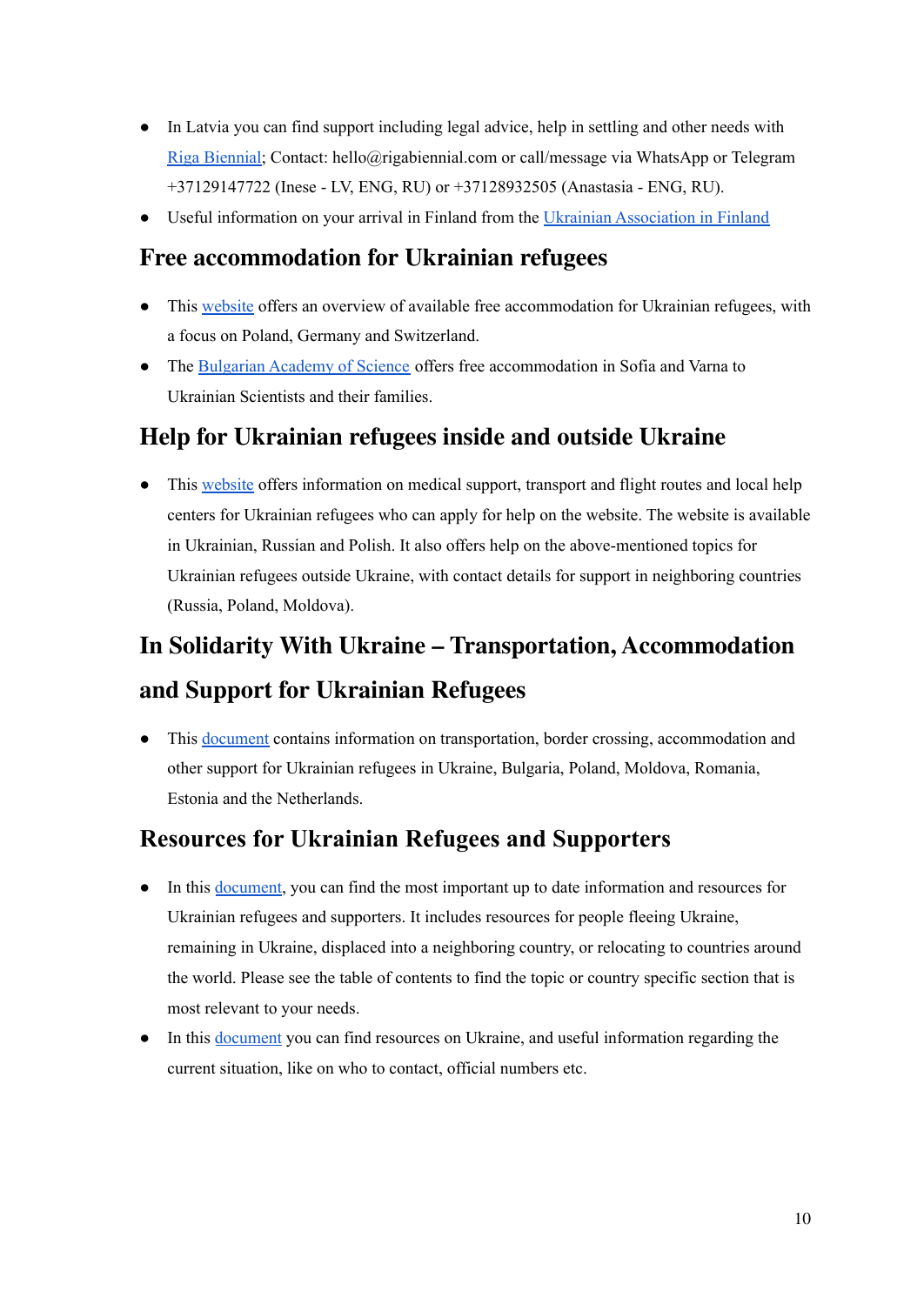- In Latvia you can find support including legal advice, help in settling and other needs with Riga Biennial; Contact: hello@rigabiennial.com or call/message via WhatsApp or Telegram +37129147722 (Inese - LV, ENG, RU) or +37128932505 (Anastasia - ENG, RU).
- Useful information on your arrival in Finland from the Ukrainian Association in Finland

## Free accommodation for Ukrainian refugees

- This website offers an overview of available free accommodation for Ukrainian refugees, with a focus on Poland, Germany and Switzerland.
- The Bulgarian Academy of Science offers free accommodation in Sofia and Varna to Ukrainian Scientists and their families.

## Help for Ukrainian refugees inside and outside Ukraine

- This website offers information on medical support, transport and flight routes and local help centers for Ukrainian refugees who can apply for help on the website. The website is available in Ukrainian, Russian and Polish. It also offers help on the above-mentioned topics for Ukrainian refugees outside Ukraine, with contact details for support in neighboring countries (Russia, Poland, Moldova).

## In Solidarity With Ukraine – Transportation, Accommodation and Support for Ukrainian Refugees

- This document contains information on transportation, border crossing, accommodation and other support for Ukrainian refugees in Ukraine, Bulgaria, Poland, Moldova, Romania, Estonia and the Netherlands.

## Resources for Ukrainian Refugees and Supporters

- In this document, you can find the most important up to date information and resources for Ukrainian refugees and supporters. It includes resources for people fleeing Ukraine, remaining in Ukraine, displaced into a neighboring country, or relocating to countries around the world. Please see the table of contents to find the topic or country specific section that is most relevant to your needs.
- In this document you can find resources on Ukraine, and useful information regarding the current situation, like on who to contact, official numbers etc.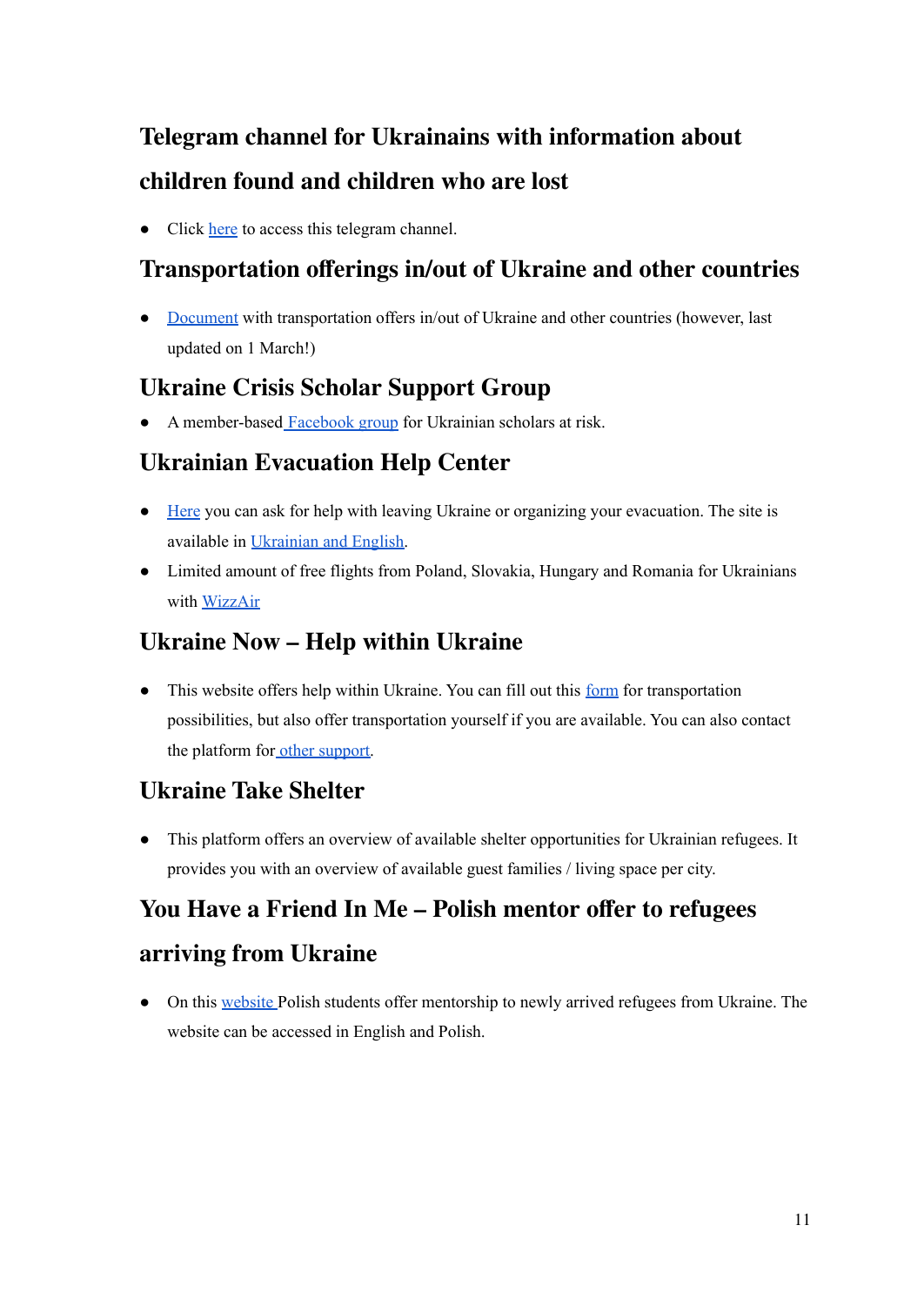## Telegram channel for Ukrainains with information about children found and children who are lost

- Click here to access this telegram channel.

## Transportation offerings in/out of Ukraine and other countries

- Document with transportation offers in/out of Ukraine and other countries (however, last updated on 1 March!)

## Ukraine Crisis Scholar Support Group

- A member-based Facebook group for Ukrainian scholars at risk.

## Ukrainian Evacuation Help Center

- Here you can ask for help with leaving Ukraine or organizing your evacuation. The site is available in Ukrainian and English.
- Limited amount of free flights from Poland, Slovakia, Hungary and Romania for Ukrainians with WizzAir

## Ukraine Now – Help within Ukraine

- This website offers help within Ukraine. You can fill out this form for transportation possibilities, but also offer transportation yourself if you are available. You can also contact the platform for other support.

## Ukraine Take Shelter

- This platform offers an overview of available shelter opportunities for Ukrainian refugees. It provides you with an overview of available guest families / living space per city.

## You Have a Friend In Me – Polish mentor offer to refugees arriving from Ukraine

- On this website Polish students offer mentorship to newly arrived refugees from Ukraine. The website can be accessed in English and Polish.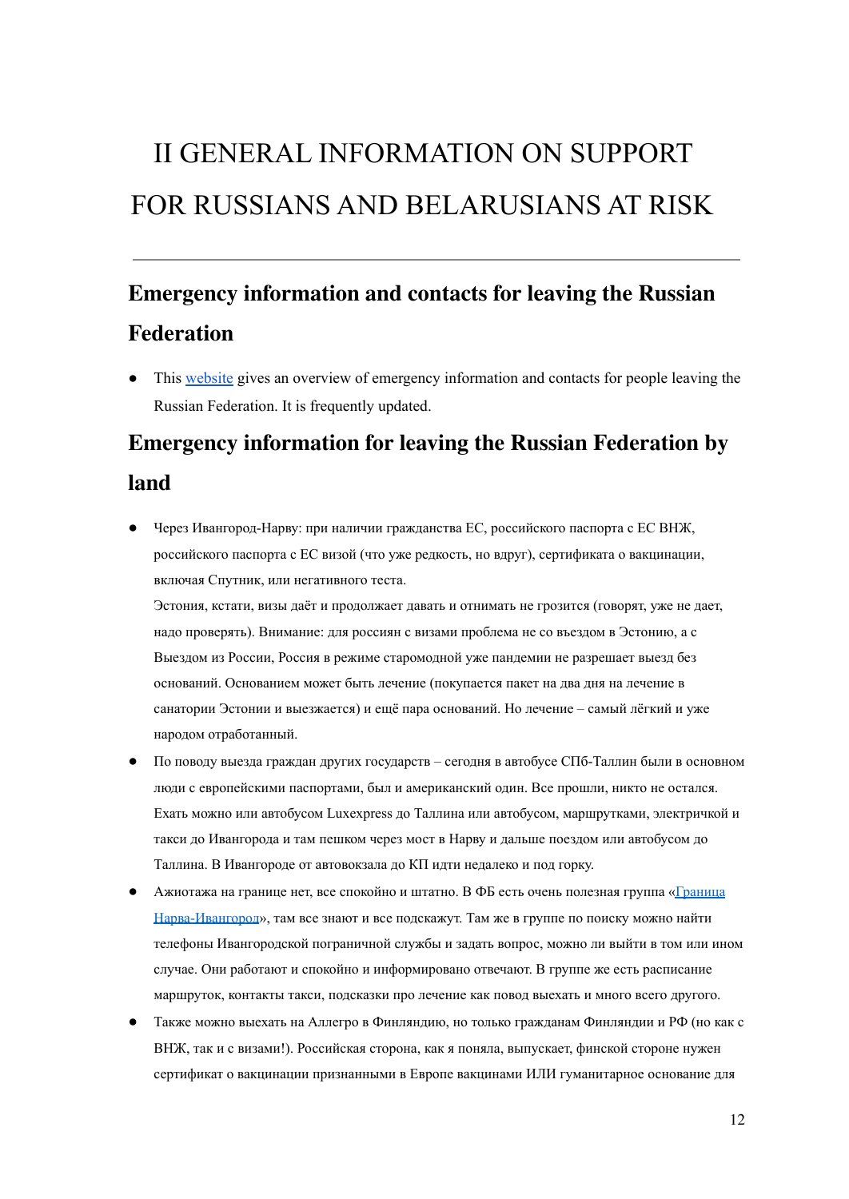# II GENERAL INFORMATION ON SUPPORT FOR RUSSIANS AND BELARUSIANS AT RISK

---

## Emergency information and contacts for leaving the Russian Federation

- This website gives an overview of emergency information and contacts for people leaving the Russian Federation. It is frequently updated.

## Emergency information for leaving the Russian Federation by land

- Через Ивангород-Нарву: при наличии гражданства ЕС, российского паспорта с ЕС ВНЖ, российского паспорта с ЕС визой (что уже редкость, но вдруг), сертификата о вакцинации, включая Спутник, или негативного теста.
  Эстония, кстати, визы даёт и продолжает давать и отнимать не грозится (говорят, уже не дает, надо проверять). Внимание: для россиян с визами проблема не со въездом в Эстонию, а с Выездом из России, Россия в режиме старомодной уже пандемии не разрешает выезд без оснований. Основанием может быть лечение (покупается пакет на два дня на лечение в санатории Эстонии и выезжается) и ещё пара оснований. Но лечение – самый лёгкий и уже народом отработанный.
- По поводу выезда граждан других государств – сегодня в автобусе СПб-Таллин были в основном люди с европейскими паспортами, был и американский один. Все прошли, никто не остался. Ехать можно или автобусом Luxexpress до Таллина или автобусом, маршрутками, электричкой и такси до Ивангорода и там пешком через мост в Нарву и дальше поездом или автобусом до Таллина. В Ивангороде от автовокзала до КП идти недалеко и под горку.
- Ажиотажа на границе нет, все спокойно и штатно. В ФБ есть очень полезная группа «Граница Нарва-Ивангород», там все знают и все подскажут. Там же в группе по поиску можно найти телефоны Ивангородской пограничной службы и задать вопрос, можно ли выйти в том или ином случае. Они работают и спокойно и информировано отвечают. В группе же есть расписание маршруток, контакты такси, подсказки про лечение как повод выехать и много всего другого.
- Также можно выехать на Аллегро в Финляндию, но только гражданам Финляндии и РФ (но как с ВНЖ, так и с визами!). Российская сторона, как я поняла, выпускает, финской стороне нужен сертификат о вакцинации признанными в Европе вакцинами ИЛИ гуманитарное основание для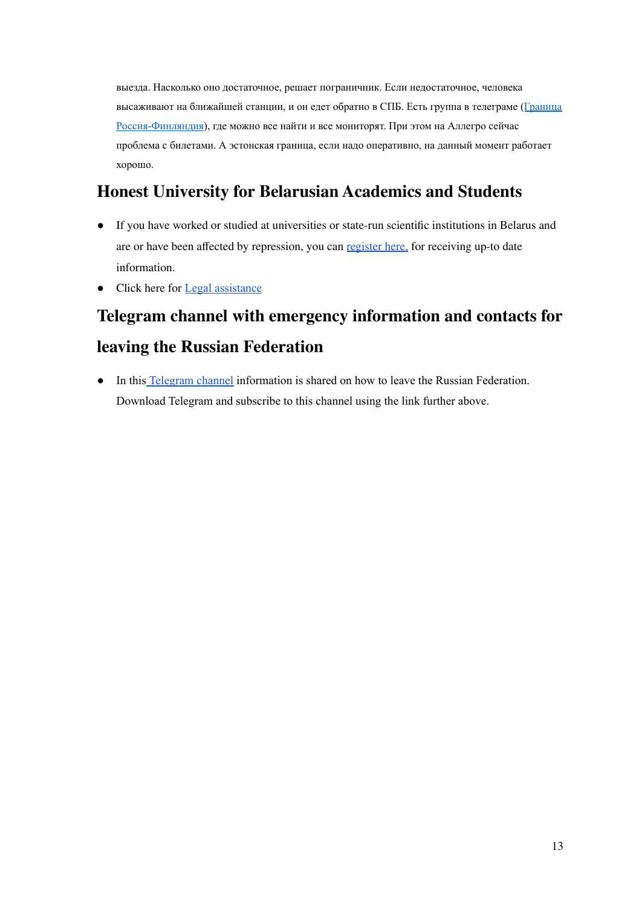выезда. Насколько оно достаточное, решает пограничник. Если недостаточное, человека высаживают на ближайшей станции, и он едет обратно в СПБ. Есть группа в телеграме (Граница Россия-Финляндия), где можно все найти и все мониторят. При этом на Аллегро сейчас проблема с билетами. А эстонская граница, если надо оперативно, на данный момент работает хорошо.

## Honest University for Belarusian Academics and Students

- If you have worked or studied at universities or state-run scientific institutions in Belarus and are or have been affected by repression, you can register here, for receiving up-to date information.
- Click here for Legal assistance

## Telegram channel with emergency information and contacts for leaving the Russian Federation

- In this Telegram channel information is shared on how to leave the Russian Federation. Download Telegram and subscribe to this channel using the link further above.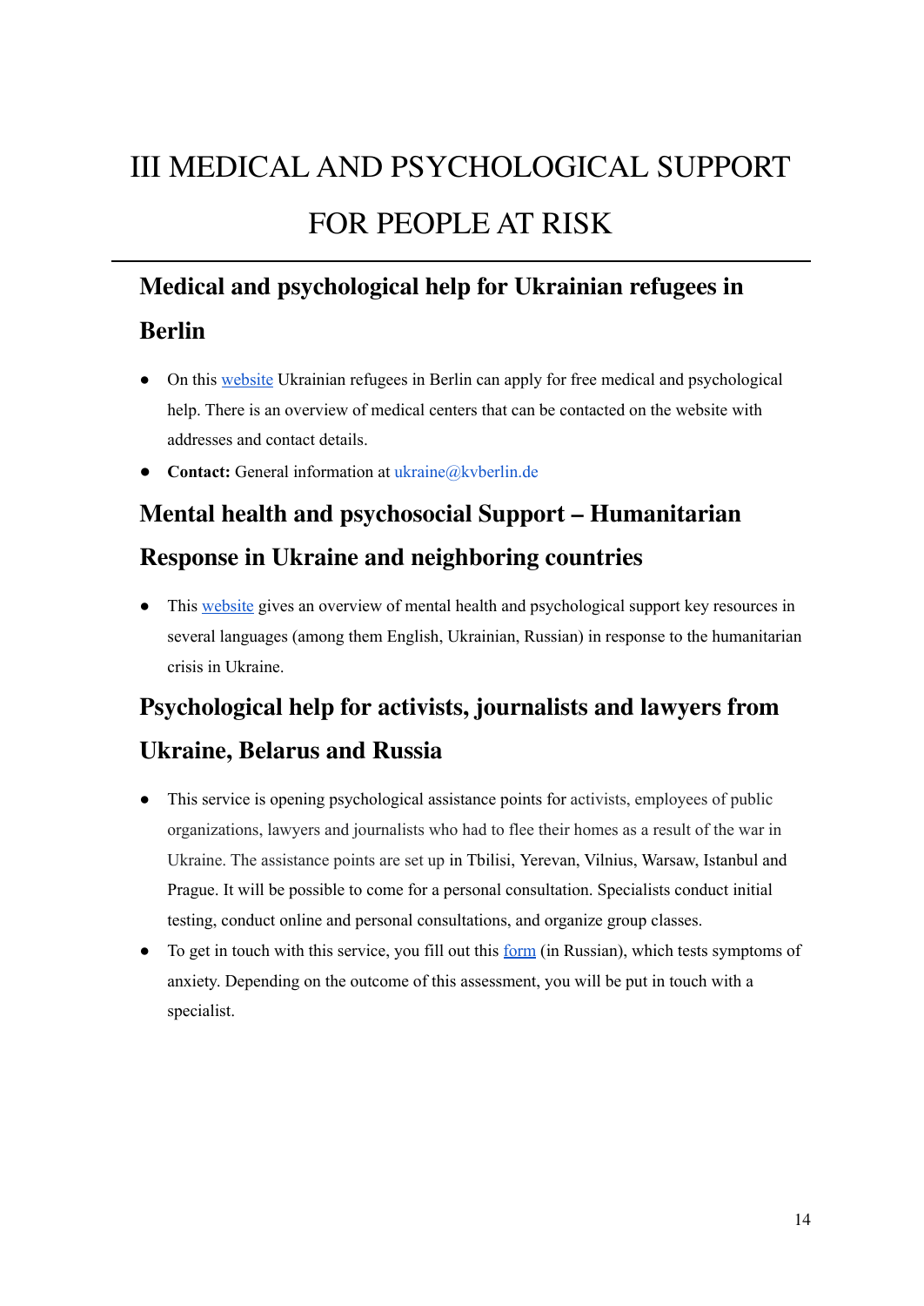# III MEDICAL AND PSYCHOLOGICAL SUPPORT FOR PEOPLE AT RISK

## Medical and psychological help for Ukrainian refugees in Berlin

- On this website Ukrainian refugees in Berlin can apply for free medical and psychological help. There is an overview of medical centers that can be contacted on the website with addresses and contact details.
- **Contact:** General information at ukraine@kvberlin.de

## Mental health and psychosocial Support – Humanitarian Response in Ukraine and neighboring countries

- This website gives an overview of mental health and psychological support key resources in several languages (among them English, Ukrainian, Russian) in response to the humanitarian crisis in Ukraine.

## Psychological help for activists, journalists and lawyers from Ukraine, Belarus and Russia

- This service is opening psychological assistance points for activists, employees of public organizations, lawyers and journalists who had to flee their homes as a result of the war in Ukraine. The assistance points are set up in Tbilisi, Yerevan, Vilnius, Warsaw, Istanbul and Prague. It will be possible to come for a personal consultation. Specialists conduct initial testing, conduct online and personal consultations, and organize group classes.
- To get in touch with this service, you fill out this form (in Russian), which tests symptoms of anxiety. Depending on the outcome of this assessment, you will be put in touch with a specialist.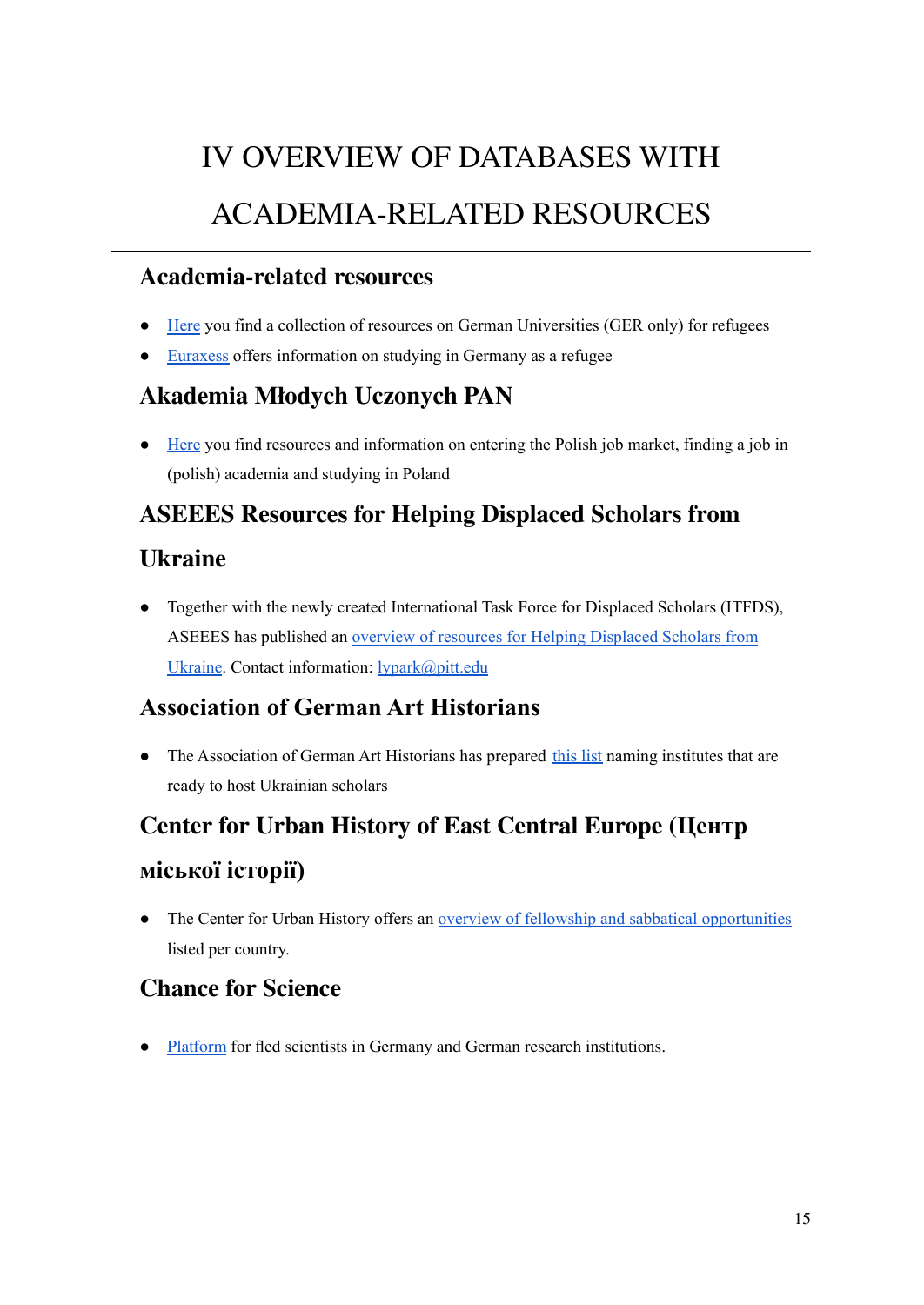# IV OVERVIEW OF DATABASES WITH ACADEMIA-RELATED RESOURCES

## Academia-related resources

- Here you find a collection of resources on German Universities (GER only) for refugees
- Euraxess offers information on studying in Germany as a refugee

## Akademia Młodych Uczonych PAN

- Here you find resources and information on entering the Polish job market, finding a job in (polish) academia and studying in Poland

## ASEEES Resources for Helping Displaced Scholars from Ukraine

- Together with the newly created International Task Force for Displaced Scholars (ITFDS), ASEEES has published an overview of resources for Helping Displaced Scholars from Ukraine. Contact information: lypark@pitt.edu

## Association of German Art Historians

- The Association of German Art Historians has prepared this list naming institutes that are ready to host Ukrainian scholars

## Center for Urban History of East Central Europe (Центр міської історії)

- The Center for Urban History offers an overview of fellowship and sabbatical opportunities listed per country.

## Chance for Science

- Platform for fled scientists in Germany and German research institutions.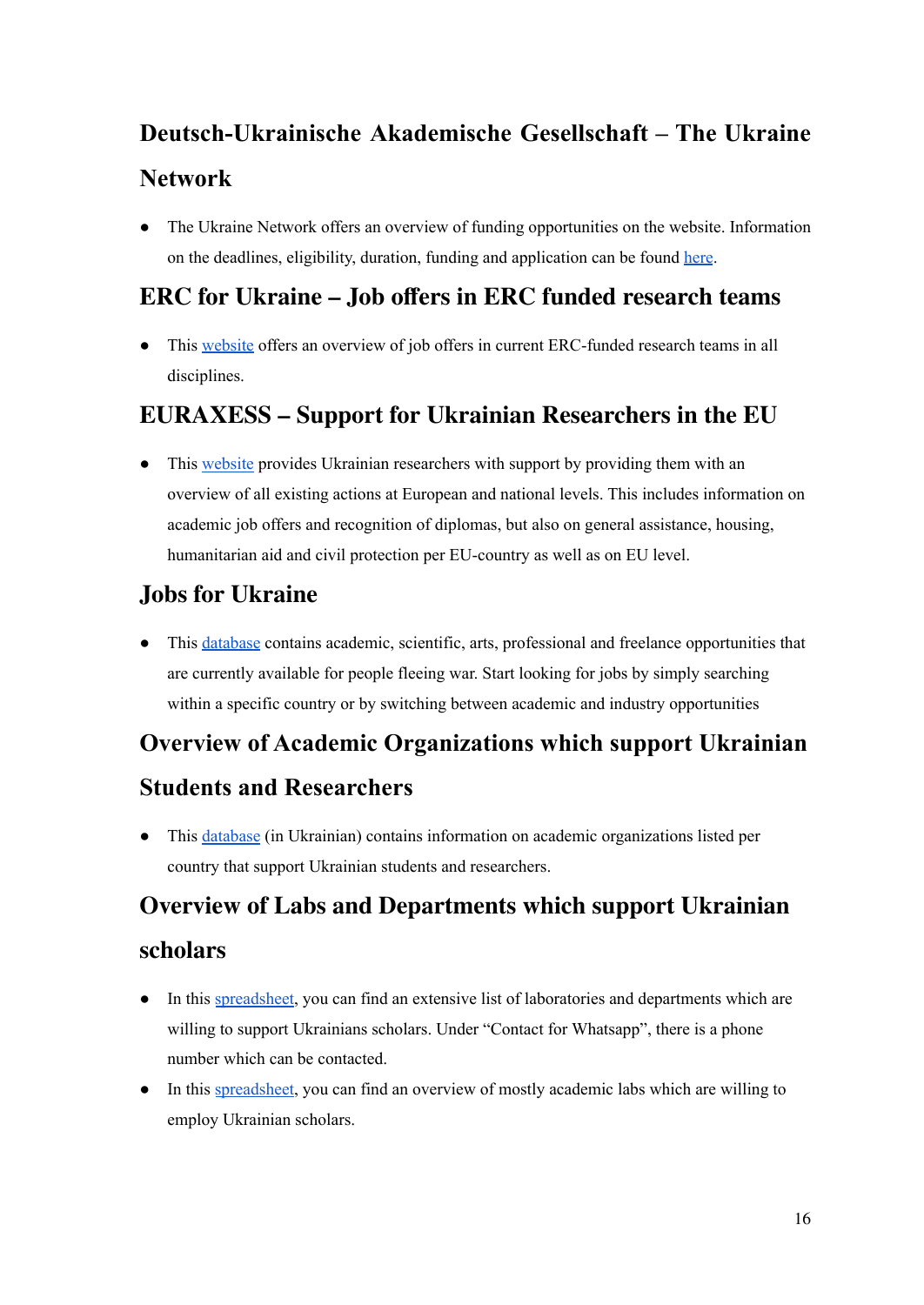## Deutsch-Ukrainische Akademische Gesellschaft – The Ukraine Network

- The Ukraine Network offers an overview of funding opportunities on the website. Information on the deadlines, eligibility, duration, funding and application can be found here.

## ERC for Ukraine – Job offers in ERC funded research teams

- This website offers an overview of job offers in current ERC-funded research teams in all disciplines.

## EURAXESS – Support for Ukrainian Researchers in the EU

- This website provides Ukrainian researchers with support by providing them with an overview of all existing actions at European and national levels. This includes information on academic job offers and recognition of diplomas, but also on general assistance, housing, humanitarian aid and civil protection per EU-country as well as on EU level.

## Jobs for Ukraine

- This database contains academic, scientific, arts, professional and freelance opportunities that are currently available for people fleeing war. Start looking for jobs by simply searching within a specific country or by switching between academic and industry opportunities

## Overview of Academic Organizations which support Ukrainian Students and Researchers

- This database (in Ukrainian) contains information on academic organizations listed per country that support Ukrainian students and researchers.

## Overview of Labs and Departments which support Ukrainian scholars

- In this spreadsheet, you can find an extensive list of laboratories and departments which are willing to support Ukrainians scholars. Under "Contact for Whatsapp", there is a phone number which can be contacted.
- In this spreadsheet, you can find an overview of mostly academic labs which are willing to employ Ukrainian scholars.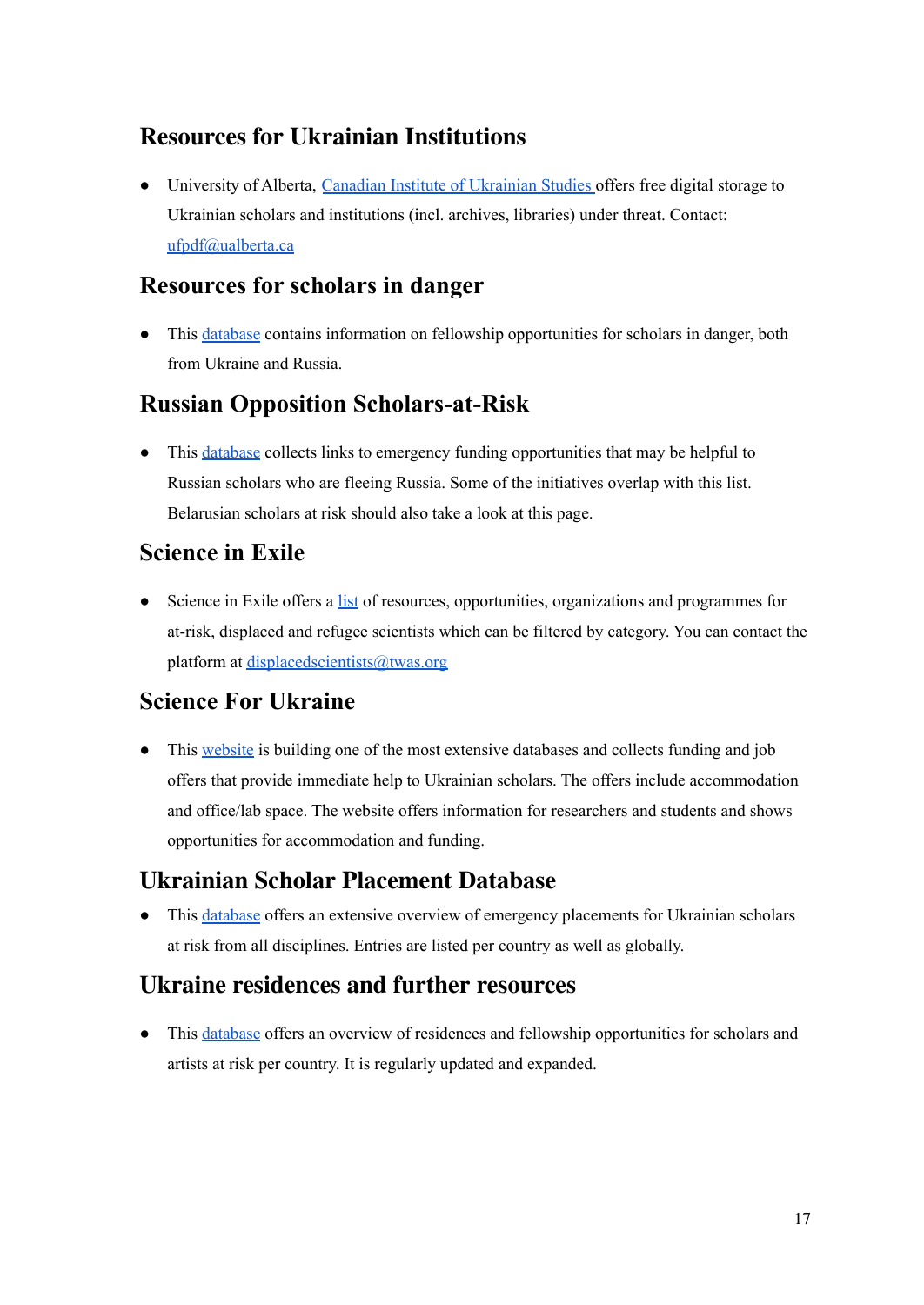## Resources for Ukrainian Institutions

- University of Alberta, Canadian Institute of Ukrainian Studies offers free digital storage to Ukrainian scholars and institutions (incl. archives, libraries) under threat. Contact: ufpdf@ualberta.ca

## Resources for scholars in danger

- This database contains information on fellowship opportunities for scholars in danger, both from Ukraine and Russia.

## Russian Opposition Scholars-at-Risk

- This database collects links to emergency funding opportunities that may be helpful to Russian scholars who are fleeing Russia. Some of the initiatives overlap with this list. Belarusian scholars at risk should also take a look at this page.

## Science in Exile

- Science in Exile offers a list of resources, opportunities, organizations and programmes for at-risk, displaced and refugee scientists which can be filtered by category. You can contact the platform at displacedscientists@twas.org

## Science For Ukraine

- This website is building one of the most extensive databases and collects funding and job offers that provide immediate help to Ukrainian scholars. The offers include accommodation and office/lab space. The website offers information for researchers and students and shows opportunities for accommodation and funding.

## Ukrainian Scholar Placement Database

- This database offers an extensive overview of emergency placements for Ukrainian scholars at risk from all disciplines. Entries are listed per country as well as globally.

## Ukraine residences and further resources

- This database offers an overview of residences and fellowship opportunities for scholars and artists at risk per country. It is regularly updated and expanded.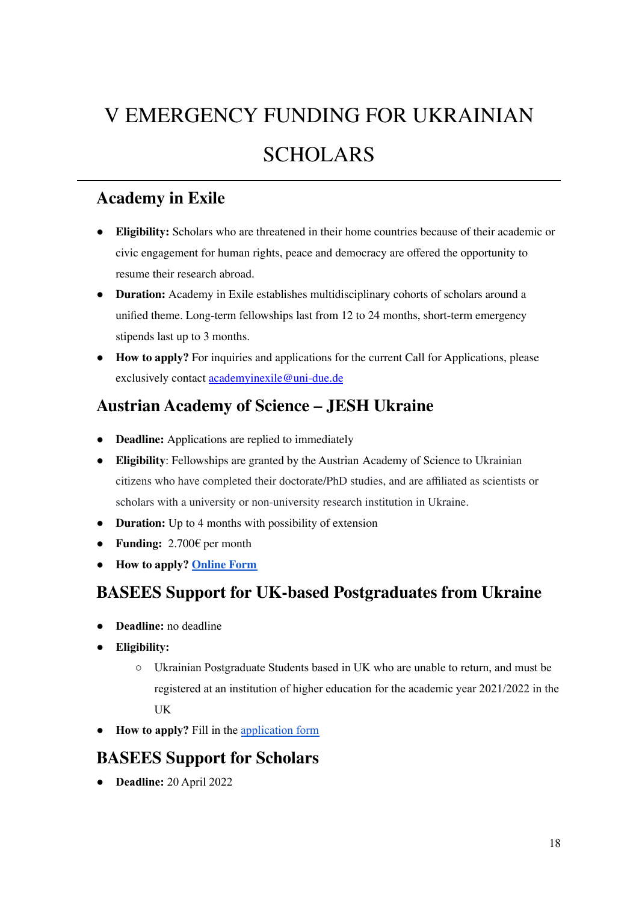# V EMERGENCY FUNDING FOR UKRAINIAN SCHOLARS

## Academy in Exile

- **Eligibility:** Scholars who are threatened in their home countries because of their academic or civic engagement for human rights, peace and democracy are offered the opportunity to resume their research abroad.
- **Duration:** Academy in Exile establishes multidisciplinary cohorts of scholars around a unified theme. Long-term fellowships last from 12 to 24 months, short-term emergency stipends last up to 3 months.
- **How to apply?** For inquiries and applications for the current Call for Applications, please exclusively contact academyinexile@uni-due.de

## Austrian Academy of Science – JESH Ukraine

- **Deadline:** Applications are replied to immediately
- **Eligibility**: Fellowships are granted by the Austrian Academy of Science to Ukrainian citizens who have completed their doctorate/PhD studies, and are affiliated as scientists or scholars with a university or non-university research institution in Ukraine.
- **Duration:** Up to 4 months with possibility of extension
- **Funding:** 2.700€ per month
- **How to apply? Online Form**

## BASEES Support for UK-based Postgraduates from Ukraine

- **Deadline:** no deadline
- **Eligibility:**
  - Ukrainian Postgraduate Students based in UK who are unable to return, and must be registered at an institution of higher education for the academic year 2021/2022 in the UK
- **How to apply?** Fill in the application form

## BASEES Support for Scholars

- **Deadline:** 20 April 2022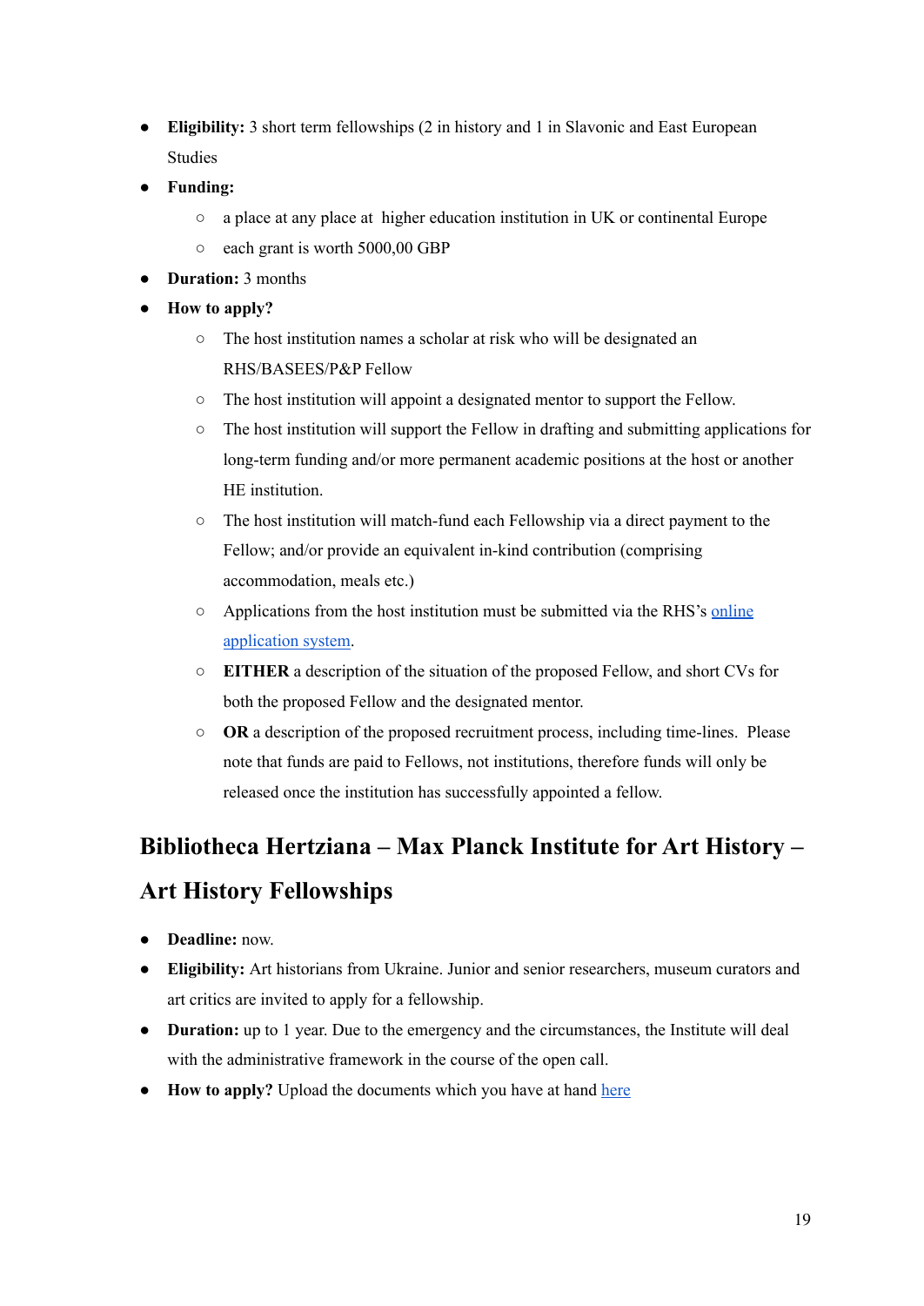- **Eligibility:** 3 short term fellowships (2 in history and 1 in Slavonic and East European Studies
- **Funding:**
  - a place at any place at  higher education institution in UK or continental Europe
  - each grant is worth 5000,00 GBP
- **Duration:** 3 months
- **How to apply?**
  - The host institution names a scholar at risk who will be designated an RHS/BASEES/P&P Fellow
  - The host institution will appoint a designated mentor to support the Fellow.
  - The host institution will support the Fellow in drafting and submitting applications for long-term funding and/or more permanent academic positions at the host or another HE institution.
  - The host institution will match-fund each Fellowship via a direct payment to the Fellow; and/or provide an equivalent in-kind contribution (comprising accommodation, meals etc.)
  - Applications from the host institution must be submitted via the RHS's online application system.
  - **EITHER** a description of the situation of the proposed Fellow, and short CVs for both the proposed Fellow and the designated mentor.
  - **OR** a description of the proposed recruitment process, including time-lines.  Please note that funds are paid to Fellows, not institutions, therefore funds will only be released once the institution has successfully appointed a fellow.

## Bibliotheca Hertziana – Max Planck Institute for Art History – Art History Fellowships

- **Deadline:** now.
- **Eligibility:** Art historians from Ukraine. Junior and senior researchers, museum curators and art critics are invited to apply for a fellowship.
- **Duration:** up to 1 year. Due to the emergency and the circumstances, the Institute will deal with the administrative framework in the course of the open call.
- **How to apply?** Upload the documents which you have at hand here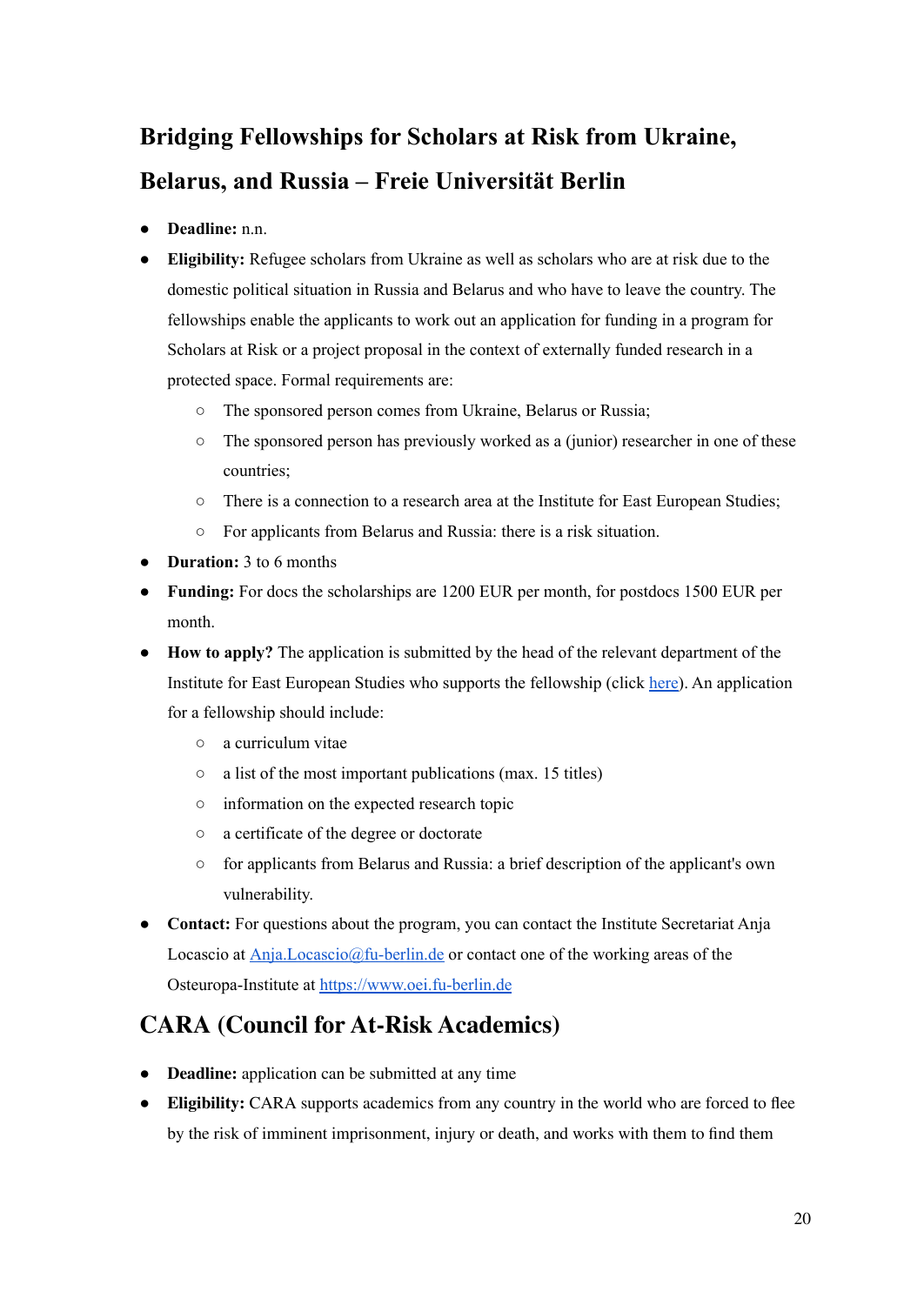## Bridging Fellowships for Scholars at Risk from Ukraine, Belarus, and Russia – Freie Universität Berlin

- **Deadline:** n.n.
- **Eligibility:** Refugee scholars from Ukraine as well as scholars who are at risk due to the domestic political situation in Russia and Belarus and who have to leave the country. The fellowships enable the applicants to work out an application for funding in a program for Scholars at Risk or a project proposal in the context of externally funded research in a protected space. Formal requirements are:
  - The sponsored person comes from Ukraine, Belarus or Russia;
  - The sponsored person has previously worked as a (junior) researcher in one of these countries;
  - There is a connection to a research area at the Institute for East European Studies;
  - For applicants from Belarus and Russia: there is a risk situation.
- **Duration:** 3 to 6 months
- **Funding:** For docs the scholarships are 1200 EUR per month, for postdocs 1500 EUR per month.
- **How to apply?** The application is submitted by the head of the relevant department of the Institute for East European Studies who supports the fellowship (click here). An application for a fellowship should include:
  - a curriculum vitae
  - a list of the most important publications (max. 15 titles)
  - information on the expected research topic
  - a certificate of the degree or doctorate
  - for applicants from Belarus and Russia: a brief description of the applicant's own vulnerability.
- **Contact:** For questions about the program, you can contact the Institute Secretariat Anja Locascio at Anja.Locascio@fu-berlin.de or contact one of the working areas of the Osteuropa-Institute at https://www.oei.fu-berlin.de

## CARA (Council for At-Risk Academics)

- **Deadline:** application can be submitted at any time
- **Eligibility:** CARA supports academics from any country in the world who are forced to flee by the risk of imminent imprisonment, injury or death, and works with them to find them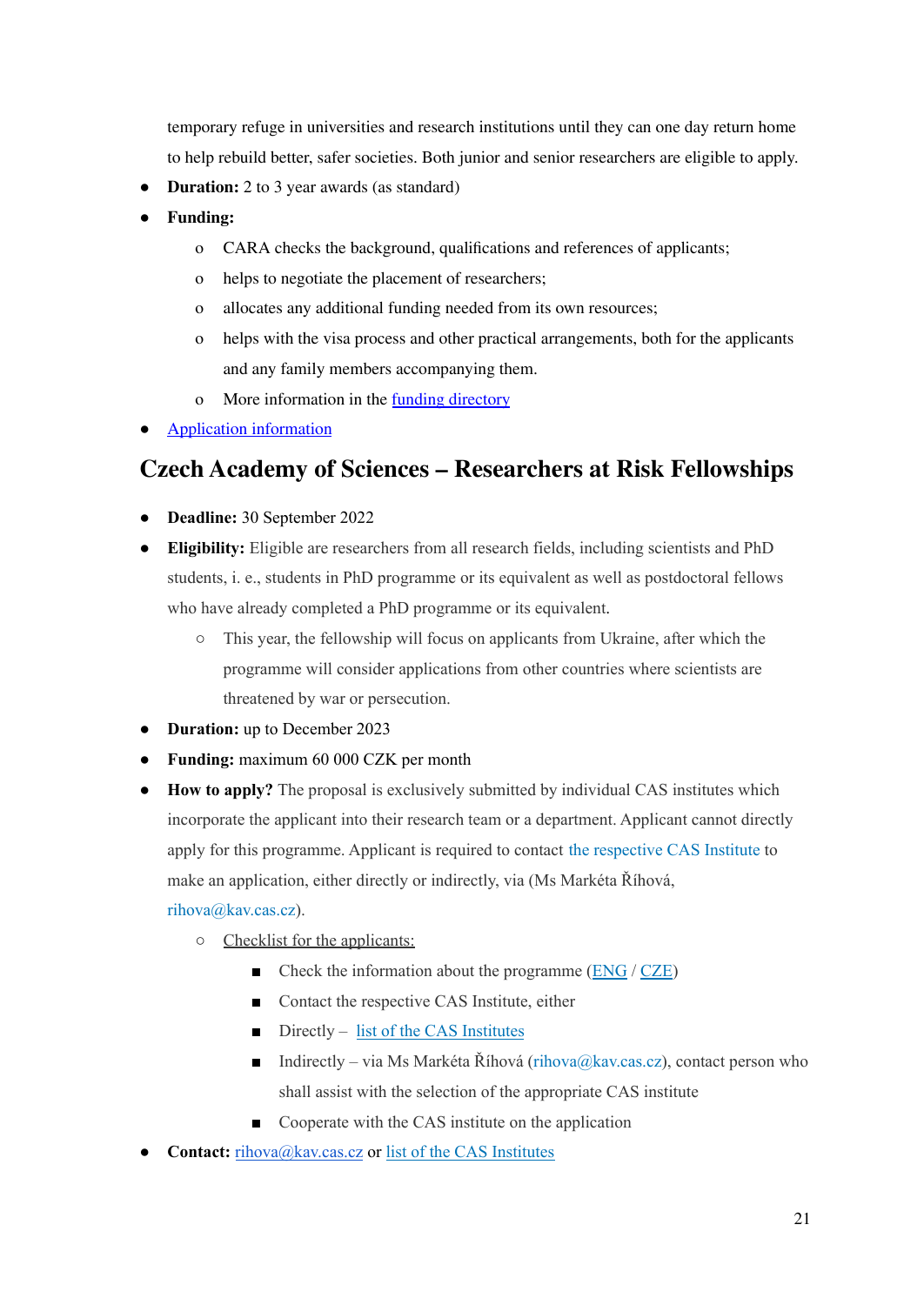temporary refuge in universities and research institutions until they can one day return home to help rebuild better, safer societies. Both junior and senior researchers are eligible to apply.

- **Duration:** 2 to 3 year awards (as standard)
- **Funding:**
  - CARA checks the background, qualifications and references of applicants;
  - helps to negotiate the placement of researchers;
  - allocates any additional funding needed from its own resources;
  - helps with the visa process and other practical arrangements, both for the applicants and any family members accompanying them.
  - More information in the funding directory
- Application information

## Czech Academy of Sciences – Researchers at Risk Fellowships

- **Deadline:** 30 September 2022
- **Eligibility:** Eligible are researchers from all research fields, including scientists and PhD students, i. e., students in PhD programme or its equivalent as well as postdoctoral fellows who have already completed a PhD programme or its equivalent.
  - This year, the fellowship will focus on applicants from Ukraine, after which the programme will consider applications from other countries where scientists are threatened by war or persecution.
- **Duration:** up to December 2023
- **Funding:** maximum 60 000 CZK per month
- **How to apply?** The proposal is exclusively submitted by individual CAS institutes which incorporate the applicant into their research team or a department. Applicant cannot directly apply for this programme. Applicant is required to contact the respective CAS Institute to make an application, either directly or indirectly, via (Ms Markéta Říhová, rihova@kav.cas.cz).
  - Checklist for the applicants:
    - Check the information about the programme (ENG / CZE)
    - Contact the respective CAS Institute, either
    - Directly – list of the CAS Institutes
    - Indirectly – via Ms Markéta Říhová (rihova@kav.cas.cz), contact person who shall assist with the selection of the appropriate CAS institute
    - Cooperate with the CAS institute on the application
- **Contact:** rihova@kav.cas.cz or list of the CAS Institutes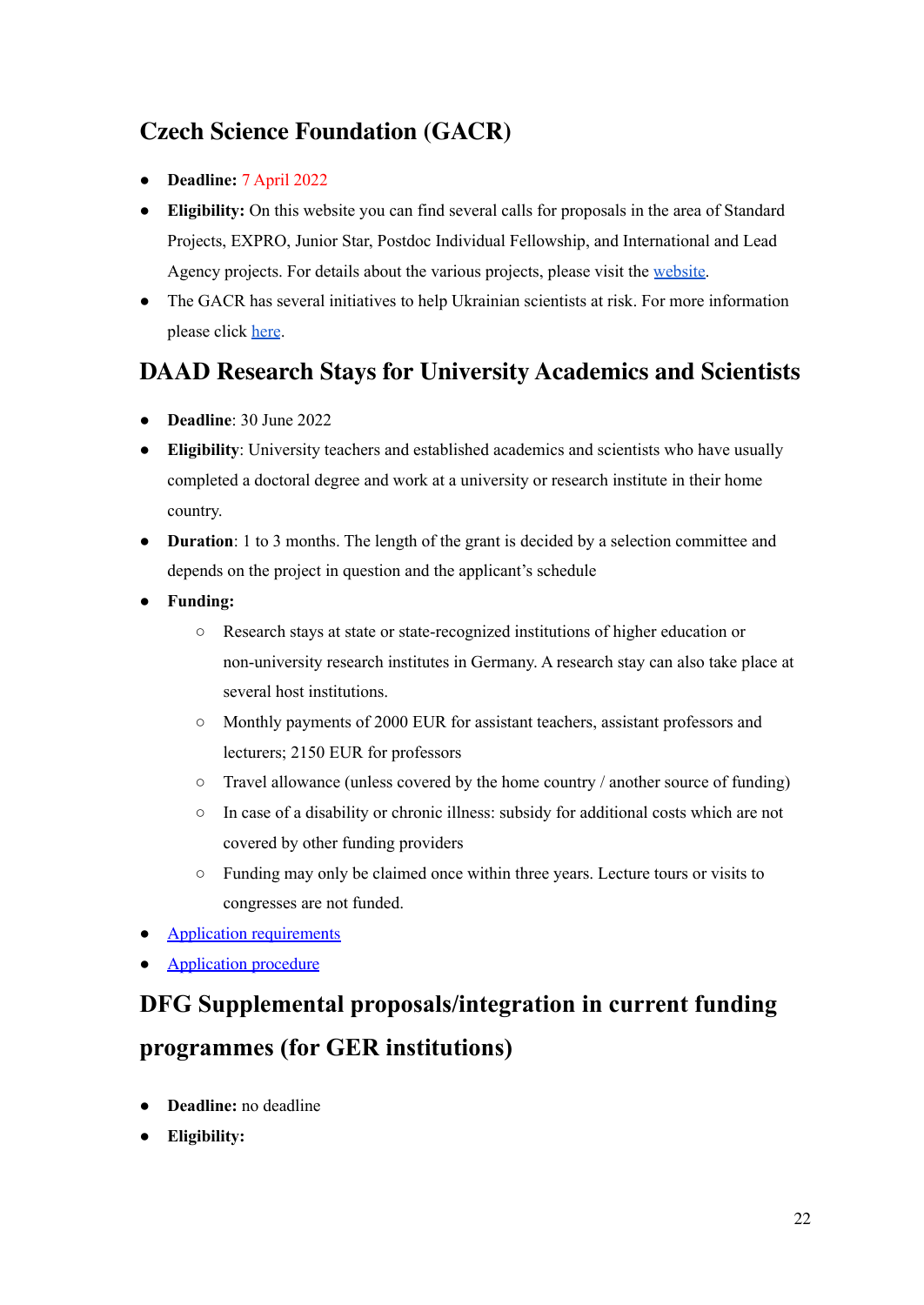## Czech Science Foundation (GACR)

- **Deadline:** 7 April 2022
- **Eligibility:** On this website you can find several calls for proposals in the area of Standard Projects, EXPRO, Junior Star, Postdoc Individual Fellowship, and International and Lead Agency projects. For details about the various projects, please visit the website.
- The GACR has several initiatives to help Ukrainian scientists at risk. For more information please click here.

## DAAD Research Stays for University Academics and Scientists

- **Deadline**: 30 June 2022
- **Eligibility**: University teachers and established academics and scientists who have usually completed a doctoral degree and work at a university or research institute in their home country.
- **Duration**: 1 to 3 months. The length of the grant is decided by a selection committee and depends on the project in question and the applicant's schedule
- **Funding:**
  - Research stays at state or state-recognized institutions of higher education or non-university research institutes in Germany. A research stay can also take place at several host institutions.
  - Monthly payments of 2000 EUR for assistant teachers, assistant professors and lecturers; 2150 EUR for professors
  - Travel allowance (unless covered by the home country / another source of funding)
  - In case of a disability or chronic illness: subsidy for additional costs which are not covered by other funding providers
  - Funding may only be claimed once within three years. Lecture tours or visits to congresses are not funded.
- Application requirements
- Application procedure

## DFG Supplemental proposals/integration in current funding programmes (for GER institutions)

- **Deadline:** no deadline
- **Eligibility:**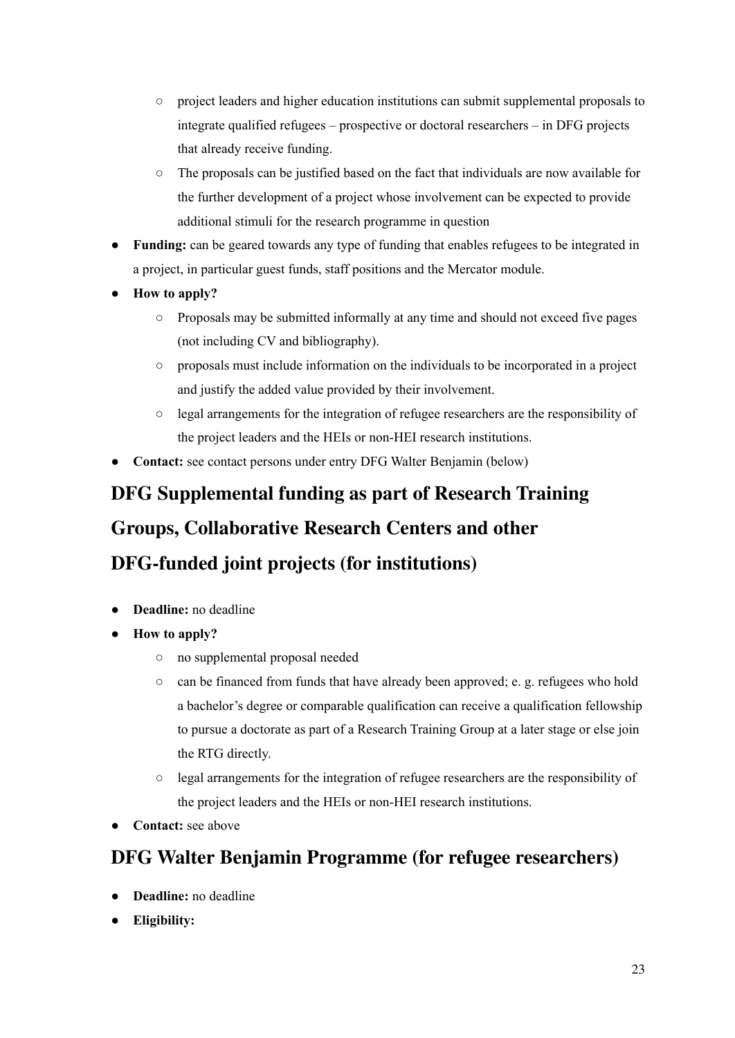- project leaders and higher education institutions can submit supplemental proposals to integrate qualified refugees – prospective or doctoral researchers – in DFG projects that already receive funding.
    - The proposals can be justified based on the fact that individuals are now available for the further development of a project whose involvement can be expected to provide additional stimuli for the research programme in question
- **Funding:** can be geared towards any type of funding that enables refugees to be integrated in a project, in particular guest funds, staff positions and the Mercator module.
- **How to apply?**
    - Proposals may be submitted informally at any time and should not exceed five pages (not including CV and bibliography).
    - proposals must include information on the individuals to be incorporated in a project and justify the added value provided by their involvement.
    - legal arrangements for the integration of refugee researchers are the responsibility of the project leaders and the HEIs or non-HEI research institutions.
- **Contact:** see contact persons under entry DFG Walter Benjamin (below)

## DFG Supplemental funding as part of Research Training Groups, Collaborative Research Centers and other DFG-funded joint projects (for institutions)

- **Deadline:** no deadline
- **How to apply?**
    - no supplemental proposal needed
    - can be financed from funds that have already been approved; e. g. refugees who hold a bachelor's degree or comparable qualification can receive a qualification fellowship to pursue a doctorate as part of a Research Training Group at a later stage or else join the RTG directly.
    - legal arrangements for the integration of refugee researchers are the responsibility of the project leaders and the HEIs or non-HEI research institutions.
- **Contact:** see above

## DFG Walter Benjamin Programme (for refugee researchers)

- **Deadline:** no deadline
- **Eligibility:**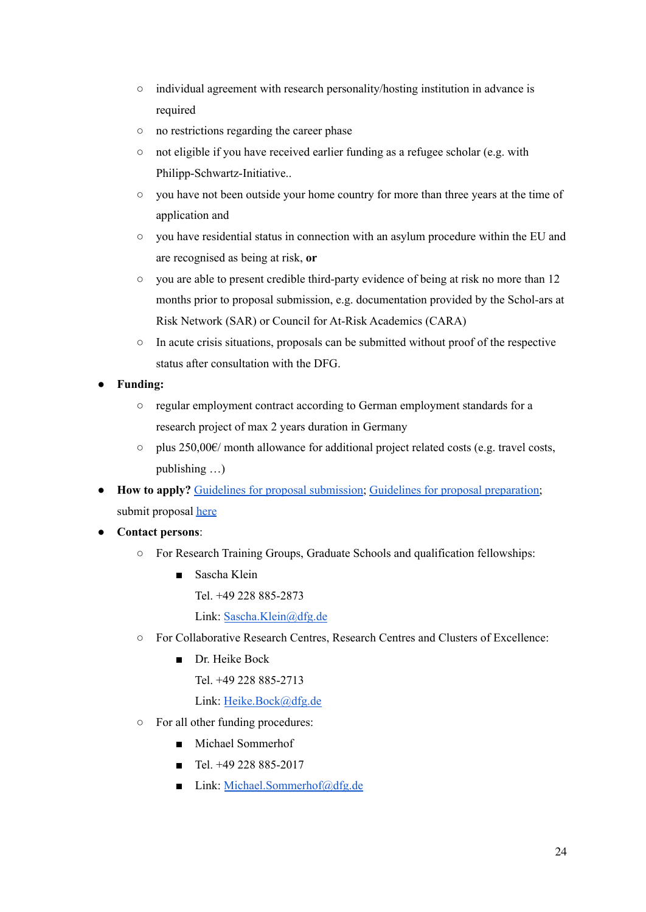- individual agreement with research personality/hosting institution in advance is required
    - no restrictions regarding the career phase
    - not eligible if you have received earlier funding as a refugee scholar (e.g. with Philipp-Schwartz-Initiative..
    - you have not been outside your home country for more than three years at the time of application and
    - you have residential status in connection with an asylum procedure within the EU and are recognised as being at risk, **or**
    - you are able to present credible third-party evidence of being at risk no more than 12 months prior to proposal submission, e.g. documentation provided by the Schol-ars at Risk Network (SAR) or Council for At-Risk Academics (CARA)
    - In acute crisis situations, proposals can be submitted without proof of the respective status after consultation with the DFG.
- **Funding:**
    - regular employment contract according to German employment standards for a research project of max 2 years duration in Germany
    - plus 250,00€/ month allowance for additional project related costs (e.g. travel costs, publishing …)
- **How to apply?** Guidelines for proposal submission; Guidelines for proposal preparation; submit proposal here
- **Contact persons**:
    - For Research Training Groups, Graduate Schools and qualification fellowships:
        - Sascha Klein
          Tel. +49 228 885-2873
          Link: Sascha.Klein@dfg.de
    - For Collaborative Research Centres, Research Centres and Clusters of Excellence:
        - Dr. Heike Bock
          Tel. +49 228 885-2713
          Link: Heike.Bock@dfg.de
    - For all other funding procedures:
        - Michael Sommerhof
        - Tel. +49 228 885-2017
        - Link: Michael.Sommerhof@dfg.de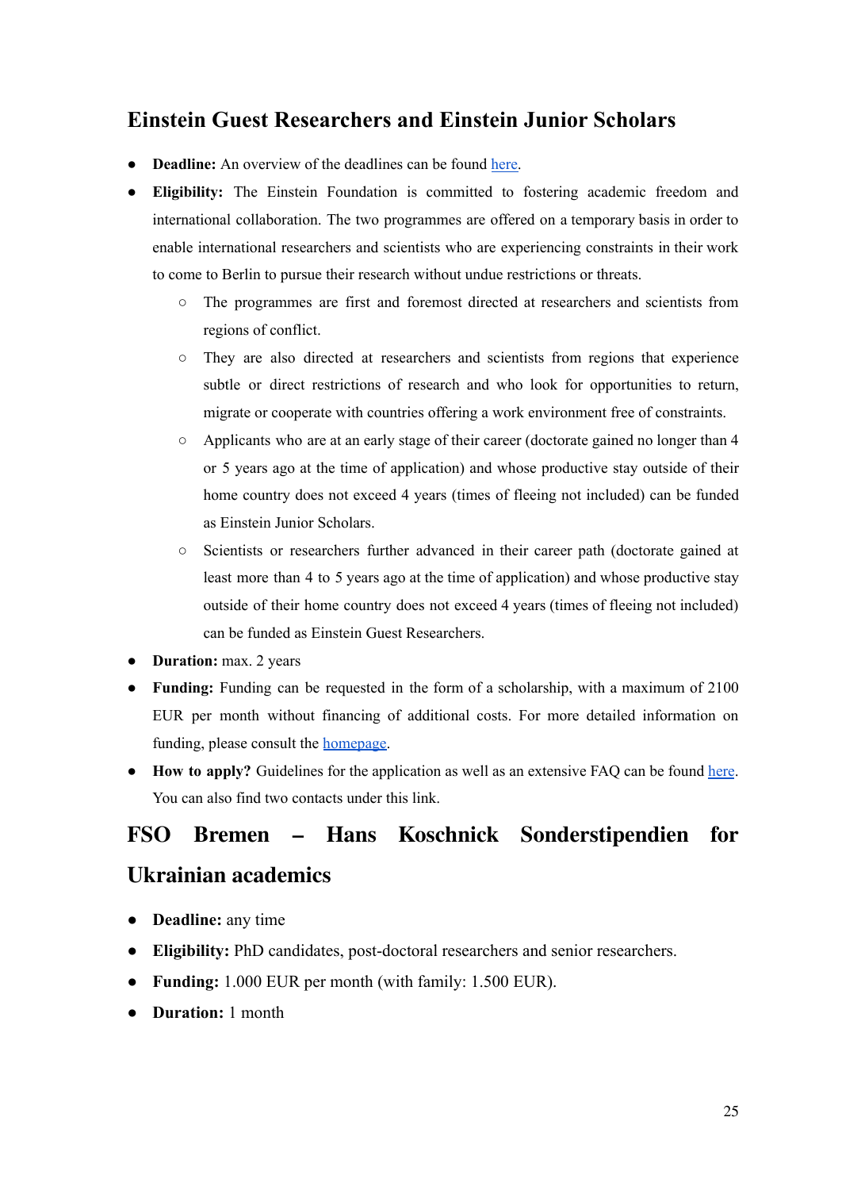## Einstein Guest Researchers and Einstein Junior Scholars

- **Deadline:** An overview of the deadlines can be found here.
- **Eligibility:** The Einstein Foundation is committed to fostering academic freedom and international collaboration. The two programmes are offered on a temporary basis in order to enable international researchers and scientists who are experiencing constraints in their work to come to Berlin to pursue their research without undue restrictions or threats.
  - The programmes are first and foremost directed at researchers and scientists from regions of conflict.
  - They are also directed at researchers and scientists from regions that experience subtle or direct restrictions of research and who look for opportunities to return, migrate or cooperate with countries offering a work environment free of constraints.
  - Applicants who are at an early stage of their career (doctorate gained no longer than 4 or 5 years ago at the time of application) and whose productive stay outside of their home country does not exceed 4 years (times of fleeing not included) can be funded as Einstein Junior Scholars.
  - Scientists or researchers further advanced in their career path (doctorate gained at least more than 4 to 5 years ago at the time of application) and whose productive stay outside of their home country does not exceed 4 years (times of fleeing not included) can be funded as Einstein Guest Researchers.
- **Duration:** max. 2 years
- **Funding:** Funding can be requested in the form of a scholarship, with a maximum of 2100 EUR per month without financing of additional costs. For more detailed information on funding, please consult the homepage.
- **How to apply?** Guidelines for the application as well as an extensive FAQ can be found here. You can also find two contacts under this link.

## FSO Bremen – Hans Koschnick Sonderstipendien for Ukrainian academics

- **Deadline:** any time
- **Eligibility:** PhD candidates, post-doctoral researchers and senior researchers.
- **Funding:** 1.000 EUR per month (with family: 1.500 EUR).
- **Duration:** 1 month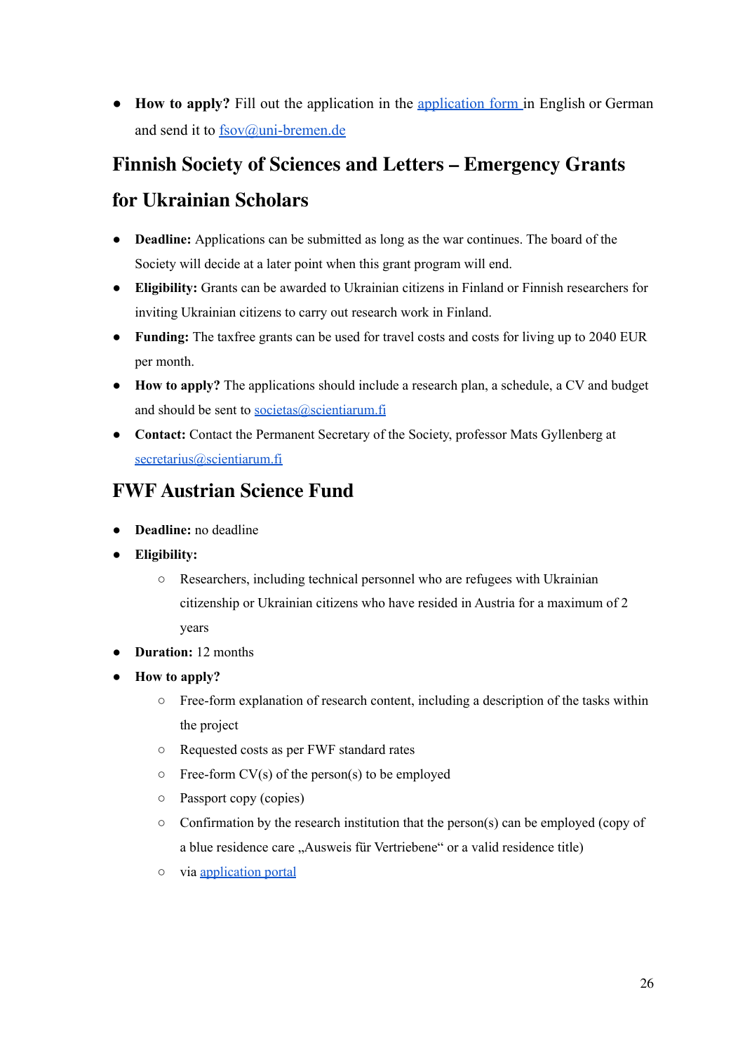- **How to apply?** Fill out the application in the application form in English or German and send it to fsov@uni-bremen.de

## Finnish Society of Sciences and Letters – Emergency Grants for Ukrainian Scholars

- **Deadline:** Applications can be submitted as long as the war continues. The board of the Society will decide at a later point when this grant program will end.
- **Eligibility:** Grants can be awarded to Ukrainian citizens in Finland or Finnish researchers for inviting Ukrainian citizens to carry out research work in Finland.
- **Funding:** The taxfree grants can be used for travel costs and costs for living up to 2040 EUR per month.
- **How to apply?** The applications should include a research plan, a schedule, a CV and budget and should be sent to societas@scientiarum.fi
- **Contact:** Contact the Permanent Secretary of the Society, professor Mats Gyllenberg at secretarius@scientiarum.fi

## FWF Austrian Science Fund

- **Deadline:** no deadline
- **Eligibility:**
    - Researchers, including technical personnel who are refugees with Ukrainian citizenship or Ukrainian citizens who have resided in Austria for a maximum of 2 years
- **Duration:** 12 months
- **How to apply?**
    - Free-form explanation of research content, including a description of the tasks within the project
    - Requested costs as per FWF standard rates
    - Free-form CV(s) of the person(s) to be employed
    - Passport copy (copies)
    - Confirmation by the research institution that the person(s) can be employed (copy of a blue residence care „Ausweis für Vertriebene" or a valid residence title)
    - via application portal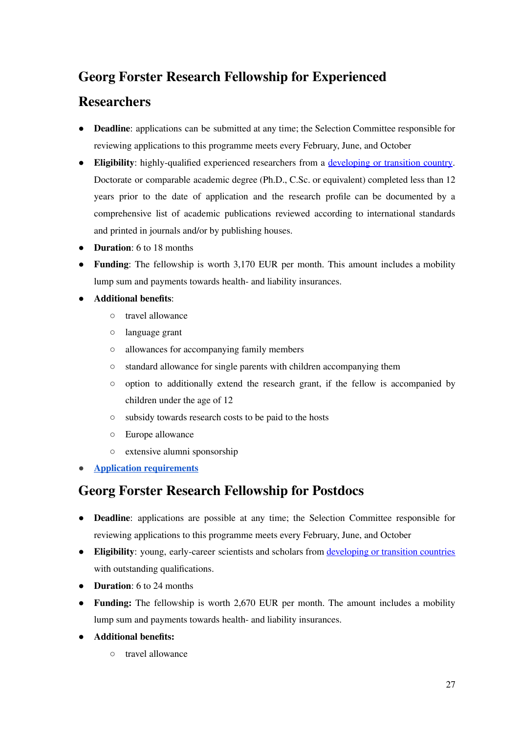## Georg Forster Research Fellowship for Experienced Researchers

- **Deadline**: applications can be submitted at any time; the Selection Committee responsible for reviewing applications to this programme meets every February, June, and October
- **Eligibility**: highly-qualified experienced researchers from a [developing or transition country](). Doctorate or comparable academic degree (Ph.D., C.Sc. or equivalent) completed less than 12 years prior to the date of application and the research profile can be documented by a comprehensive list of academic publications reviewed according to international standards and printed in journals and/or by publishing houses.
- **Duration**: 6 to 18 months
- **Funding**: The fellowship is worth 3,170 EUR per month. This amount includes a mobility lump sum and payments towards health- and liability insurances.
- **Additional benefits**:
    - travel allowance
    - language grant
    - allowances for accompanying family members
    - standard allowance for single parents with children accompanying them
    - option to additionally extend the research grant, if the fellow is accompanied by children under the age of 12
    - subsidy towards research costs to be paid to the hosts
    - Europe allowance
    - extensive alumni sponsorship
- [**Application requirements**]()

## Georg Forster Research Fellowship for Postdocs

- **Deadline**: applications are possible at any time; the Selection Committee responsible for reviewing applications to this programme meets every February, June, and October
- **Eligibility**: young, early-career scientists and scholars from [developing or transition countries]() with outstanding qualifications.
- **Duration**: 6 to 24 months
- **Funding:** The fellowship is worth 2,670 EUR per month. The amount includes a mobility lump sum and payments towards health- and liability insurances.
- **Additional benefits:**
    - travel allowance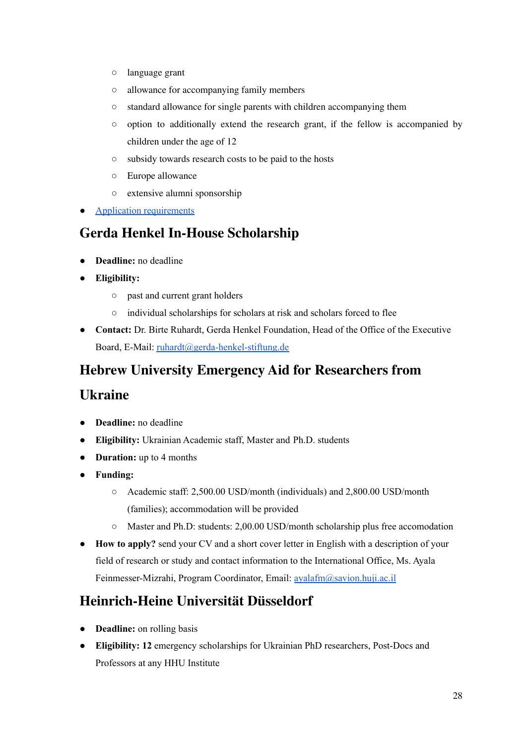- language grant
  - allowance for accompanying family members
  - standard allowance for single parents with children accompanying them
  - option to additionally extend the research grant, if the fellow is accompanied by children under the age of 12
  - subsidy towards research costs to be paid to the hosts
  - Europe allowance
  - extensive alumni sponsorship
- Application requirements

## Gerda Henkel In-House Scholarship

- **Deadline:** no deadline
- **Eligibility:**
  - past and current grant holders
  - individual scholarships for scholars at risk and scholars forced to flee
- **Contact:** Dr. Birte Ruhardt, Gerda Henkel Foundation, Head of the Office of the Executive Board, E-Mail: ruhardt@gerda-henkel-stiftung.de

## Hebrew University Emergency Aid for Researchers from Ukraine

- **Deadline:** no deadline
- **Eligibility:** Ukrainian Academic staff, Master and Ph.D. students
- **Duration:** up to 4 months
- **Funding:**
  - Academic staff: 2,500.00 USD/month (individuals) and 2,800.00 USD/month (families); accommodation will be provided
  - Master and Ph.D: students: 2,00.00 USD/month scholarship plus free accomodation
- **How to apply?** send your CV and a short cover letter in English with a description of your field of research or study and contact information to the International Office, Ms. Ayala Feinmesser-Mizrahi, Program Coordinator, Email: ayalafm@savion.huji.ac.il

## Heinrich-Heine Universität Düsseldorf

- **Deadline:** on rolling basis
- **Eligibility: 12** emergency scholarships for Ukrainian PhD researchers, Post-Docs and Professors at any HHU Institute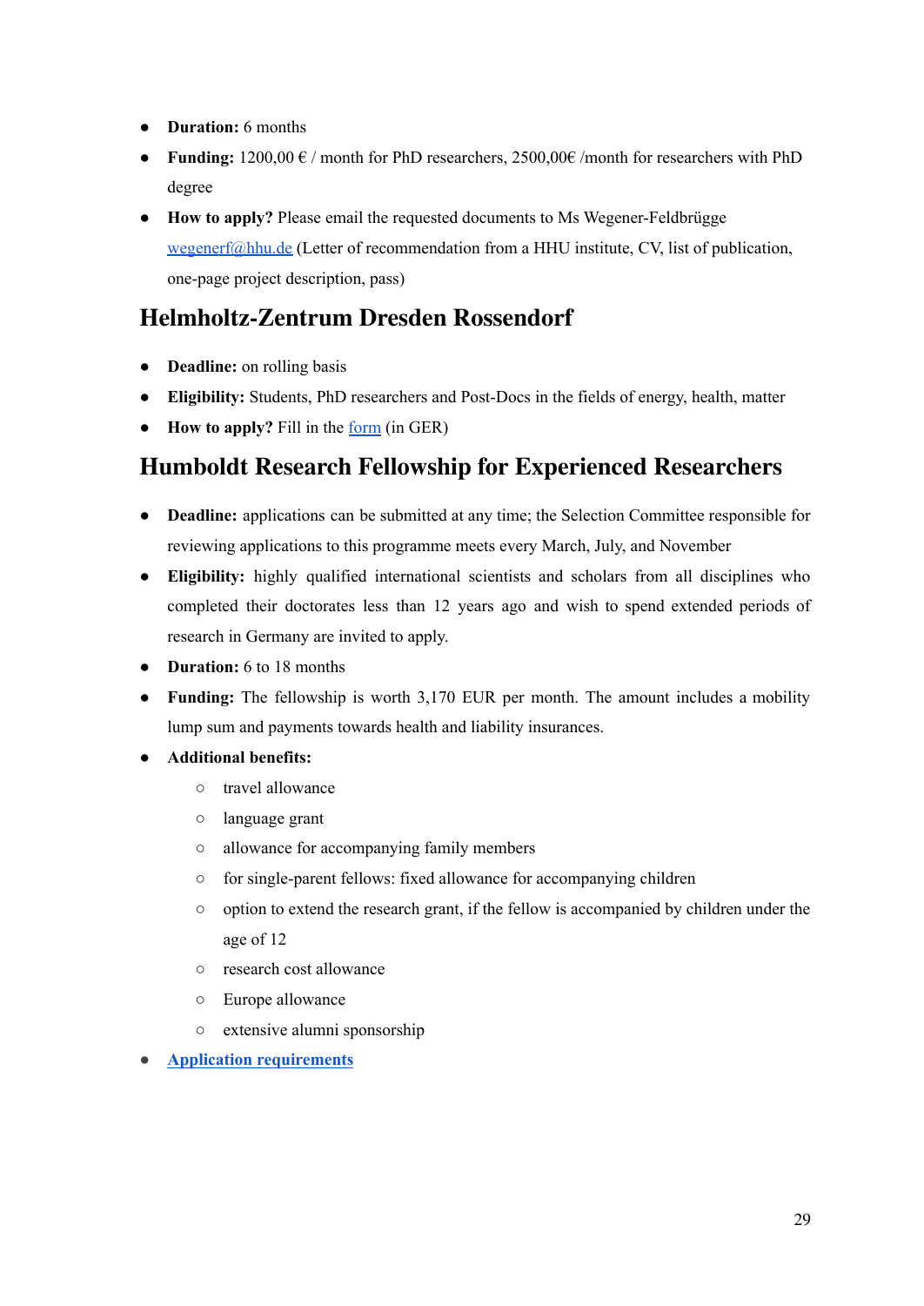- **Duration:** 6 months
- **Funding:** 1200,00 € / month for PhD researchers, 2500,00€ /month for researchers with PhD degree
- **How to apply?** Please email the requested documents to Ms Wegener-Feldbrügge wegenerf@hhu.de (Letter of recommendation from a HHU institute, CV, list of publication, one-page project description, pass)

## Helmholtz-Zentrum Dresden Rossendorf

- **Deadline:** on rolling basis
- **Eligibility:** Students, PhD researchers and Post-Docs in the fields of energy, health, matter
- **How to apply?** Fill in the form (in GER)

## Humboldt Research Fellowship for Experienced Researchers

- **Deadline:** applications can be submitted at any time; the Selection Committee responsible for reviewing applications to this programme meets every March, July, and November
- **Eligibility:** highly qualified international scientists and scholars from all disciplines who completed their doctorates less than 12 years ago and wish to spend extended periods of research in Germany are invited to apply.
- **Duration:** 6 to 18 months
- **Funding:** The fellowship is worth 3,170 EUR per month. The amount includes a mobility lump sum and payments towards health and liability insurances.
- **Additional benefits:**
    - travel allowance
    - language grant
    - allowance for accompanying family members
    - for single-parent fellows: fixed allowance for accompanying children
    - option to extend the research grant, if the fellow is accompanied by children under the age of 12
    - research cost allowance
    - Europe allowance
    - extensive alumni sponsorship
- **Application requirements**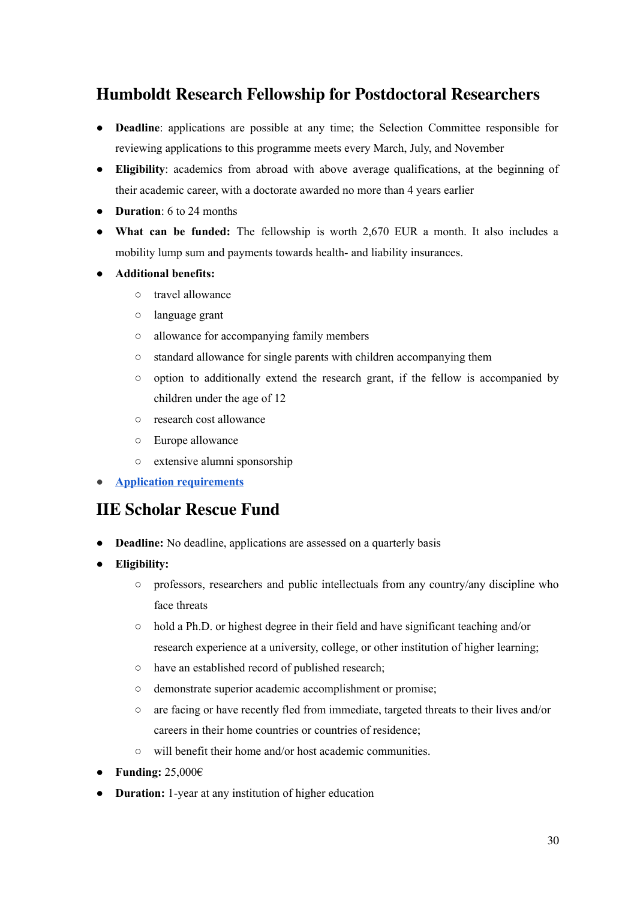## Humboldt Research Fellowship for Postdoctoral Researchers

- **Deadline**: applications are possible at any time; the Selection Committee responsible for reviewing applications to this programme meets every March, July, and November
- **Eligibility**: academics from abroad with above average qualifications, at the beginning of their academic career, with a doctorate awarded no more than 4 years earlier
- **Duration**: 6 to 24 months
- **What can be funded:** The fellowship is worth 2,670 EUR a month. It also includes a mobility lump sum and payments towards health- and liability insurances.
- **Additional benefits:**
  - travel allowance
  - language grant
  - allowance for accompanying family members
  - standard allowance for single parents with children accompanying them
  - option to additionally extend the research grant, if the fellow is accompanied by children under the age of 12
  - research cost allowance
  - Europe allowance
  - extensive alumni sponsorship
- **Application requirements**

## IIE Scholar Rescue Fund

- **Deadline:** No deadline, applications are assessed on a quarterly basis
- **Eligibility:**
  - professors, researchers and public intellectuals from any country/any discipline who face threats
  - hold a Ph.D. or highest degree in their field and have significant teaching and/or research experience at a university, college, or other institution of higher learning;
  - have an established record of published research;
  - demonstrate superior academic accomplishment or promise;
  - are facing or have recently fled from immediate, targeted threats to their lives and/or careers in their home countries or countries of residence;
  - will benefit their home and/or host academic communities.
- **Funding:** 25,000€
- **Duration:** 1-year at any institution of higher education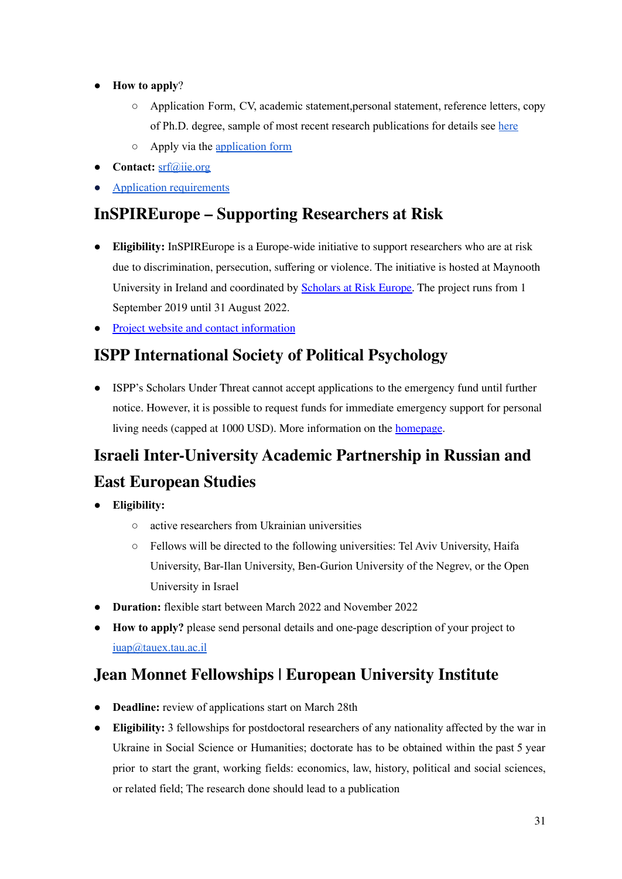- **How to apply**?
  - Application Form, CV, academic statement,personal statement, reference letters, copy of Ph.D. degree, sample of most recent research publications for details see here
  - Apply via the application form
- **Contact:** srf@iie.org
- Application requirements

## InSPIREurope – Supporting Researchers at Risk

- **Eligibility:** InSPIREurope is a Europe-wide initiative to support researchers who are at risk due to discrimination, persecution, suffering or violence. The initiative is hosted at Maynooth University in Ireland and coordinated by Scholars at Risk Europe. The project runs from 1 September 2019 until 31 August 2022.
- Project website and contact information

## ISPP International Society of Political Psychology

- ISPP's Scholars Under Threat cannot accept applications to the emergency fund until further notice. However, it is possible to request funds for immediate emergency support for personal living needs (capped at 1000 USD). More information on the homepage.

## Israeli Inter-University Academic Partnership in Russian and East European Studies

- **Eligibility:**
  - active researchers from Ukrainian universities
  - Fellows will be directed to the following universities: Tel Aviv University, Haifa University, Bar-Ilan University, Ben-Gurion University of the Negrev, or the Open University in Israel
- **Duration:** flexible start between March 2022 and November 2022
- **How to apply?** please send personal details and one-page description of your project to iuap@tauex.tau.ac.il

## Jean Monnet Fellowships | European University Institute

- **Deadline:** review of applications start on March 28th
- **Eligibility:** 3 fellowships for postdoctoral researchers of any nationality affected by the war in Ukraine in Social Science or Humanities; doctorate has to be obtained within the past 5 year prior to start the grant, working fields: economics, law, history, political and social sciences, or related field; The research done should lead to a publication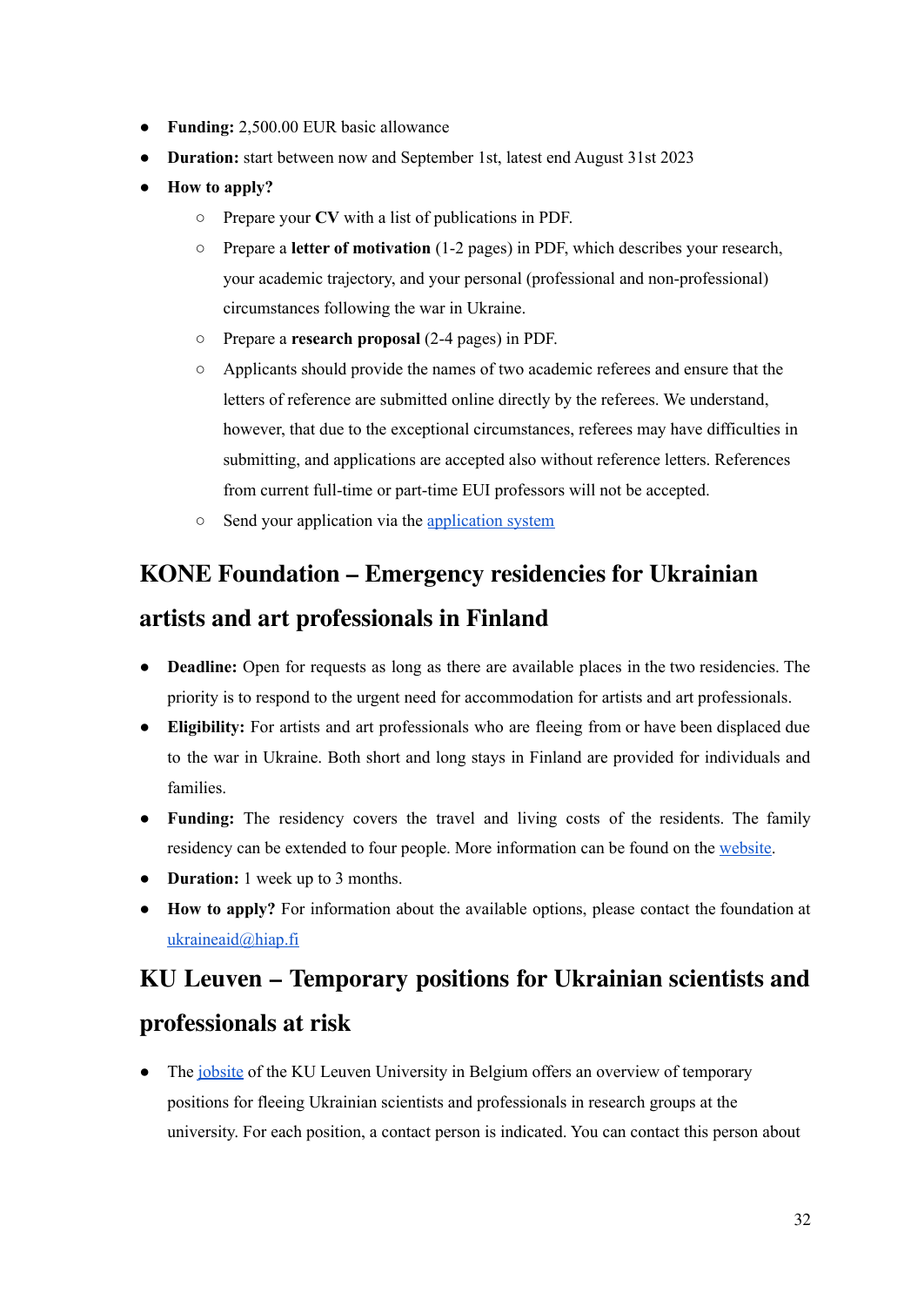- **Funding:** 2,500.00 EUR basic allowance
- **Duration:** start between now and September 1st, latest end August 31st 2023
- **How to apply?**
    - Prepare your **CV** with a list of publications in PDF.
    - Prepare a **letter of motivation** (1-2 pages) in PDF, which describes your research, your academic trajectory, and your personal (professional and non-professional) circumstances following the war in Ukraine.
    - Prepare a **research proposal** (2-4 pages) in PDF.
    - Applicants should provide the names of two academic referees and ensure that the letters of reference are submitted online directly by the referees. We understand, however, that due to the exceptional circumstances, referees may have difficulties in submitting, and applications are accepted also without reference letters. References from current full-time or part-time EUI professors will not be accepted.
    - Send your application via the application system

## KONE Foundation – Emergency residencies for Ukrainian artists and art professionals in Finland

- **Deadline:** Open for requests as long as there are available places in the two residencies. The priority is to respond to the urgent need for accommodation for artists and art professionals.
- **Eligibility:** For artists and art professionals who are fleeing from or have been displaced due to the war in Ukraine. Both short and long stays in Finland are provided for individuals and families.
- **Funding:** The residency covers the travel and living costs of the residents. The family residency can be extended to four people. More information can be found on the website.
- **Duration:** 1 week up to 3 months.
- **How to apply?** For information about the available options, please contact the foundation at ukraineaid@hiap.fi

## KU Leuven – Temporary positions for Ukrainian scientists and professionals at risk

- The jobsite of the KU Leuven University in Belgium offers an overview of temporary positions for fleeing Ukrainian scientists and professionals in research groups at the university. For each position, a contact person is indicated. You can contact this person about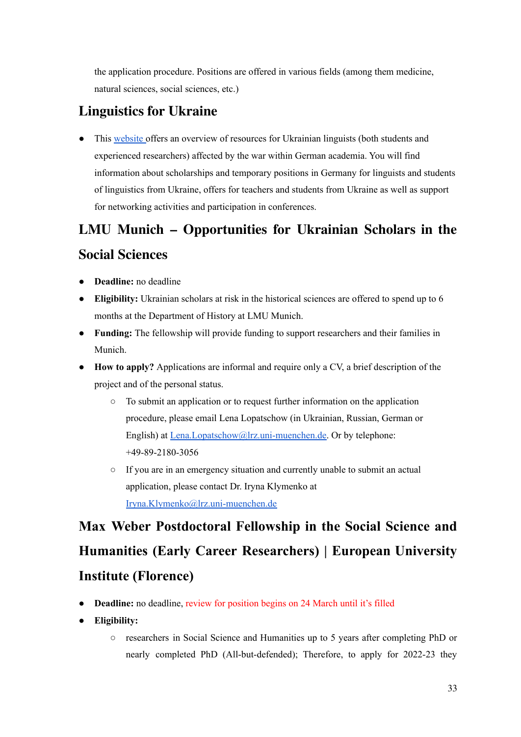the application procedure. Positions are offered in various fields (among them medicine, natural sciences, social sciences, etc.)

## Linguistics for Ukraine

- This [website](#) offers an overview of resources for Ukrainian linguists (both students and experienced researchers) affected by the war within German academia. You will find information about scholarships and temporary positions in Germany for linguists and students of linguistics from Ukraine, offers for teachers and students from Ukraine as well as support for networking activities and participation in conferences.

## LMU Munich – Opportunities for Ukrainian Scholars in the Social Sciences

- **Deadline:** no deadline
- **Eligibility:** Ukrainian scholars at risk in the historical sciences are offered to spend up to 6 months at the Department of History at LMU Munich.
- **Funding:** The fellowship will provide funding to support researchers and their families in Munich.
- **How to apply?** Applications are informal and require only a CV, a brief description of the project and of the personal status.
    - To submit an application or to request further information on the application procedure, please email Lena Lopatschow (in Ukrainian, Russian, German or English) at [Lena.Lopatschow@lrz.uni-muenchen.de](mailto:Lena.Lopatschow@lrz.uni-muenchen.de). Or by telephone: +49-89-2180-3056
    - If you are in an emergency situation and currently unable to submit an actual application, please contact Dr. Iryna Klymenko at [Iryna.Klymenko@lrz.uni-muenchen.de](mailto:Iryna.Klymenko@lrz.uni-muenchen.de)

## Max Weber Postdoctoral Fellowship in the Social Science and Humanities (Early Career Researchers) | European University Institute (Florence)

- **Deadline:** no deadline, review for position begins on 24 March until it's filled
- **Eligibility:**
    - researchers in Social Science and Humanities up to 5 years after completing PhD or nearly completed PhD (All-but-defended); Therefore, to apply for 2022-23 they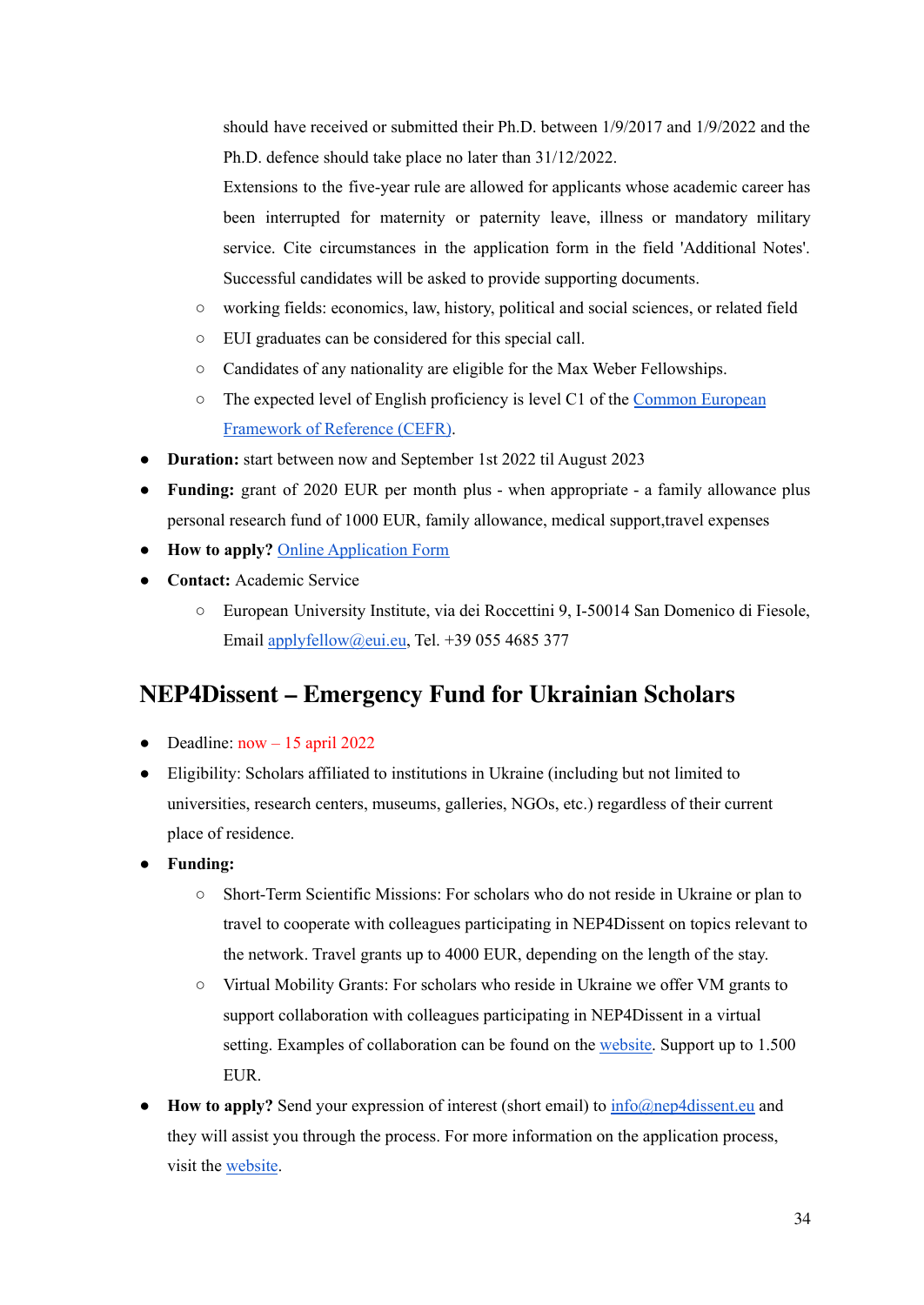should have received or submitted their Ph.D. between 1/9/2017 and 1/9/2022 and the Ph.D. defence should take place no later than 31/12/2022.

Extensions to the five-year rule are allowed for applicants whose academic career has been interrupted for maternity or paternity leave, illness or mandatory military service. Cite circumstances in the application form in the field 'Additional Notes'. Successful candidates will be asked to provide supporting documents.

  - working fields: economics, law, history, political and social sciences, or related field
  - EUI graduates can be considered for this special call.
  - Candidates of any nationality are eligible for the Max Weber Fellowships.
  - The expected level of English proficiency is level C1 of the Common European Framework of Reference (CEFR).
- **Duration:** start between now and September 1st 2022 til August 2023
- **Funding:** grant of 2020 EUR per month plus - when appropriate - a family allowance plus personal research fund of 1000 EUR, family allowance, medical support,travel expenses
- **How to apply?** Online Application Form
- **Contact:** Academic Service
  - European University Institute, via dei Roccettini 9, I-50014 San Domenico di Fiesole, Email applyfellow@eui.eu, Tel. +39 055 4685 377

## NEP4Dissent – Emergency Fund for Ukrainian Scholars

- Deadline: now – 15 april 2022
- Eligibility: Scholars affiliated to institutions in Ukraine (including but not limited to universities, research centers, museums, galleries, NGOs, etc.) regardless of their current place of residence.
- **Funding:**
  - Short-Term Scientific Missions: For scholars who do not reside in Ukraine or plan to travel to cooperate with colleagues participating in NEP4Dissent on topics relevant to the network. Travel grants up to 4000 EUR, depending on the length of the stay.
  - Virtual Mobility Grants: For scholars who reside in Ukraine we offer VM grants to support collaboration with colleagues participating in NEP4Dissent in a virtual setting. Examples of collaboration can be found on the website. Support up to 1.500 EUR.
- **How to apply?** Send your expression of interest (short email) to info@nep4dissent.eu and they will assist you through the process. For more information on the application process, visit the website.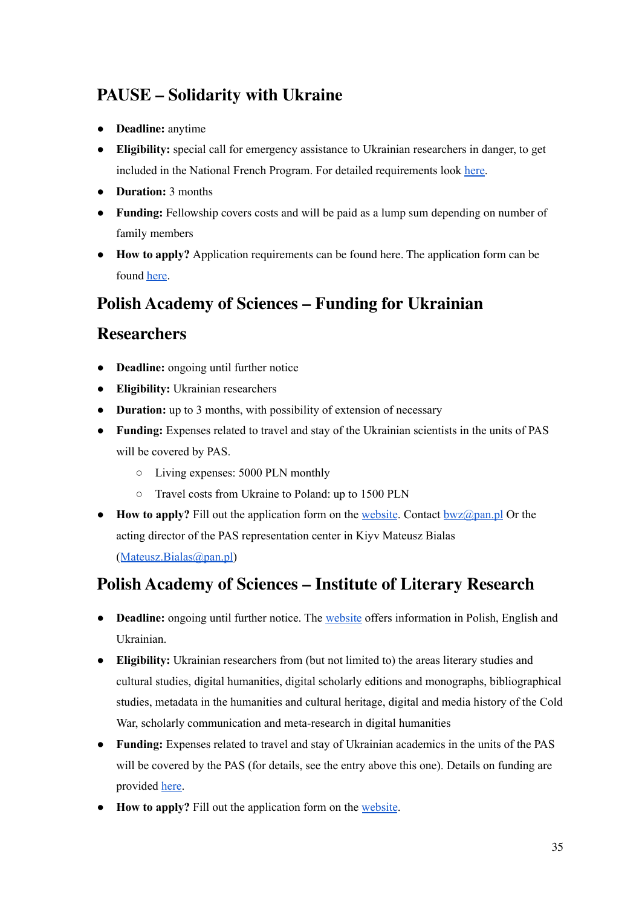## PAUSE – Solidarity with Ukraine

- **Deadline:** anytime
- **Eligibility:** special call for emergency assistance to Ukrainian researchers in danger, to get included in the National French Program. For detailed requirements look here.
- **Duration:** 3 months
- **Funding:** Fellowship covers costs and will be paid as a lump sum depending on number of family members
- **How to apply?** Application requirements can be found here. The application form can be found here.

## Polish Academy of Sciences – Funding for Ukrainian Researchers

- **Deadline:** ongoing until further notice
- **Eligibility:** Ukrainian researchers
- **Duration:** up to 3 months, with possibility of extension of necessary
- **Funding:** Expenses related to travel and stay of the Ukrainian scientists in the units of PAS will be covered by PAS.
    - Living expenses: 5000 PLN monthly
    - Travel costs from Ukraine to Poland: up to 1500 PLN
- **How to apply?** Fill out the application form on the website. Contact bwz@pan.pl Or the acting director of the PAS representation center in Kiyv Mateusz Bialas (Mateusz.Bialas@pan.pl)

## Polish Academy of Sciences – Institute of Literary Research

- **Deadline:** ongoing until further notice. The website offers information in Polish, English and Ukrainian.
- **Eligibility:** Ukrainian researchers from (but not limited to) the areas literary studies and cultural studies, digital humanities, digital scholarly editions and monographs, bibliographical studies, metadata in the humanities and cultural heritage, digital and media history of the Cold War, scholarly communication and meta-research in digital humanities
- **Funding:** Expenses related to travel and stay of Ukrainian academics in the units of the PAS will be covered by the PAS (for details, see the entry above this one). Details on funding are provided here.
- **How to apply?** Fill out the application form on the website.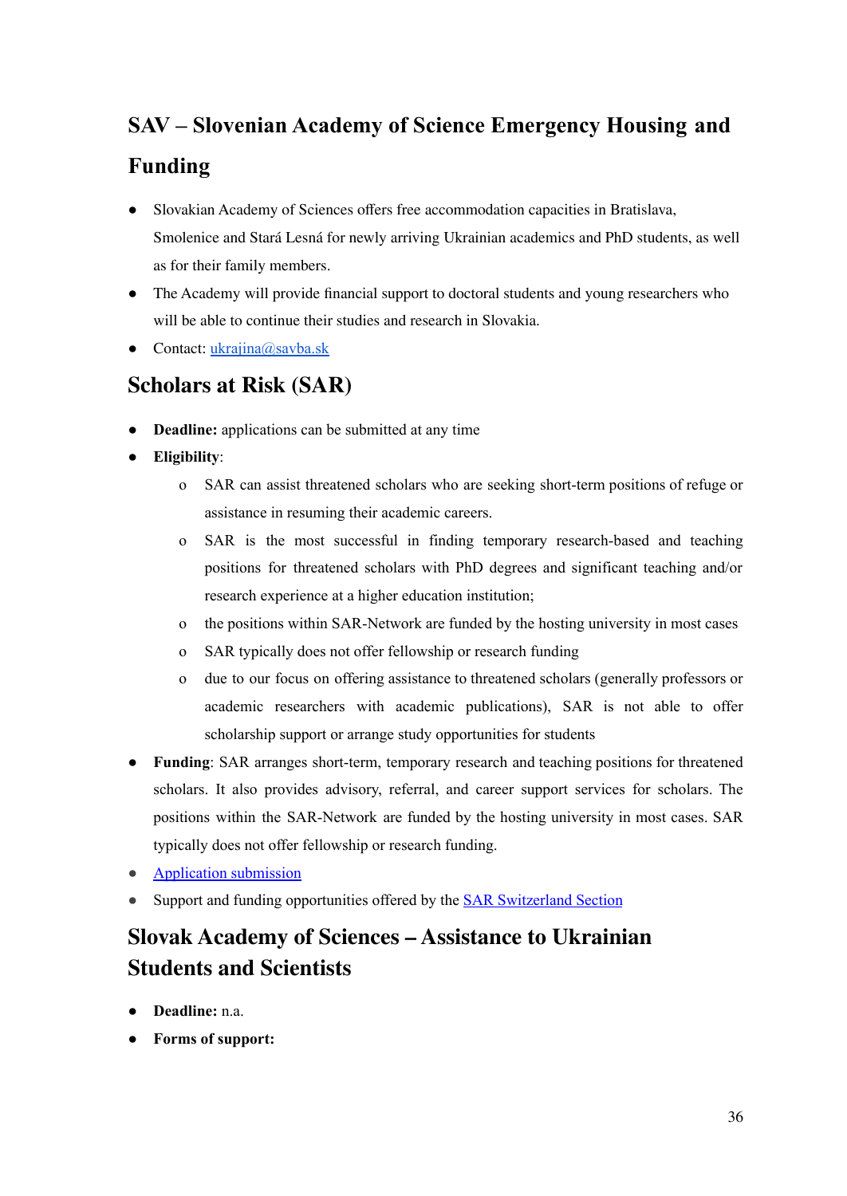## SAV – Slovenian Academy of Science Emergency Housing and Funding

- Slovakian Academy of Sciences offers free accommodation capacities in Bratislava, Smolenice and Stará Lesná for newly arriving Ukrainian academics and PhD students, as well as for their family members.
- The Academy will provide financial support to doctoral students and young researchers who will be able to continue their studies and research in Slovakia.
- Contact: ukrajina@savba.sk

## Scholars at Risk (SAR)

- **Deadline:** applications can be submitted at any time
- **Eligibility**:
  - SAR can assist threatened scholars who are seeking short-term positions of refuge or assistance in resuming their academic careers.
  - SAR is the most successful in finding temporary research-based and teaching positions for threatened scholars with PhD degrees and significant teaching and/or research experience at a higher education institution;
  - the positions within SAR-Network are funded by the hosting university in most cases
  - SAR typically does not offer fellowship or research funding
  - due to our focus on offering assistance to threatened scholars (generally professors or academic researchers with academic publications), SAR is not able to offer scholarship support or arrange study opportunities for students
- **Funding**: SAR arranges short-term, temporary research and teaching positions for threatened scholars. It also provides advisory, referral, and career support services for scholars. The positions within the SAR-Network are funded by the hosting university in most cases. SAR typically does not offer fellowship or research funding.
- Application submission
- Support and funding opportunities offered by the SAR Switzerland Section

## Slovak Academy of Sciences – Assistance to Ukrainian Students and Scientists

- **Deadline:** n.a.
- **Forms of support:**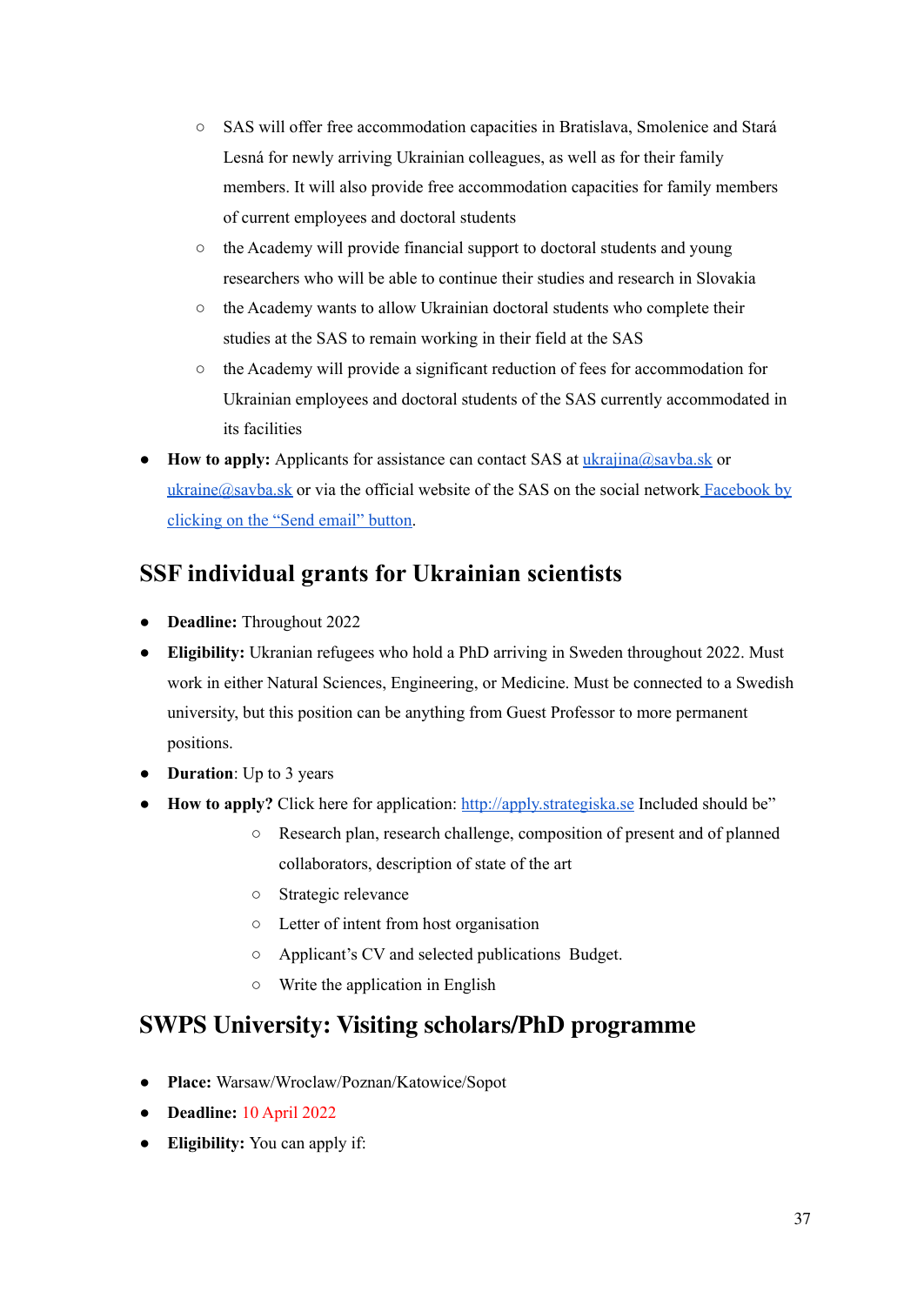- SAS will offer free accommodation capacities in Bratislava, Smolenice and Stará Lesná for newly arriving Ukrainian colleagues, as well as for their family members. It will also provide free accommodation capacities for family members of current employees and doctoral students
    - the Academy will provide financial support to doctoral students and young researchers who will be able to continue their studies and research in Slovakia
    - the Academy wants to allow Ukrainian doctoral students who complete their studies at the SAS to remain working in their field at the SAS
    - the Academy will provide a significant reduction of fees for accommodation for Ukrainian employees and doctoral students of the SAS currently accommodated in its facilities
- **How to apply:** Applicants for assistance can contact SAS at ukrajina@savba.sk or ukraine@savba.sk or via the official website of the SAS on the social network Facebook by clicking on the "Send email" button.

## SSF individual grants for Ukrainian scientists

- **Deadline:** Throughout 2022
- **Eligibility:** Ukranian refugees who hold a PhD arriving in Sweden throughout 2022. Must work in either Natural Sciences, Engineering, or Medicine. Must be connected to a Swedish university, but this position can be anything from Guest Professor to more permanent positions.
- **Duration**: Up to 3 years
- **How to apply?** Click here for application: http://apply.strategiska.se Included should be"
    - Research plan, research challenge, composition of present and of planned collaborators, description of state of the art
    - Strategic relevance
    - Letter of intent from host organisation
    - Applicant's CV and selected publications Budget.
    - Write the application in English

## SWPS University: Visiting scholars/PhD programme

- **Place:** Warsaw/Wroclaw/Poznan/Katowice/Sopot
- **Deadline:** 10 April 2022
- **Eligibility:** You can apply if: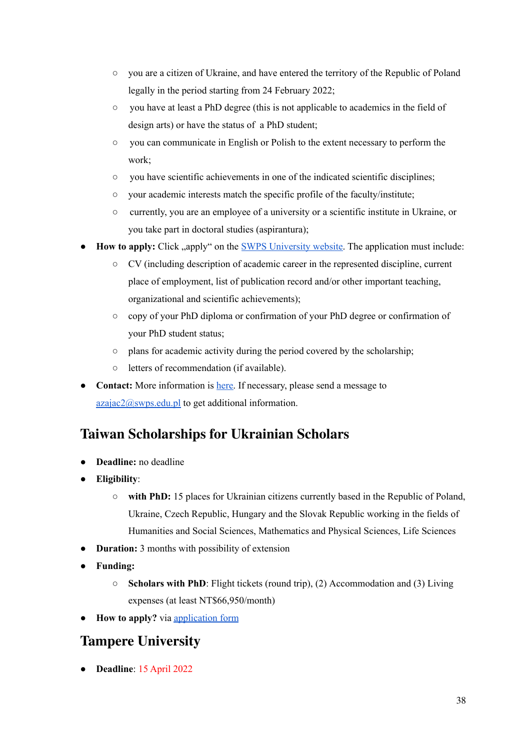- you are a citizen of Ukraine, and have entered the territory of the Republic of Poland legally in the period starting from 24 February 2022;
    - you have at least a PhD degree (this is not applicable to academics in the field of design arts) or have the status of a PhD student;
    - you can communicate in English or Polish to the extent necessary to perform the work;
    - you have scientific achievements in one of the indicated scientific disciplines;
    - your academic interests match the specific profile of the faculty/institute;
    - currently, you are an employee of a university or a scientific institute in Ukraine, or you take part in doctoral studies (aspirantura);
- **How to apply:** Click „apply" on the SWPS University website. The application must include:
    - CV (including description of academic career in the represented discipline, current place of employment, list of publication record and/or other important teaching, organizational and scientific achievements);
    - copy of your PhD diploma or confirmation of your PhD degree or confirmation of your PhD student status;
    - plans for academic activity during the period covered by the scholarship;
    - letters of recommendation (if available).
- **Contact:** More information is here. If necessary, please send a message to azajac2@swps.edu.pl to get additional information.

## Taiwan Scholarships for Ukrainian Scholars

- **Deadline:** no deadline
- **Eligibility**:
    - **with PhD:** 15 places for Ukrainian citizens currently based in the Republic of Poland, Ukraine, Czech Republic, Hungary and the Slovak Republic working in the fields of Humanities and Social Sciences, Mathematics and Physical Sciences, Life Sciences
- **Duration:** 3 months with possibility of extension
- **Funding:**
    - **Scholars with PhD**: Flight tickets (round trip), (2) Accommodation and (3) Living expenses (at least NT$66,950/month)
- **How to apply?** via application form

## Tampere University

- **Deadline**: 15 April 2022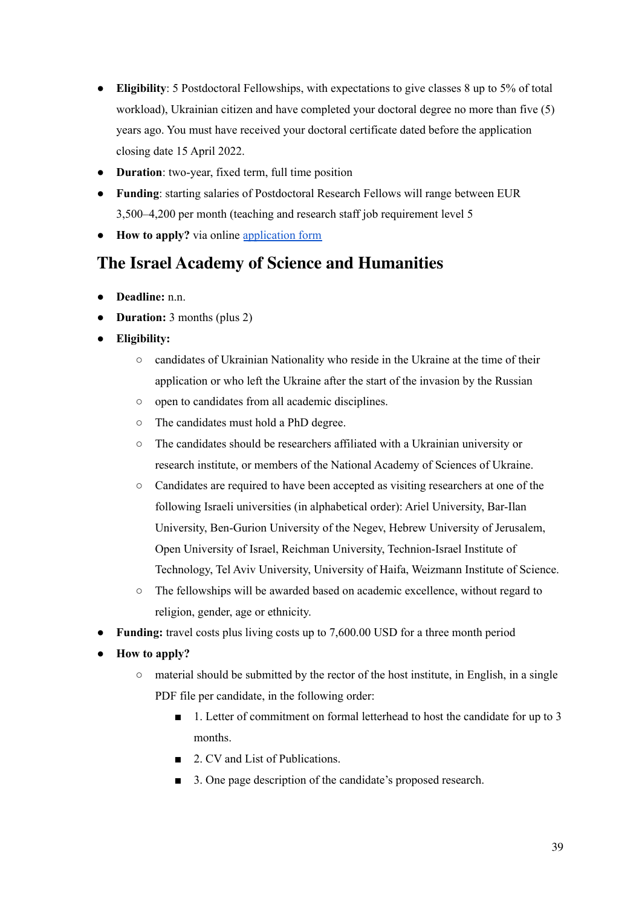- **Eligibility**: 5 Postdoctoral Fellowships, with expectations to give classes 8 up to 5% of total workload), Ukrainian citizen and have completed your doctoral degree no more than five (5) years ago. You must have received your doctoral certificate dated before the application closing date 15 April 2022.
- **Duration**: two-year, fixed term, full time position
- **Funding**: starting salaries of Postdoctoral Research Fellows will range between EUR 3,500–4,200 per month (teaching and research staff job requirement level 5
- **How to apply?** via online [application form]()

## The Israel Academy of Science and Humanities

- **Deadline:** n.n.
- **Duration:** 3 months (plus 2)
- **Eligibility:**
  - candidates of Ukrainian Nationality who reside in the Ukraine at the time of their application or who left the Ukraine after the start of the invasion by the Russian
  - open to candidates from all academic disciplines.
  - The candidates must hold a PhD degree.
  - The candidates should be researchers affiliated with a Ukrainian university or research institute, or members of the National Academy of Sciences of Ukraine.
  - Candidates are required to have been accepted as visiting researchers at one of the following Israeli universities (in alphabetical order): Ariel University, Bar-Ilan University, Ben-Gurion University of the Negev, Hebrew University of Jerusalem, Open University of Israel, Reichman University, Technion-Israel Institute of Technology, Tel Aviv University, University of Haifa, Weizmann Institute of Science.
  - The fellowships will be awarded based on academic excellence, without regard to religion, gender, age or ethnicity.
- **Funding:** travel costs plus living costs up to 7,600.00 USD for a three month period
- **How to apply?**
  - material should be submitted by the rector of the host institute, in English, in a single PDF file per candidate, in the following order:
    - 1. Letter of commitment on formal letterhead to host the candidate for up to 3 months.
    - 2. CV and List of Publications.
    - 3. One page description of the candidate's proposed research.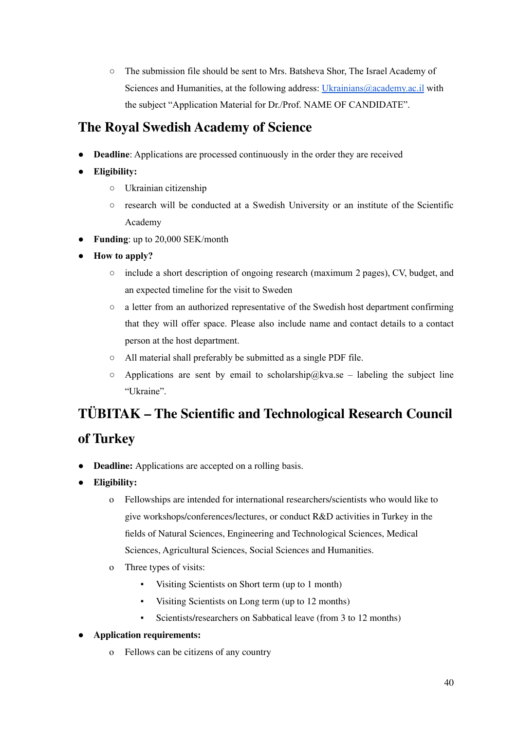- The submission file should be sent to Mrs. Batsheva Shor, The Israel Academy of Sciences and Humanities, at the following address: [Ukrainians@academy.ac.il](mailto:Ukrainians@academy.ac.il) with the subject "Application Material for Dr./Prof. NAME OF CANDIDATE".

## The Royal Swedish Academy of Science

- **Deadline**: Applications are processed continuously in the order they are received
- **Eligibility:**
  - Ukrainian citizenship
  - research will be conducted at a Swedish University or an institute of the Scientific Academy
- **Funding**: up to 20,000 SEK/month
- **How to apply?**
  - include a short description of ongoing research (maximum 2 pages), CV, budget, and an expected timeline for the visit to Sweden
  - a letter from an authorized representative of the Swedish host department confirming that they will offer space. Please also include name and contact details to a contact person at the host department.
  - All material shall preferably be submitted as a single PDF file.
  - Applications are sent by email to scholarship@kva.se – labeling the subject line "Ukraine".

## TÜBITAK – The Scientific and Technological Research Council of Turkey

- **Deadline:** Applications are accepted on a rolling basis.
- **Eligibility:**
  - Fellowships are intended for international researchers/scientists who would like to give workshops/conferences/lectures, or conduct R&D activities in Turkey in the fields of Natural Sciences, Engineering and Technological Sciences, Medical Sciences, Agricultural Sciences, Social Sciences and Humanities.
  - Three types of visits:
    - Visiting Scientists on Short term (up to 1 month)
    - Visiting Scientists on Long term (up to 12 months)
    - Scientists/researchers on Sabbatical leave (from 3 to 12 months)
- **Application requirements:**
  - Fellows can be citizens of any country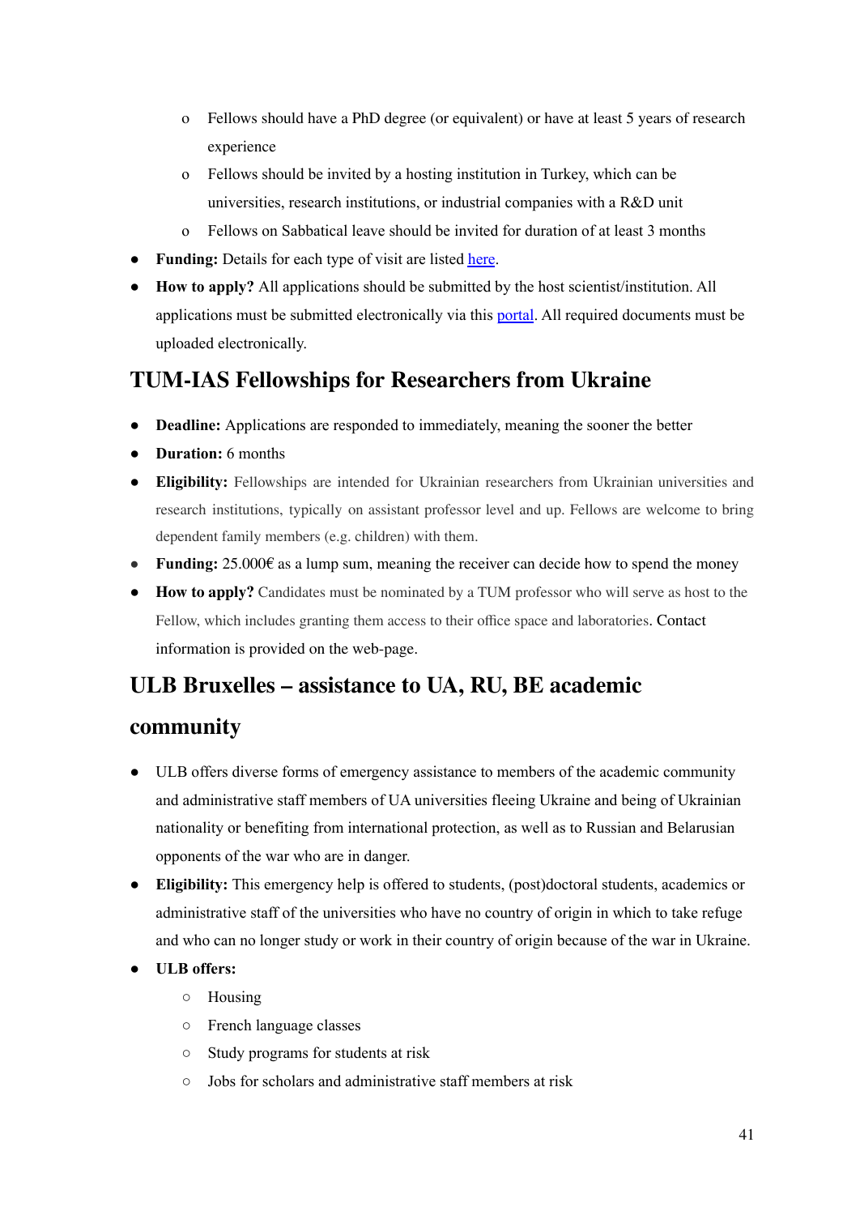- Fellows should have a PhD degree (or equivalent) or have at least 5 years of research experience
  - Fellows should be invited by a hosting institution in Turkey, which can be universities, research institutions, or industrial companies with a R&D unit
  - Fellows on Sabbatical leave should be invited for duration of at least 3 months
- **Funding:** Details for each type of visit are listed here.
- **How to apply?** All applications should be submitted by the host scientist/institution. All applications must be submitted electronically via this portal. All required documents must be uploaded electronically.

## TUM-IAS Fellowships for Researchers from Ukraine

- **Deadline:** Applications are responded to immediately, meaning the sooner the better
- **Duration:** 6 months
- **Eligibility:** Fellowships are intended for Ukrainian researchers from Ukrainian universities and research institutions, typically on assistant professor level and up. Fellows are welcome to bring dependent family members (e.g. children) with them.
- **Funding:** 25.000€ as a lump sum, meaning the receiver can decide how to spend the money
- **How to apply?** Candidates must be nominated by a TUM professor who will serve as host to the Fellow, which includes granting them access to their office space and laboratories. Contact information is provided on the web-page.

## ULB Bruxelles – assistance to UA, RU, BE academic community

- ULB offers diverse forms of emergency assistance to members of the academic community and administrative staff members of UA universities fleeing Ukraine and being of Ukrainian nationality or benefiting from international protection, as well as to Russian and Belarusian opponents of the war who are in danger.
- **Eligibility:** This emergency help is offered to students, (post)doctoral students, academics or administrative staff of the universities who have no country of origin in which to take refuge and who can no longer study or work in their country of origin because of the war in Ukraine.
- **ULB offers:**
  - Housing
  - French language classes
  - Study programs for students at risk
  - Jobs for scholars and administrative staff members at risk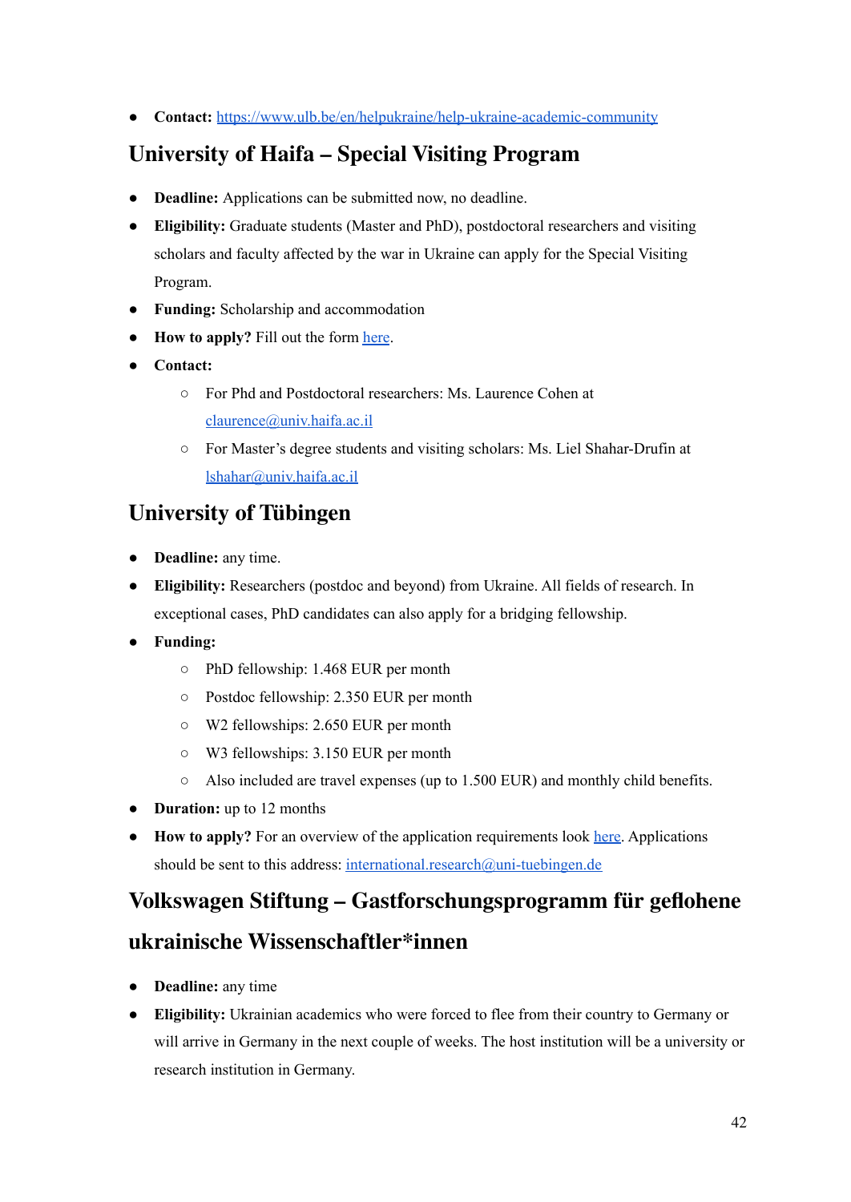- **Contact:** [https://www.ulb.be/en/helpukraine/help-ukraine-academic-community](https://www.ulb.be/en/helpukraine/help-ukraine-academic-community)

## University of Haifa – Special Visiting Program

- **Deadline:** Applications can be submitted now, no deadline.
- **Eligibility:** Graduate students (Master and PhD), postdoctoral researchers and visiting scholars and faculty affected by the war in Ukraine can apply for the Special Visiting Program.
- **Funding:** Scholarship and accommodation
- **How to apply?** Fill out the form here.
- **Contact:**
  - For Phd and Postdoctoral researchers: Ms. Laurence Cohen at claurence@univ.haifa.ac.il
  - For Master's degree students and visiting scholars: Ms. Liel Shahar-Drufin at lshahar@univ.haifa.ac.il

## University of Tübingen

- **Deadline:** any time.
- **Eligibility:** Researchers (postdoc and beyond) from Ukraine. All fields of research. In exceptional cases, PhD candidates can also apply for a bridging fellowship.
- **Funding:**
  - PhD fellowship: 1.468 EUR per month
  - Postdoc fellowship: 2.350 EUR per month
  - W2 fellowships: 2.650 EUR per month
  - W3 fellowships: 3.150 EUR per month
  - Also included are travel expenses (up to 1.500 EUR) and monthly child benefits.
- **Duration:** up to 12 months
- **How to apply?** For an overview of the application requirements look here. Applications should be sent to this address: international.research@uni-tuebingen.de

## Volkswagen Stiftung – Gastforschungsprogramm für geflohene ukrainische Wissenschaftler*innen

- **Deadline:** any time
- **Eligibility:** Ukrainian academics who were forced to flee from their country to Germany or will arrive in Germany in the next couple of weeks. The host institution will be a university or research institution in Germany.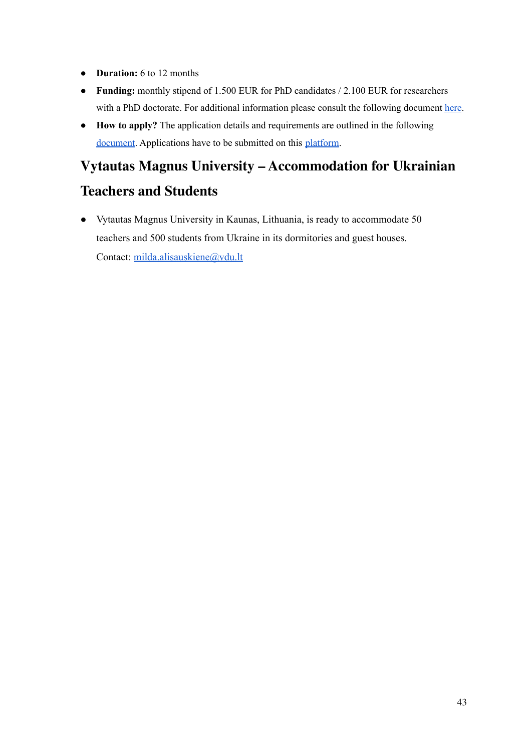- **Duration:** 6 to 12 months
- **Funding:** monthly stipend of 1.500 EUR for PhD candidates / 2.100 EUR for researchers with a PhD doctorate. For additional information please consult the following document here.
- **How to apply?** The application details and requirements are outlined in the following document. Applications have to be submitted on this platform.

## Vytautas Magnus University – Accommodation for Ukrainian Teachers and Students

- Vytautas Magnus University in Kaunas, Lithuania, is ready to accommodate 50 teachers and 500 students from Ukraine in its dormitories and guest houses. Contact: milda.alisauskiene@vdu.lt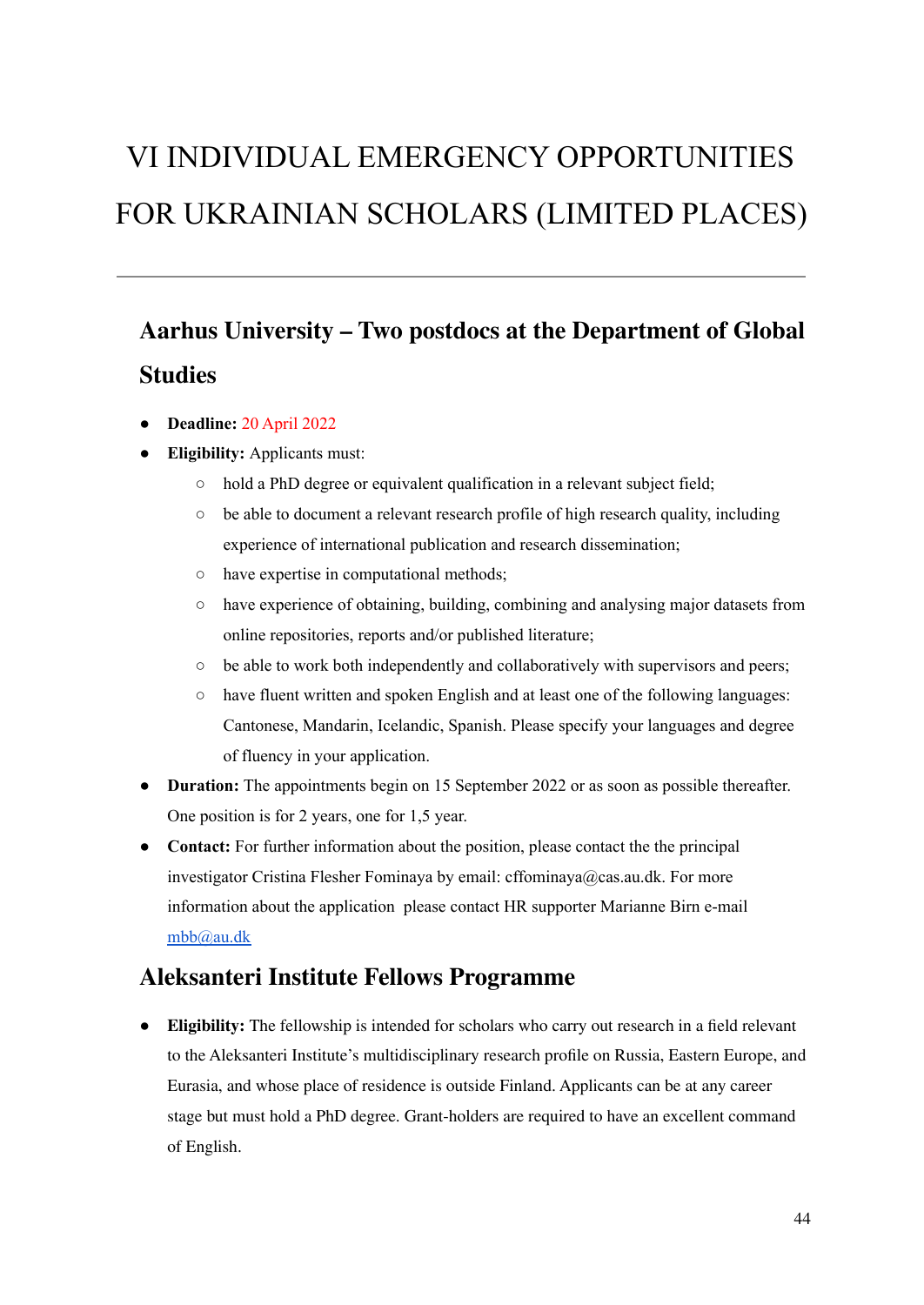# VI INDIVIDUAL EMERGENCY OPPORTUNITIES FOR UKRAINIAN SCHOLARS (LIMITED PLACES)

---

## Aarhus University – Two postdocs at the Department of Global Studies

- **Deadline:** 20 April 2022
- **Eligibility:** Applicants must:
  - hold a PhD degree or equivalent qualification in a relevant subject field;
  - be able to document a relevant research profile of high research quality, including experience of international publication and research dissemination;
  - have expertise in computational methods;
  - have experience of obtaining, building, combining and analysing major datasets from online repositories, reports and/or published literature;
  - be able to work both independently and collaboratively with supervisors and peers;
  - have fluent written and spoken English and at least one of the following languages: Cantonese, Mandarin, Icelandic, Spanish. Please specify your languages and degree of fluency in your application.
- **Duration:** The appointments begin on 15 September 2022 or as soon as possible thereafter. One position is for 2 years, one for 1,5 year.
- **Contact:** For further information about the position, please contact the the principal investigator Cristina Flesher Fominaya by email: cffominaya@cas.au.dk. For more information about the application please contact HR supporter Marianne Birn e-mail mbb@au.dk

## Aleksanteri Institute Fellows Programme

- **Eligibility:** The fellowship is intended for scholars who carry out research in a field relevant to the Aleksanteri Institute's multidisciplinary research profile on Russia, Eastern Europe, and Eurasia, and whose place of residence is outside Finland. Applicants can be at any career stage but must hold a PhD degree. Grant-holders are required to have an excellent command of English.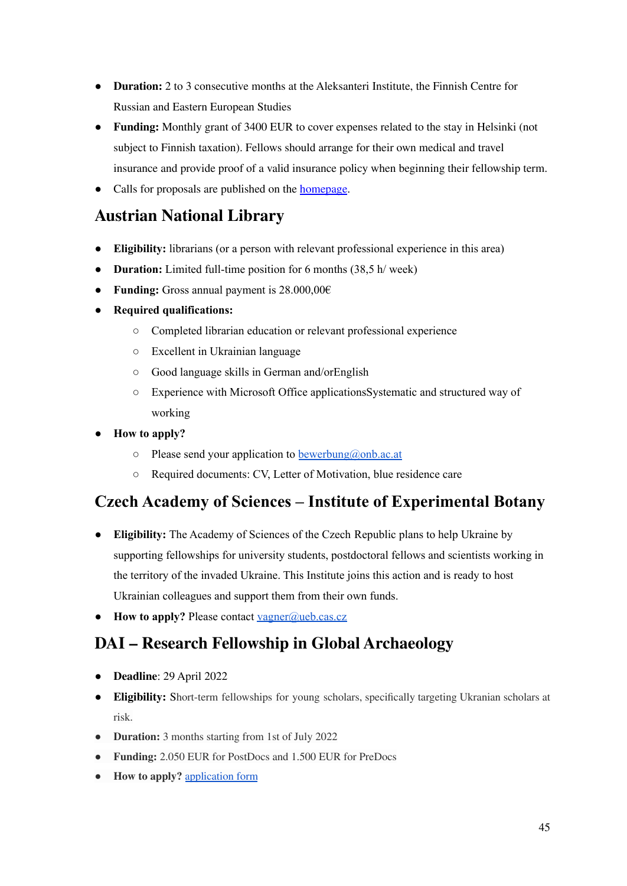- **Duration:** 2 to 3 consecutive months at the Aleksanteri Institute, the Finnish Centre for Russian and Eastern European Studies
- **Funding:** Monthly grant of 3400 EUR to cover expenses related to the stay in Helsinki (not subject to Finnish taxation). Fellows should arrange for their own medical and travel insurance and provide proof of a valid insurance policy when beginning their fellowship term.
- Calls for proposals are published on the homepage.

## Austrian National Library

- **Eligibility:** librarians (or a person with relevant professional experience in this area)
- **Duration:** Limited full-time position for 6 months (38,5 h/ week)
- **Funding:** Gross annual payment is 28.000,00€
- **Required qualifications:**
  - Completed librarian education or relevant professional experience
  - Excellent in Ukrainian language
  - Good language skills in German and/orEnglish
  - Experience with Microsoft Office applicationsSystematic and structured way of working
- **How to apply?**
  - Please send your application to bewerbung@onb.ac.at
  - Required documents: CV, Letter of Motivation, blue residence care

## Czech Academy of Sciences – Institute of Experimental Botany

- **Eligibility:** The Academy of Sciences of the Czech Republic plans to help Ukraine by supporting fellowships for university students, postdoctoral fellows and scientists working in the territory of the invaded Ukraine. This Institute joins this action and is ready to host Ukrainian colleagues and support them from their own funds.
- **How to apply?** Please contact vagner@ueb.cas.cz

## DAI – Research Fellowship in Global Archaeology

- **Deadline**: 29 April 2022
- **Eligibility:** Short-term fellowships for young scholars, specifically targeting Ukranian scholars at risk.
- **Duration:** 3 months starting from 1st of July 2022
- **Funding:** 2.050 EUR for PostDocs and 1.500 EUR for PreDocs
- **How to apply?** application form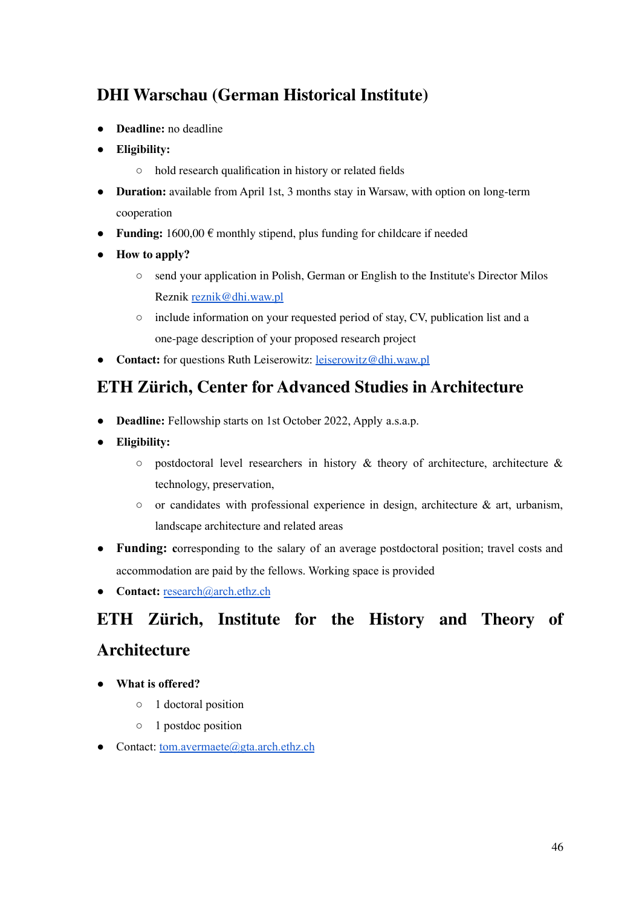## DHI Warschau (German Historical Institute)

- **Deadline:** no deadline
- **Eligibility:**
  - hold research qualification in history or related fields
- **Duration:** available from April 1st, 3 months stay in Warsaw, with option on long-term cooperation
- **Funding:** 1600,00 € monthly stipend, plus funding for childcare if needed
- **How to apply?**
  - send your application in Polish, German or English to the Institute's Director Milos Reznik reznik@dhi.waw.pl
  - include information on your requested period of stay, CV, publication list and a one-page description of your proposed research project
- **Contact:** for questions Ruth Leiserowitz: leiserowitz@dhi.waw.pl

## ETH Zürich, Center for Advanced Studies in Architecture

- **Deadline:** Fellowship starts on 1st October 2022, Apply a.s.a.p.
- **Eligibility:**
  - postdoctoral level researchers in history & theory of architecture, architecture & technology, preservation,
  - or candidates with professional experience in design, architecture & art, urbanism, landscape architecture and related areas
- **Funding: c**orresponding to the salary of an average postdoctoral position; travel costs and accommodation are paid by the fellows. Working space is provided
- **Contact:** research@arch.ethz.ch

## ETH Zürich, Institute for the History and Theory of Architecture

- **What is offered?**
  - 1 doctoral position
  - 1 postdoc position
- Contact: tom.avermaete@gta.arch.ethz.ch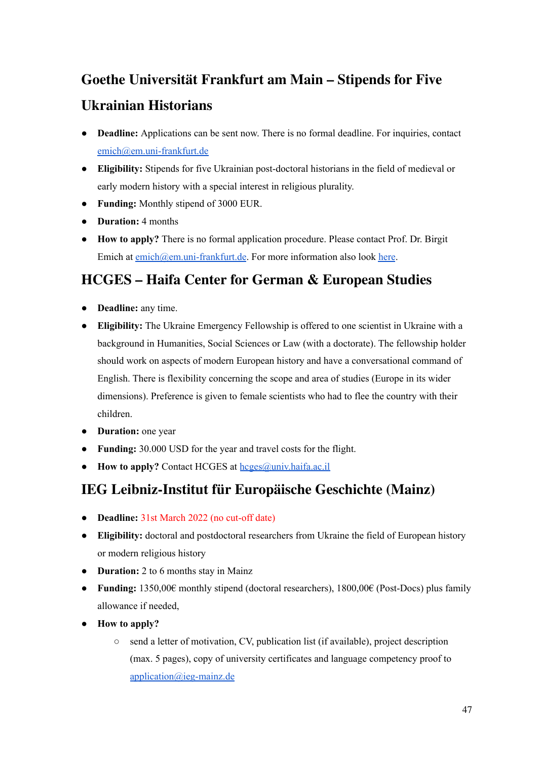## Goethe Universität Frankfurt am Main – Stipends for Five Ukrainian Historians

- **Deadline:** Applications can be sent now. There is no formal deadline. For inquiries, contact emich@em.uni-frankfurt.de
- **Eligibility:** Stipends for five Ukrainian post-doctoral historians in the field of medieval or early modern history with a special interest in religious plurality.
- **Funding:** Monthly stipend of 3000 EUR.
- **Duration:** 4 months
- **How to apply?** There is no formal application procedure. Please contact Prof. Dr. Birgit Emich at emich@em.uni-frankfurt.de. For more information also look here.

## HCGES – Haifa Center for German & European Studies

- **Deadline:** any time.
- **Eligibility:** The Ukraine Emergency Fellowship is offered to one scientist in Ukraine with a background in Humanities, Social Sciences or Law (with a doctorate). The fellowship holder should work on aspects of modern European history and have a conversational command of English. There is flexibility concerning the scope and area of studies (Europe in its wider dimensions). Preference is given to female scientists who had to flee the country with their children.
- **Duration:** one year
- **Funding:** 30.000 USD for the year and travel costs for the flight.
- **How to apply?** Contact HCGES at hcges@univ.haifa.ac.il

## IEG Leibniz-Institut für Europäische Geschichte (Mainz)

- **Deadline:** 31st March 2022 (no cut-off date)
- **Eligibility:** doctoral and postdoctoral researchers from Ukraine the field of European history or modern religious history
- **Duration:** 2 to 6 months stay in Mainz
- **Funding:** 1350,00€ monthly stipend (doctoral researchers), 1800,00€ (Post-Docs) plus family allowance if needed,
- **How to apply?**
  - send a letter of motivation, CV, publication list (if available), project description (max. 5 pages), copy of university certificates and language competency proof to application@ieg-mainz.de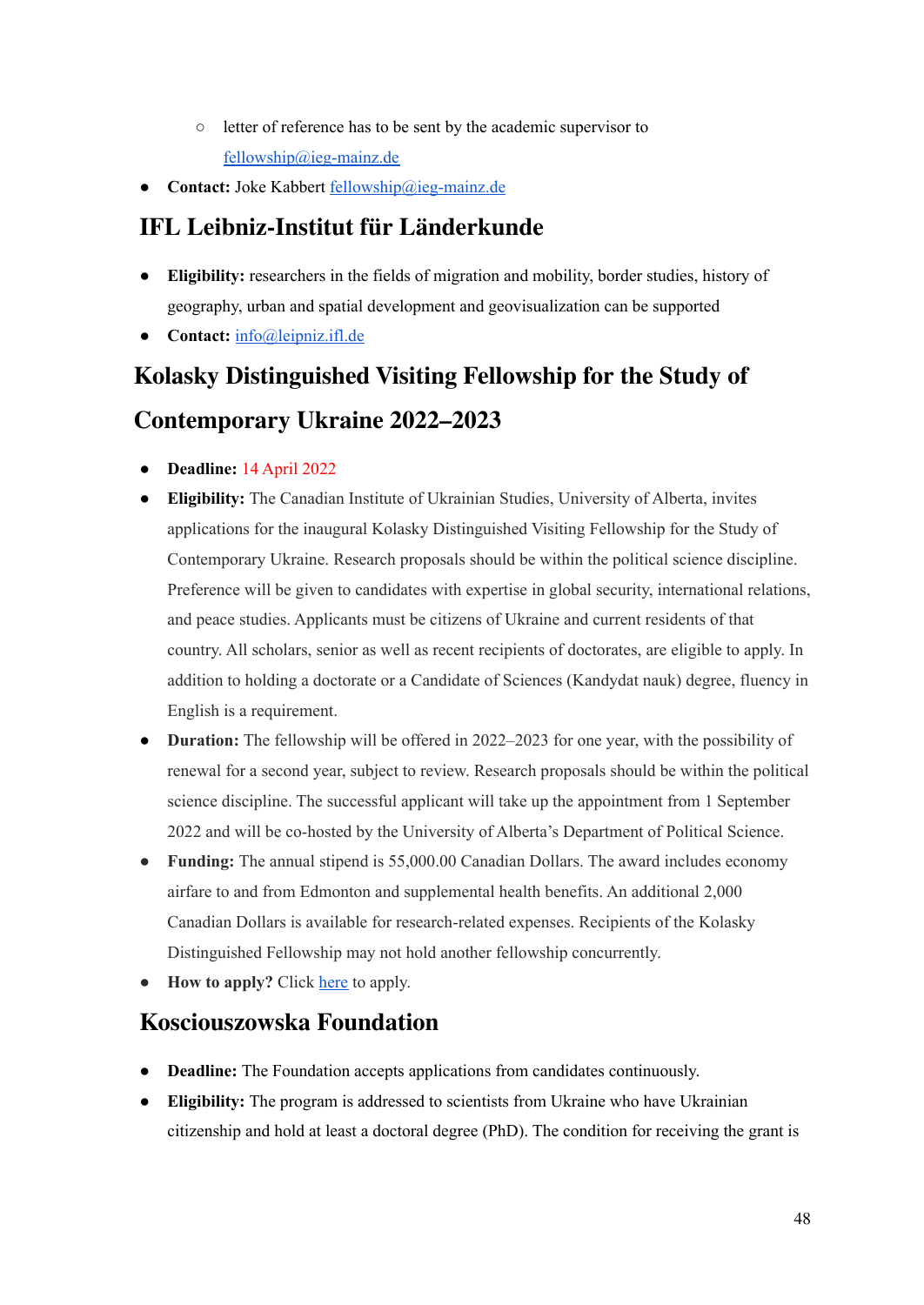- letter of reference has to be sent by the academic supervisor to [fellowship@ieg-mainz.de](mailto:fellowship@ieg-mainz.de)
- **Contact:** Joke Kabbert [fellowship@ieg-mainz.de](mailto:fellowship@ieg-mainz.de)

## IFL Leibniz-Institut für Länderkunde

- **Eligibility:** researchers in the fields of migration and mobility, border studies, history of geography, urban and spatial development and geovisualization can be supported
- **Contact:** [info@leipniz.ifl.de](mailto:info@leipniz.ifl.de)

## Kolasky Distinguished Visiting Fellowship for the Study of Contemporary Ukraine 2022–2023

- **Deadline:** 14 April 2022
- **Eligibility:** The Canadian Institute of Ukrainian Studies, University of Alberta, invites applications for the inaugural Kolasky Distinguished Visiting Fellowship for the Study of Contemporary Ukraine. Research proposals should be within the political science discipline. Preference will be given to candidates with expertise in global security, international relations, and peace studies. Applicants must be citizens of Ukraine and current residents of that country. All scholars, senior as well as recent recipients of doctorates, are eligible to apply. In addition to holding a doctorate or a Candidate of Sciences (Kandydat nauk) degree, fluency in English is a requirement.
- **Duration:** The fellowship will be offered in 2022–2023 for one year, with the possibility of renewal for a second year, subject to review. Research proposals should be within the political science discipline. The successful applicant will take up the appointment from 1 September 2022 and will be co-hosted by the University of Alberta's Department of Political Science.
- **Funding:** The annual stipend is 55,000.00 Canadian Dollars. The award includes economy airfare to and from Edmonton and supplemental health benefits. An additional 2,000 Canadian Dollars is available for research-related expenses. Recipients of the Kolasky Distinguished Fellowship may not hold another fellowship concurrently.
- **How to apply?** Click here to apply.

## Kosciouszowska Foundation

- **Deadline:** The Foundation accepts applications from candidates continuously.
- **Eligibility:** The program is addressed to scientists from Ukraine who have Ukrainian citizenship and hold at least a doctoral degree (PhD). The condition for receiving the grant is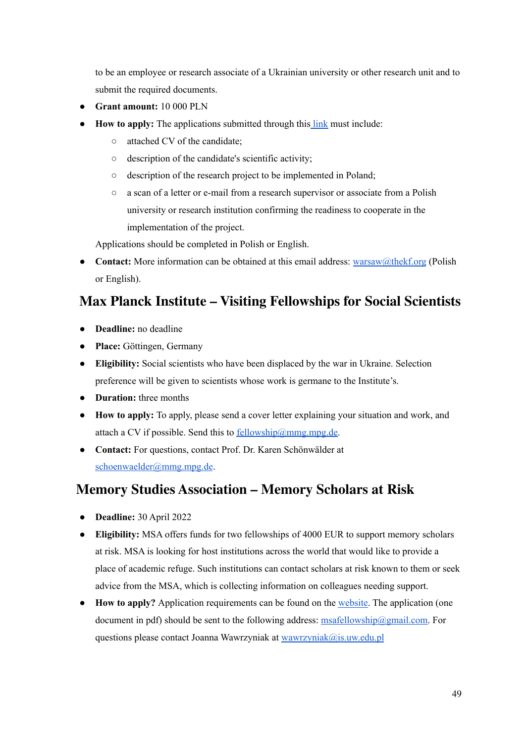to be an employee or research associate of a Ukrainian university or other research unit and to submit the required documents.

- **Grant amount:** 10 000 PLN
- **How to apply:** The applications submitted through this link must include:
  - attached CV of the candidate;
  - description of the candidate's scientific activity;
  - description of the research project to be implemented in Poland;
  - a scan of a letter or e-mail from a research supervisor or associate from a Polish university or research institution confirming the readiness to cooperate in the implementation of the project.

  Applications should be completed in Polish or English.
- **Contact:** More information can be obtained at this email address: warsaw@thekf.org (Polish or English).

## Max Planck Institute – Visiting Fellowships for Social Scientists

- **Deadline:** no deadline
- **Place:** Göttingen, Germany
- **Eligibility:** Social scientists who have been displaced by the war in Ukraine. Selection preference will be given to scientists whose work is germane to the Institute's.
- **Duration:** three months
- **How to apply:** To apply, please send a cover letter explaining your situation and work, and attach a CV if possible. Send this to fellowship@mmg.mpg.de.
- **Contact:** For questions, contact Prof. Dr. Karen Schönwälder at schoenwaelder@mmg.mpg.de.

## Memory Studies Association – Memory Scholars at Risk

- **Deadline:** 30 April 2022
- **Eligibility:** MSA offers funds for two fellowships of 4000 EUR to support memory scholars at risk. MSA is looking for host institutions across the world that would like to provide a place of academic refuge. Such institutions can contact scholars at risk known to them or seek advice from the MSA, which is collecting information on colleagues needing support.
- **How to apply?** Application requirements can be found on the website. The application (one document in pdf) should be sent to the following address: msafellowship@gmail.com. For questions please contact Joanna Wawrzyniak at wawrzyniak@is.uw.edu.pl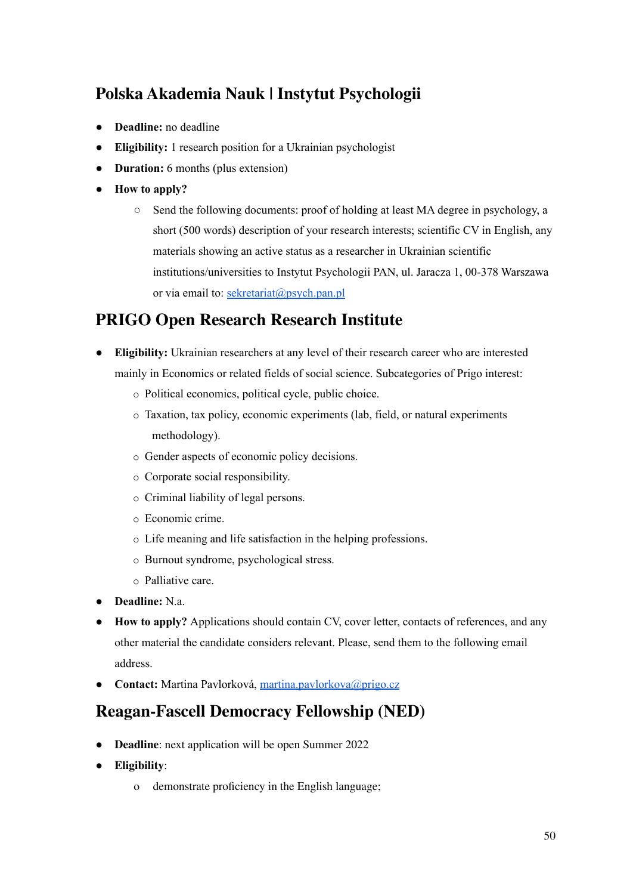## Polska Akademia Nauk | Instytut Psychologii

- **Deadline:** no deadline
- **Eligibility:** 1 research position for a Ukrainian psychologist
- **Duration:** 6 months (plus extension)
- **How to apply?**
  - Send the following documents: proof of holding at least MA degree in psychology, a short (500 words) description of your research interests; scientific CV in English, any materials showing an active status as a researcher in Ukrainian scientific institutions/universities to Instytut Psychologii PAN, ul. Jaracza 1, 00-378 Warszawa or via email to: [sekretariat@psych.pan.pl](mailto:sekretariat@psych.pan.pl)

## PRIGO Open Research Research Institute

- **Eligibility:** Ukrainian researchers at any level of their research career who are interested mainly in Economics or related fields of social science. Subcategories of Prigo interest:
  - Political economics, political cycle, public choice.
  - Taxation, tax policy, economic experiments (lab, field, or natural experiments methodology).
  - Gender aspects of economic policy decisions.
  - Corporate social responsibility.
  - Criminal liability of legal persons.
  - Economic crime.
  - Life meaning and life satisfaction in the helping professions.
  - Burnout syndrome, psychological stress.
  - Palliative care.
- **Deadline:** N.a.
- **How to apply?** Applications should contain CV, cover letter, contacts of references, and any other material the candidate considers relevant. Please, send them to the following email address.
- **Contact:** Martina Pavlorková, [martina.pavlorkova@prigo.cz](mailto:martina.pavlorkova@prigo.cz)

## Reagan-Fascell Democracy Fellowship (NED)

- **Deadline**: next application will be open Summer 2022
- **Eligibility**:
  - demonstrate proficiency in the English language;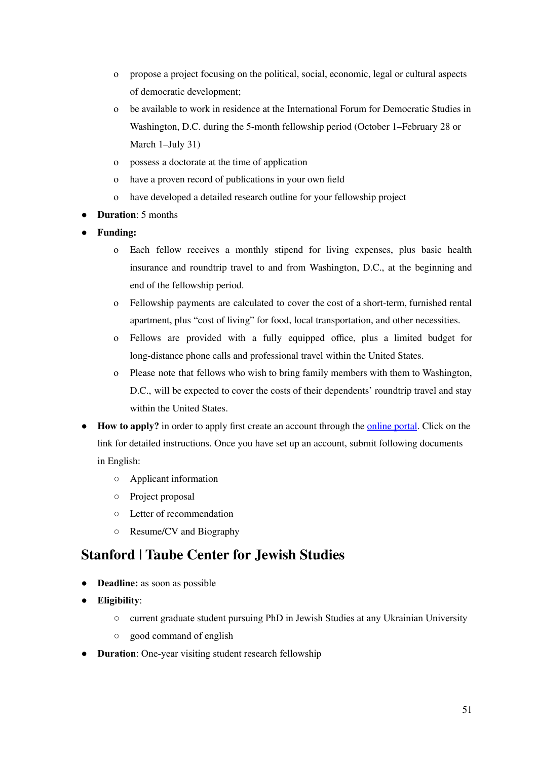- propose a project focusing on the political, social, economic, legal or cultural aspects of democratic development;
  - be available to work in residence at the International Forum for Democratic Studies in Washington, D.C. during the 5-month fellowship period (October 1–February 28 or March 1–July 31)
  - possess a doctorate at the time of application
  - have a proven record of publications in your own field
  - have developed a detailed research outline for your fellowship project
- **Duration**: 5 months
- **Funding:**
  - Each fellow receives a monthly stipend for living expenses, plus basic health insurance and roundtrip travel to and from Washington, D.C., at the beginning and end of the fellowship period.
  - Fellowship payments are calculated to cover the cost of a short-term, furnished rental apartment, plus "cost of living" for food, local transportation, and other necessities.
  - Fellows are provided with a fully equipped office, plus a limited budget for long-distance phone calls and professional travel within the United States.
  - Please note that fellows who wish to bring family members with them to Washington, D.C., will be expected to cover the costs of their dependents' roundtrip travel and stay within the United States.
- **How to apply?** in order to apply first create an account through the online portal. Click on the link for detailed instructions. Once you have set up an account, submit following documents in English:
  - Applicant information
  - Project proposal
  - Letter of recommendation
  - Resume/CV and Biography

## Stanford | Taube Center for Jewish Studies

- **Deadline:** as soon as possible
- **Eligibility**:
  - current graduate student pursuing PhD in Jewish Studies at any Ukrainian University
  - good command of english
- **Duration**: One-year visiting student research fellowship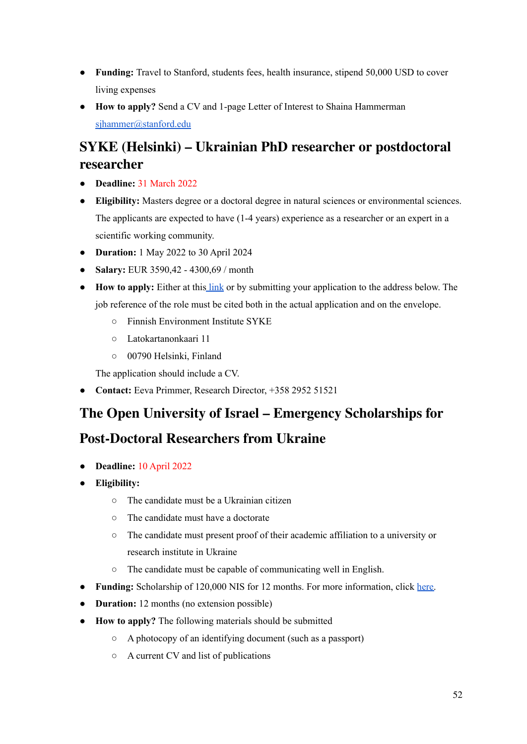- **Funding:** Travel to Stanford, students fees, health insurance, stipend 50,000 USD to cover living expenses
- **How to apply?** Send a CV and 1-page Letter of Interest to Shaina Hammerman sjhammer@stanford.edu

## SYKE (Helsinki) – Ukrainian PhD researcher or postdoctoral researcher

- **Deadline:** 31 March 2022
- **Eligibility:** Masters degree or a doctoral degree in natural sciences or environmental sciences. The applicants are expected to have (1-4 years) experience as a researcher or an expert in a scientific working community.
- **Duration:** 1 May 2022 to 30 April 2024
- **Salary:** EUR 3590,42 - 4300,69 / month
- **How to apply:** Either at this link or by submitting your application to the address below. The job reference of the role must be cited both in the actual application and on the envelope.
  - Finnish Environment Institute SYKE
  - Latokartanonkaari 11
  - 00790 Helsinki, Finland

  The application should include a CV.
- **Contact:** Eeva Primmer, Research Director, +358 2952 51521

## The Open University of Israel – Emergency Scholarships for Post-Doctoral Researchers from Ukraine

- **Deadline:** 10 April 2022
- **Eligibility:**
  - The candidate must be a Ukrainian citizen
  - The candidate must have a doctorate
  - The candidate must present proof of their academic affiliation to a university or research institute in Ukraine
  - The candidate must be capable of communicating well in English.
- **Funding:** Scholarship of 120,000 NIS for 12 months. For more information, click here.
- **Duration:** 12 months (no extension possible)
- **How to apply?** The following materials should be submitted
  - A photocopy of an identifying document (such as a passport)
  - A current CV and list of publications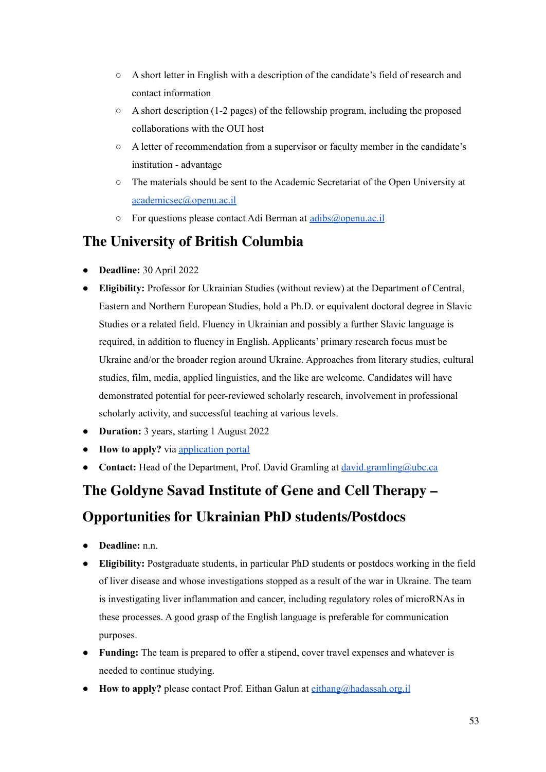- A short letter in English with a description of the candidate's field of research and contact information
- A short description (1-2 pages) of the fellowship program, including the proposed collaborations with the OUI host
- A letter of recommendation from a supervisor or faculty member in the candidate's institution - advantage
- The materials should be sent to the Academic Secretariat of the Open University at [academicsec@openu.ac.il](mailto:academicsec@openu.ac.il)
- For questions please contact Adi Berman at [adibs@openu.ac.il](mailto:adibs@openu.ac.il)

## The University of British Columbia

- **Deadline:** 30 April 2022
- **Eligibility:** Professor for Ukrainian Studies (without review) at the Department of Central, Eastern and Northern European Studies, hold a Ph.D. or equivalent doctoral degree in Slavic Studies or a related field. Fluency in Ukrainian and possibly a further Slavic language is required, in addition to fluency in English. Applicants' primary research focus must be Ukraine and/or the broader region around Ukraine. Approaches from literary studies, cultural studies, film, media, applied linguistics, and the like are welcome. Candidates will have demonstrated potential for peer-reviewed scholarly research, involvement in professional scholarly activity, and successful teaching at various levels.
- **Duration:** 3 years, starting 1 August 2022
- **How to apply?** via application portal
- **Contact:** Head of the Department, Prof. David Gramling at [david.gramling@ubc.ca](mailto:david.gramling@ubc.ca)

## The Goldyne Savad Institute of Gene and Cell Therapy – Opportunities for Ukrainian PhD students/Postdocs

- **Deadline:** n.n.
- **Eligibility:** Postgraduate students, in particular PhD students or postdocs working in the field of liver disease and whose investigations stopped as a result of the war in Ukraine. The team is investigating liver inflammation and cancer, including regulatory roles of microRNAs in these processes. A good grasp of the English language is preferable for communication purposes.
- **Funding:** The team is prepared to offer a stipend, cover travel expenses and whatever is needed to continue studying.
- **How to apply?** please contact Prof. Eithan Galun at [eithang@hadassah.org.il](mailto:eithang@hadassah.org.il)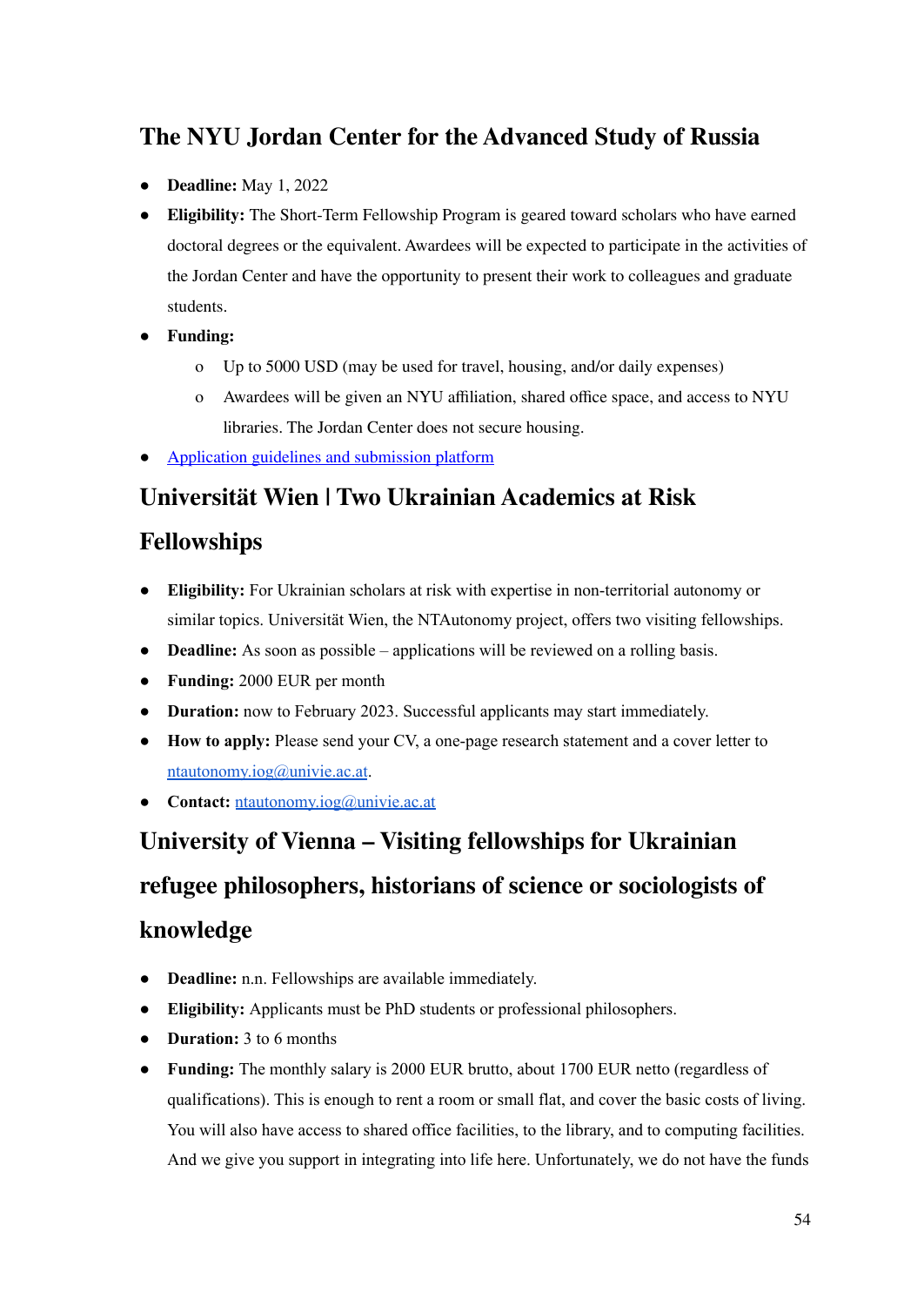## The NYU Jordan Center for the Advanced Study of Russia

- **Deadline:** May 1, 2022
- **Eligibility:** The Short-Term Fellowship Program is geared toward scholars who have earned doctoral degrees or the equivalent. Awardees will be expected to participate in the activities of the Jordan Center and have the opportunity to present their work to colleagues and graduate students.
- **Funding:**
  - Up to 5000 USD (may be used for travel, housing, and/or daily expenses)
  - Awardees will be given an NYU affiliation, shared office space, and access to NYU libraries. The Jordan Center does not secure housing.
- Application guidelines and submission platform

## Universität Wien | Two Ukrainian Academics at Risk Fellowships

- **Eligibility:** For Ukrainian scholars at risk with expertise in non-territorial autonomy or similar topics. Universität Wien, the NTAutonomy project, offers two visiting fellowships.
- **Deadline:** As soon as possible – applications will be reviewed on a rolling basis.
- **Funding:** 2000 EUR per month
- **Duration:** now to February 2023. Successful applicants may start immediately.
- **How to apply:** Please send your CV, a one-page research statement and a cover letter to ntautonomy.iog@univie.ac.at.
- **Contact:** ntautonomy.iog@univie.ac.at

## University of Vienna – Visiting fellowships for Ukrainian refugee philosophers, historians of science or sociologists of knowledge

- **Deadline:** n.n. Fellowships are available immediately.
- **Eligibility:** Applicants must be PhD students or professional philosophers.
- **Duration:** 3 to 6 months
- **Funding:** The monthly salary is 2000 EUR brutto, about 1700 EUR netto (regardless of qualifications). This is enough to rent a room or small flat, and cover the basic costs of living. You will also have access to shared office facilities, to the library, and to computing facilities. And we give you support in integrating into life here. Unfortunately, we do not have the funds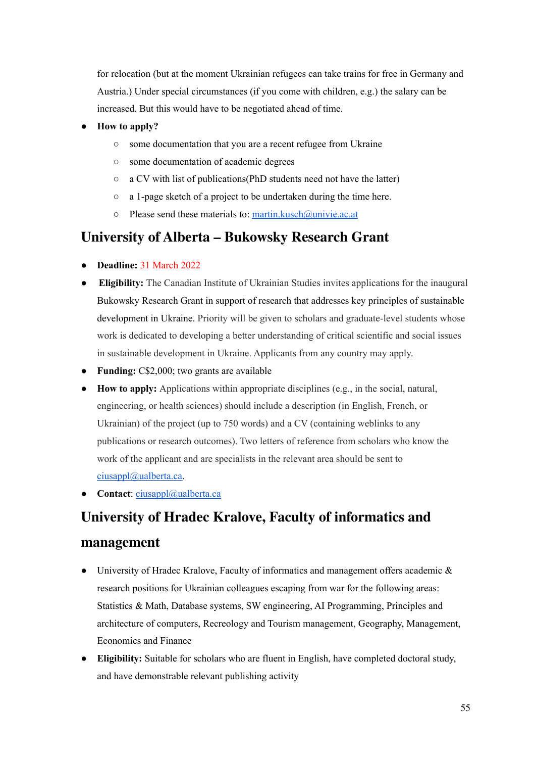for relocation (but at the moment Ukrainian refugees can take trains for free in Germany and Austria.) Under special circumstances (if you come with children, e.g.) the salary can be increased. But this would have to be negotiated ahead of time.

- **How to apply?**
  - some documentation that you are a recent refugee from Ukraine
  - some documentation of academic degrees
  - a CV with list of publications(PhD students need not have the latter)
  - a 1-page sketch of a project to be undertaken during the time here.
  - Please send these materials to: martin.kusch@univie.ac.at

## University of Alberta – Bukowsky Research Grant

- **Deadline:** 31 March 2022
- **Eligibility:** The Canadian Institute of Ukrainian Studies invites applications for the inaugural Bukowsky Research Grant in support of research that addresses key principles of sustainable development in Ukraine. Priority will be given to scholars and graduate-level students whose work is dedicated to developing a better understanding of critical scientific and social issues in sustainable development in Ukraine. Applicants from any country may apply.
- **Funding:** C$2,000; two grants are available
- **How to apply:** Applications within appropriate disciplines (e.g., in the social, natural, engineering, or health sciences) should include a description (in English, French, or Ukrainian) of the project (up to 750 words) and a CV (containing weblinks to any publications or research outcomes). Two letters of reference from scholars who know the work of the applicant and are specialists in the relevant area should be sent to ciusappl@ualberta.ca.
- **Contact**: ciusappl@ualberta.ca

## University of Hradec Kralove, Faculty of informatics and management

- University of Hradec Kralove, Faculty of informatics and management offers academic & research positions for Ukrainian colleagues escaping from war for the following areas: Statistics & Math, Database systems, SW engineering, AI Programming, Principles and architecture of computers, Recreology and Tourism management, Geography, Management, Economics and Finance
- **Eligibility:** Suitable for scholars who are fluent in English, have completed doctoral study, and have demonstrable relevant publishing activity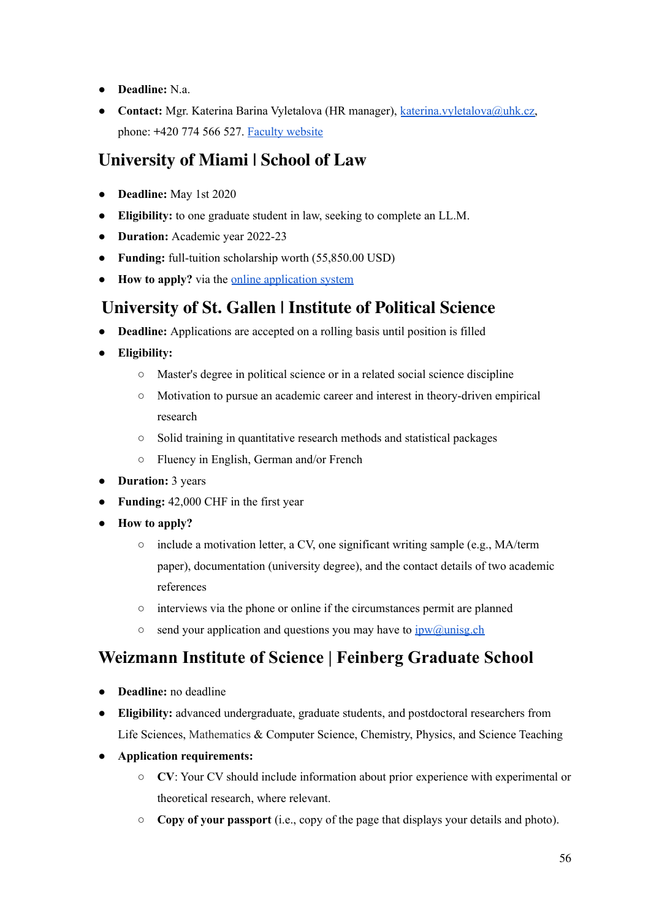- **Deadline:** N.a.
- **Contact:** Mgr. Katerina Barina Vyletalova (HR manager), [katerina.vyletalova@uhk.cz](mailto:katerina.vyletalova@uhk.cz), phone: +420 774 566 527. [Faculty website]()

## University of Miami | School of Law

- **Deadline:** May 1st 2020
- **Eligibility:** to one graduate student in law, seeking to complete an LL.M.
- **Duration:** Academic year 2022-23
- **Funding:** full-tuition scholarship worth (55,850.00 USD)
- **How to apply?** via the [online application system]()

## University of St. Gallen | Institute of Political Science

- **Deadline:** Applications are accepted on a rolling basis until position is filled
- **Eligibility:**
    - Master's degree in political science or in a related social science discipline
    - Motivation to pursue an academic career and interest in theory-driven empirical research
    - Solid training in quantitative research methods and statistical packages
    - Fluency in English, German and/or French
- **Duration:** 3 years
- **Funding:** 42,000 CHF in the first year
- **How to apply?**
    - include a motivation letter, a CV, one significant writing sample (e.g., MA/term paper), documentation (university degree), and the contact details of two academic references
    - interviews via the phone or online if the circumstances permit are planned
    - send your application and questions you may have to [ipw@unisg.ch](mailto:ipw@unisg.ch)

## Weizmann Institute of Science | Feinberg Graduate School

- **Deadline:** no deadline
- **Eligibility:** advanced undergraduate, graduate students, and postdoctoral researchers from Life Sciences, Mathematics & Computer Science, Chemistry, Physics, and Science Teaching
- **Application requirements:**
    - **CV**: Your CV should include information about prior experience with experimental or theoretical research, where relevant.
    - **Copy of your passport** (i.e., copy of the page that displays your details and photo).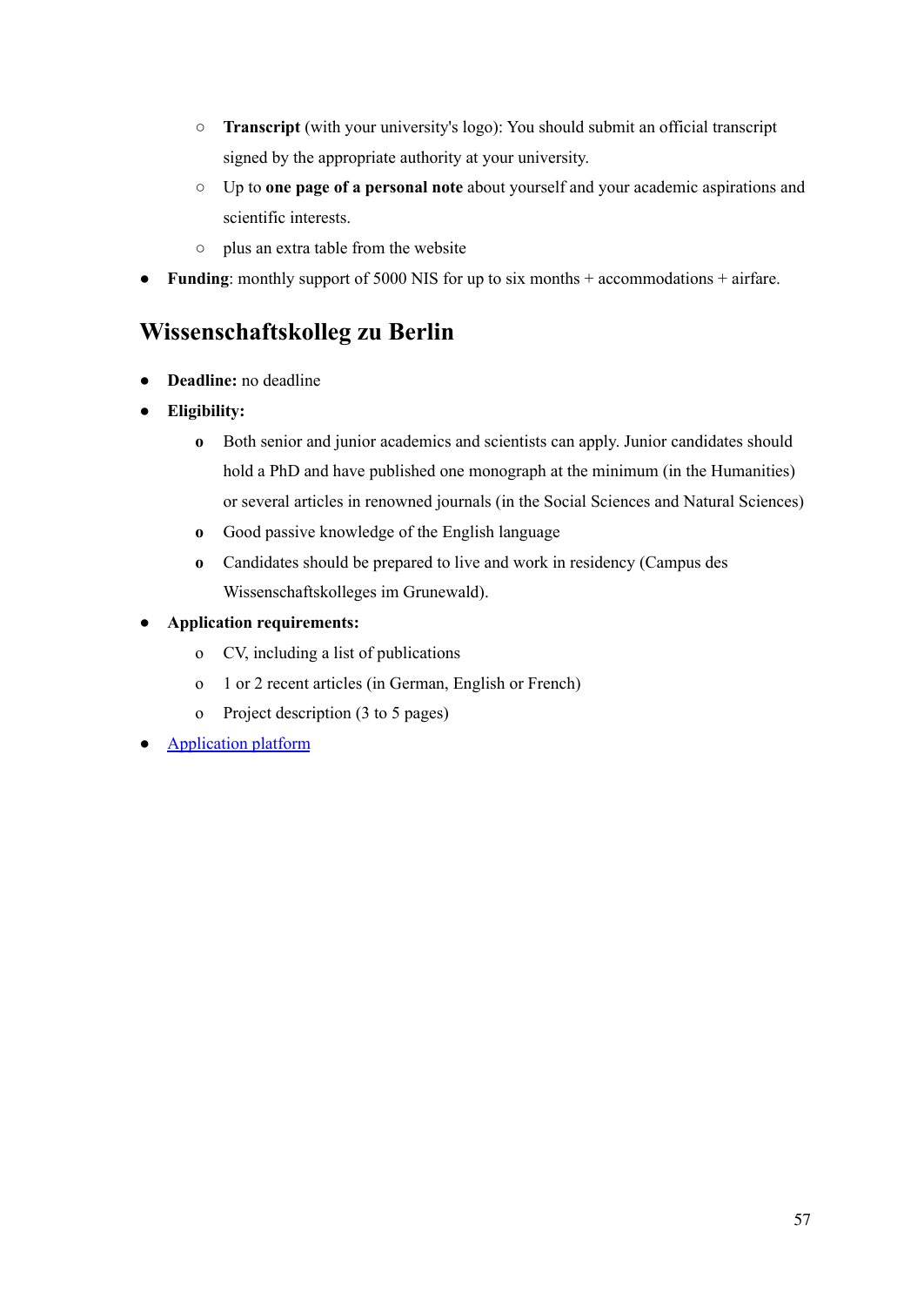- **Transcript** (with your university's logo): You should submit an official transcript signed by the appropriate authority at your university.
  - Up to **one page of a personal note** about yourself and your academic aspirations and scientific interests.
  - plus an extra table from the website
- **Funding**: monthly support of 5000 NIS for up to six months + accommodations + airfare.

## Wissenschaftskolleg zu Berlin

- **Deadline:** no deadline
- **Eligibility:**
  - Both senior and junior academics and scientists can apply. Junior candidates should hold a PhD and have published one monograph at the minimum (in the Humanities) or several articles in renowned journals (in the Social Sciences and Natural Sciences)
  - Good passive knowledge of the English language
  - Candidates should be prepared to live and work in residency (Campus des Wissenschaftskollegs im Grunewald).
- **Application requirements:**
  - CV, including a list of publications
  - 1 or 2 recent articles (in German, English or French)
  - Project description (3 to 5 pages)
- Application platform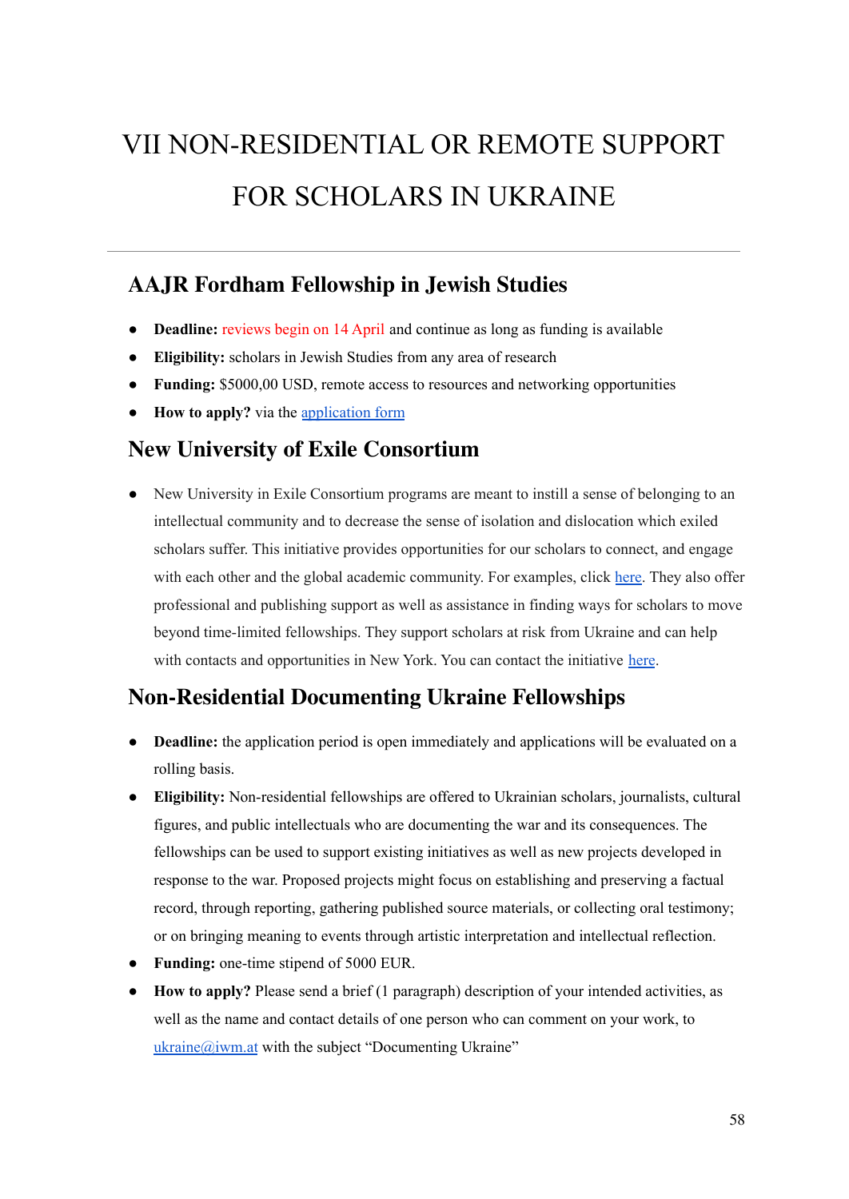# VII NON-RESIDENTIAL OR REMOTE SUPPORT FOR SCHOLARS IN UKRAINE

---

## AAJR Fordham Fellowship in Jewish Studies

- **Deadline:** reviews begin on 14 April and continue as long as funding is available
- **Eligibility:** scholars in Jewish Studies from any area of research
- **Funding:** $5000,00 USD, remote access to resources and networking opportunities
- **How to apply?** via the application form

## New University of Exile Consortium

- New University in Exile Consortium programs are meant to instill a sense of belonging to an intellectual community and to decrease the sense of isolation and dislocation which exiled scholars suffer. This initiative provides opportunities for our scholars to connect, and engage with each other and the global academic community. For examples, click here. They also offer professional and publishing support as well as assistance in finding ways for scholars to move beyond time-limited fellowships. They support scholars at risk from Ukraine and can help with contacts and opportunities in New York. You can contact the initiative here.

## Non-Residential Documenting Ukraine Fellowships

- **Deadline:** the application period is open immediately and applications will be evaluated on a rolling basis.
- **Eligibility:** Non-residential fellowships are offered to Ukrainian scholars, journalists, cultural figures, and public intellectuals who are documenting the war and its consequences. The fellowships can be used to support existing initiatives as well as new projects developed in response to the war. Proposed projects might focus on establishing and preserving a factual record, through reporting, gathering published source materials, or collecting oral testimony; or on bringing meaning to events through artistic interpretation and intellectual reflection.
- **Funding:** one-time stipend of 5000 EUR.
- **How to apply?** Please send a brief (1 paragraph) description of your intended activities, as well as the name and contact details of one person who can comment on your work, to ukraine@iwm.at with the subject "Documenting Ukraine"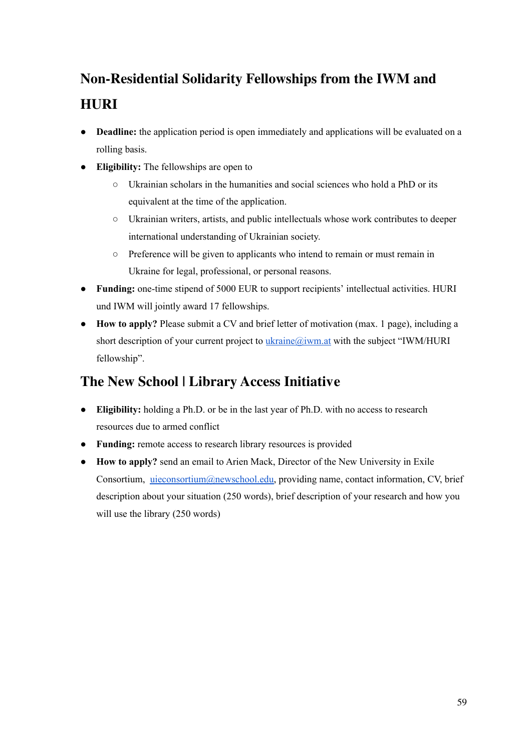## Non-Residential Solidarity Fellowships from the IWM and HURI

- **Deadline:** the application period is open immediately and applications will be evaluated on a rolling basis.
- **Eligibility:** The fellowships are open to
  - Ukrainian scholars in the humanities and social sciences who hold a PhD or its equivalent at the time of the application.
  - Ukrainian writers, artists, and public intellectuals whose work contributes to deeper international understanding of Ukrainian society.
  - Preference will be given to applicants who intend to remain or must remain in Ukraine for legal, professional, or personal reasons.
- **Funding:** one-time stipend of 5000 EUR to support recipients' intellectual activities. HURI und IWM will jointly award 17 fellowships.
- **How to apply?** Please submit a CV and brief letter of motivation (max. 1 page), including a short description of your current project to ukraine@iwm.at with the subject "IWM/HURI fellowship".

## The New School | Library Access Initiative

- **Eligibility:** holding a Ph.D. or be in the last year of Ph.D. with no access to research resources due to armed conflict
- **Funding:** remote access to research library resources is provided
- **How to apply?** send an email to Arien Mack, Director of the New University in Exile Consortium, uieconsortium@newschool.edu, providing name, contact information, CV, brief description about your situation (250 words), brief description of your research and how you will use the library (250 words)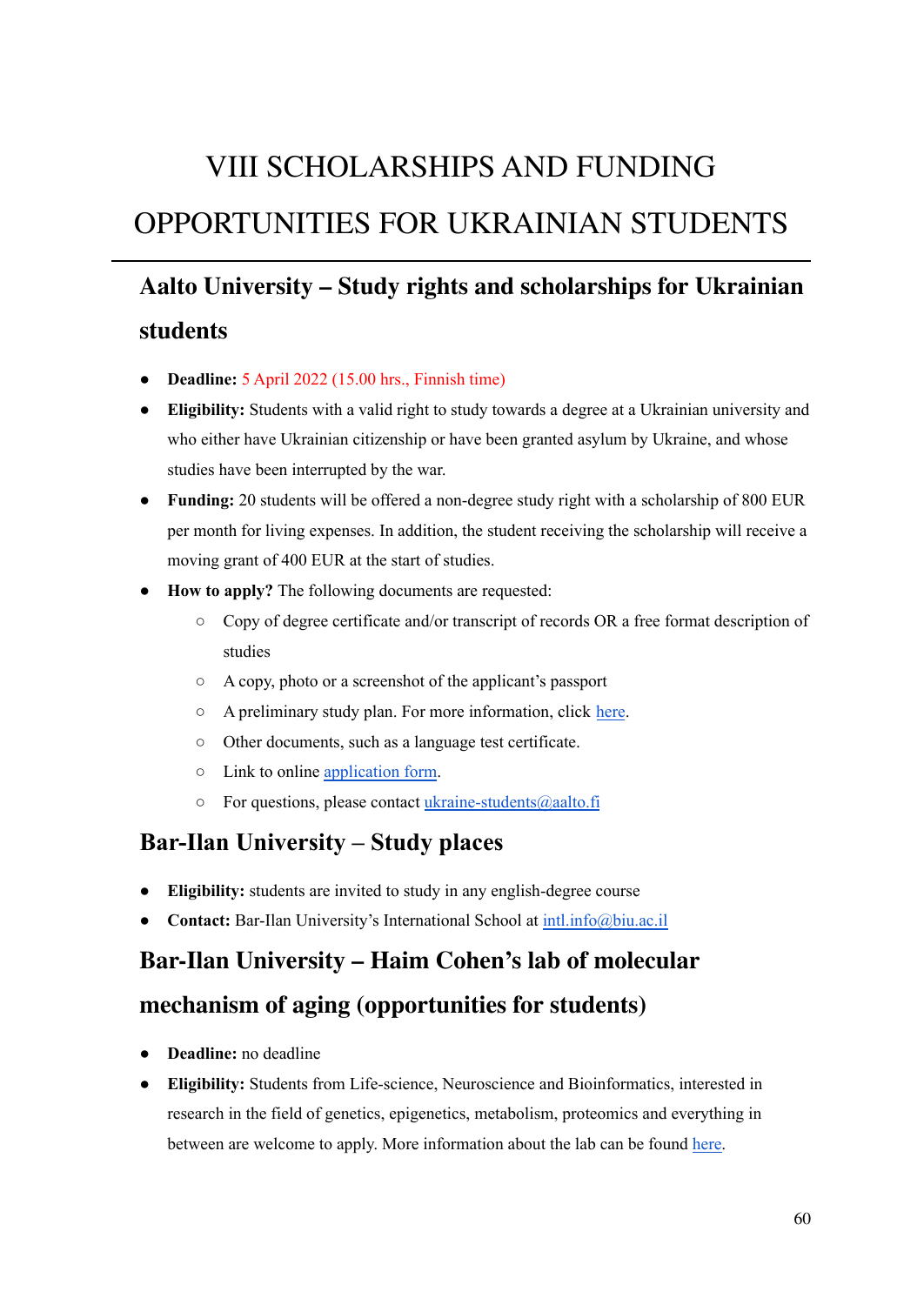# VIII SCHOLARSHIPS AND FUNDING OPPORTUNITIES FOR UKRAINIAN STUDENTS

## Aalto University – Study rights and scholarships for Ukrainian students

- **Deadline:** 5 April 2022 (15.00 hrs., Finnish time)
- **Eligibility:** Students with a valid right to study towards a degree at a Ukrainian university and who either have Ukrainian citizenship or have been granted asylum by Ukraine, and whose studies have been interrupted by the war.
- **Funding:** 20 students will be offered a non-degree study right with a scholarship of 800 EUR per month for living expenses. In addition, the student receiving the scholarship will receive a moving grant of 400 EUR at the start of studies.
- **How to apply?** The following documents are requested:
  - Copy of degree certificate and/or transcript of records OR a free format description of studies
  - A copy, photo or a screenshot of the applicant's passport
  - A preliminary study plan. For more information, click here.
  - Other documents, such as a language test certificate.
  - Link to online application form.
  - For questions, please contact ukraine-students@aalto.fi

## Bar-Ilan University – Study places

- **Eligibility:** students are invited to study in any english-degree course
- **Contact:** Bar-Ilan University's International School at intl.info@biu.ac.il

## Bar-Ilan University – Haim Cohen's lab of molecular mechanism of aging (opportunities for students)

- **Deadline:** no deadline
- **Eligibility:** Students from Life-science, Neuroscience and Bioinformatics, interested in research in the field of genetics, epigenetics, metabolism, proteomics and everything in between are welcome to apply. More information about the lab can be found here.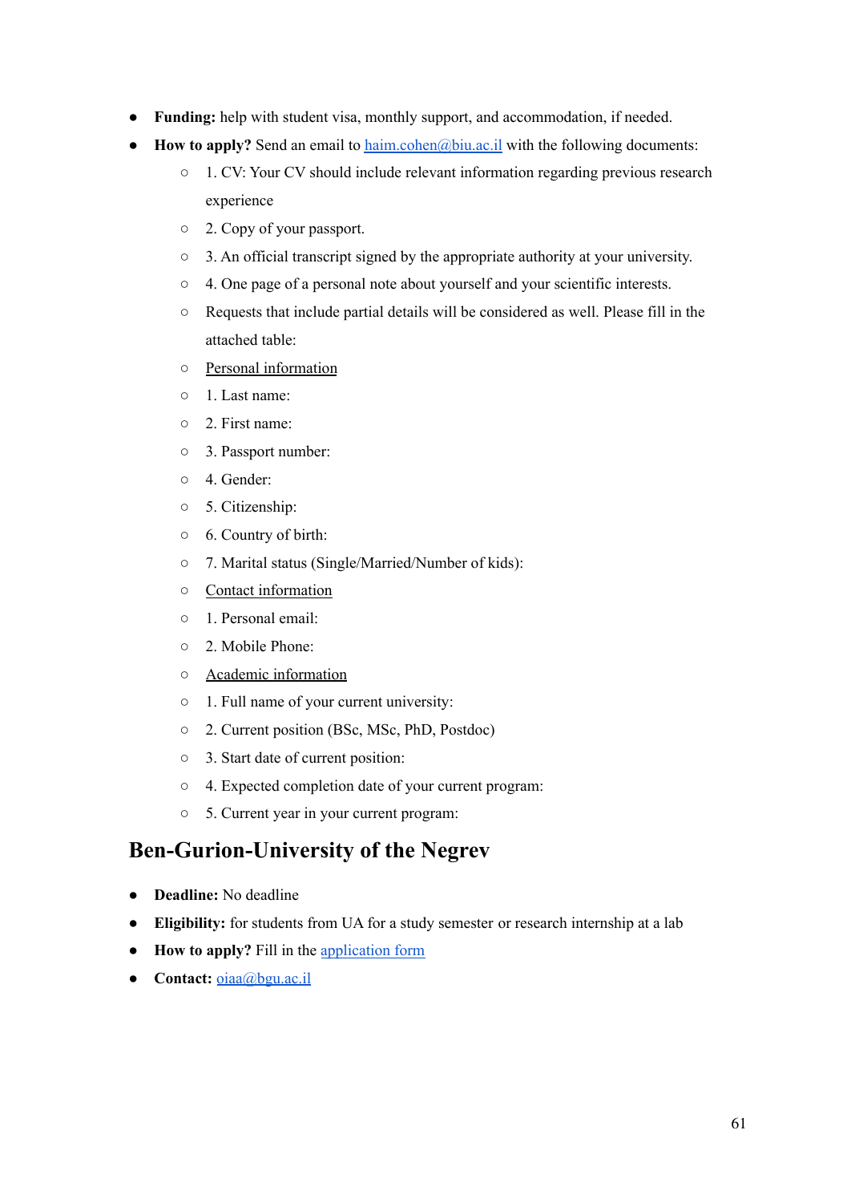- **Funding:** help with student visa, monthly support, and accommodation, if needed.
- **How to apply?** Send an email to [haim.cohen@biu.ac.il](mailto:haim.cohen@biu.ac.il) with the following documents:
    - 1. CV: Your CV should include relevant information regarding previous research experience
    - 2. Copy of your passport.
    - 3. An official transcript signed by the appropriate authority at your university.
    - 4. One page of a personal note about yourself and your scientific interests.
    - Requests that include partial details will be considered as well. Please fill in the attached table:
    - <u>Personal information</u>
    - 1. Last name:
    - 2. First name:
    - 3. Passport number:
    - 4. Gender:
    - 5. Citizenship:
    - 6. Country of birth:
    - 7. Marital status (Single/Married/Number of kids):
    - <u>Contact information</u>
    - 1. Personal email:
    - 2. Mobile Phone:
    - <u>Academic information</u>
    - 1. Full name of your current university:
    - 2. Current position (BSc, MSc, PhD, Postdoc)
    - 3. Start date of current position:
    - 4. Expected completion date of your current program:
    - 5. Current year in your current program:

## Ben-Gurion-University of the Negrev

- **Deadline:** No deadline
- **Eligibility:** for students from UA for a study semester or research internship at a lab
- **How to apply?** Fill in the application form
- **Contact:** [oiaa@bgu.ac.il](mailto:oiaa@bgu.ac.il)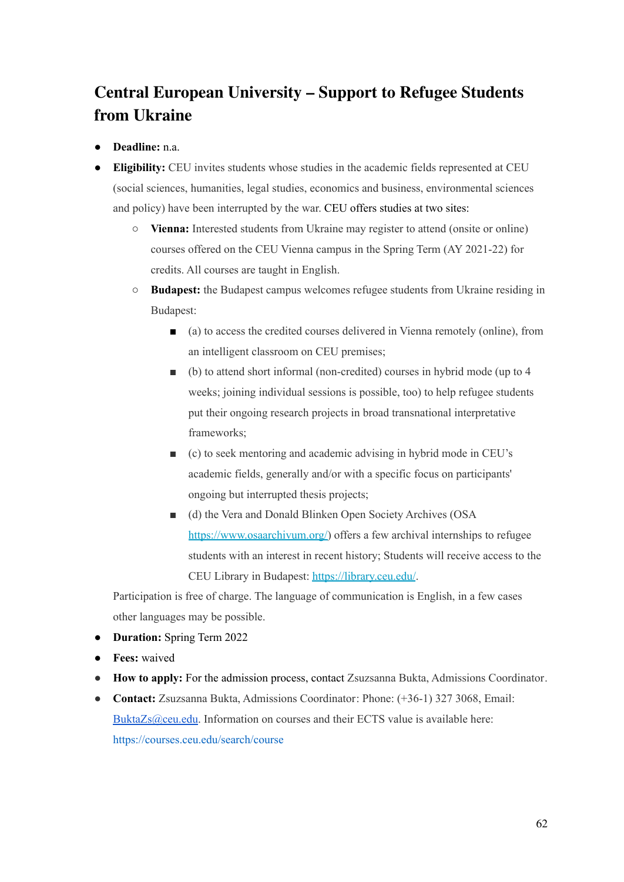# Central European University – Support to Refugee Students from Ukraine

- **Deadline:** n.a.
- **Eligibility:** CEU invites students whose studies in the academic fields represented at CEU (social sciences, humanities, legal studies, economics and business, environmental sciences and policy) have been interrupted by the war. CEU offers studies at two sites:
    - **Vienna:** Interested students from Ukraine may register to attend (onsite or online) courses offered on the CEU Vienna campus in the Spring Term (AY 2021-22) for credits. All courses are taught in English.
    - **Budapest:** the Budapest campus welcomes refugee students from Ukraine residing in Budapest:
        - (a) to access the credited courses delivered in Vienna remotely (online), from an intelligent classroom on CEU premises;
        - (b) to attend short informal (non-credited) courses in hybrid mode (up to 4 weeks; joining individual sessions is possible, too) to help refugee students put their ongoing research projects in broad transnational interpretative frameworks;
        - (c) to seek mentoring and academic advising in hybrid mode in CEU's academic fields, generally and/or with a specific focus on participants' ongoing but interrupted thesis projects;
        - (d) the Vera and Donald Blinken Open Society Archives (OSA https://www.osaarchivum.org/) offers a few archival internships to refugee students with an interest in recent history; Students will receive access to the CEU Library in Budapest: https://library.ceu.edu/.

  Participation is free of charge. The language of communication is English, in a few cases other languages may be possible.
- **Duration:** Spring Term 2022
- **Fees:** waived
- **How to apply:** For the admission process, contact Zsuzsanna Bukta, Admissions Coordinator.
- **Contact:** Zsuzsanna Bukta, Admissions Coordinator: Phone: (+36-1) 327 3068, Email: BuktaZs@ceu.edu. Information on courses and their ECTS value is available here: https://courses.ceu.edu/search/course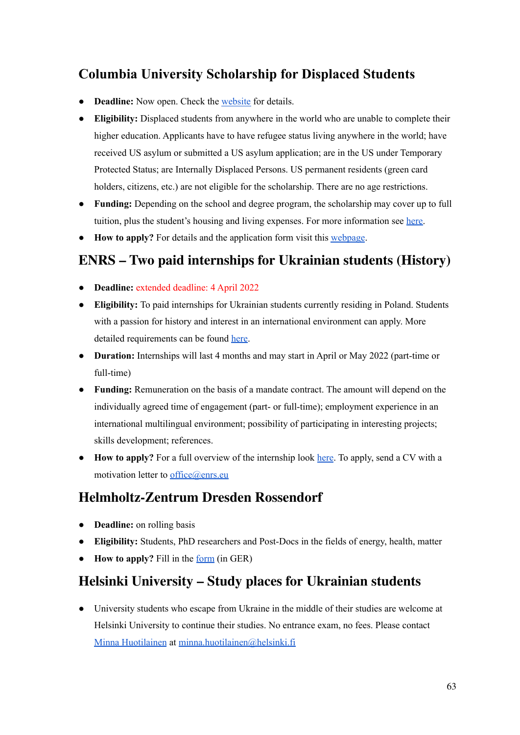## Columbia University Scholarship for Displaced Students

- **Deadline:** Now open. Check the website for details.
- **Eligibility:** Displaced students from anywhere in the world who are unable to complete their higher education. Applicants have to have refugee status living anywhere in the world; have received US asylum or submitted a US asylum application; are in the US under Temporary Protected Status; are Internally Displaced Persons. US permanent residents (green card holders, citizens, etc.) are not eligible for the scholarship. There are no age restrictions.
- **Funding:** Depending on the school and degree program, the scholarship may cover up to full tuition, plus the student's housing and living expenses. For more information see here.
- **How to apply?** For details and the application form visit this webpage.

## ENRS – Two paid internships for Ukrainian students (History)

- **Deadline:** extended deadline: 4 April 2022
- **Eligibility:** To paid internships for Ukrainian students currently residing in Poland. Students with a passion for history and interest in an international environment can apply. More detailed requirements can be found here.
- **Duration:** Internships will last 4 months and may start in April or May 2022 (part-time or full-time)
- **Funding:** Remuneration on the basis of a mandate contract. The amount will depend on the individually agreed time of engagement (part- or full-time); employment experience in an international multilingual environment; possibility of participating in interesting projects; skills development; references.
- **How to apply?** For a full overview of the internship look here. To apply, send a CV with a motivation letter to office@enrs.eu

## Helmholtz-Zentrum Dresden Rossendorf

- **Deadline:** on rolling basis
- **Eligibility:** Students, PhD researchers and Post-Docs in the fields of energy, health, matter
- **How to apply?** Fill in the form (in GER)

## Helsinki University – Study places for Ukrainian students

- University students who escape from Ukraine in the middle of their studies are welcome at Helsinki University to continue their studies. No entrance exam, no fees. Please contact Minna Huotilainen at minna.huotilainen@helsinki.fi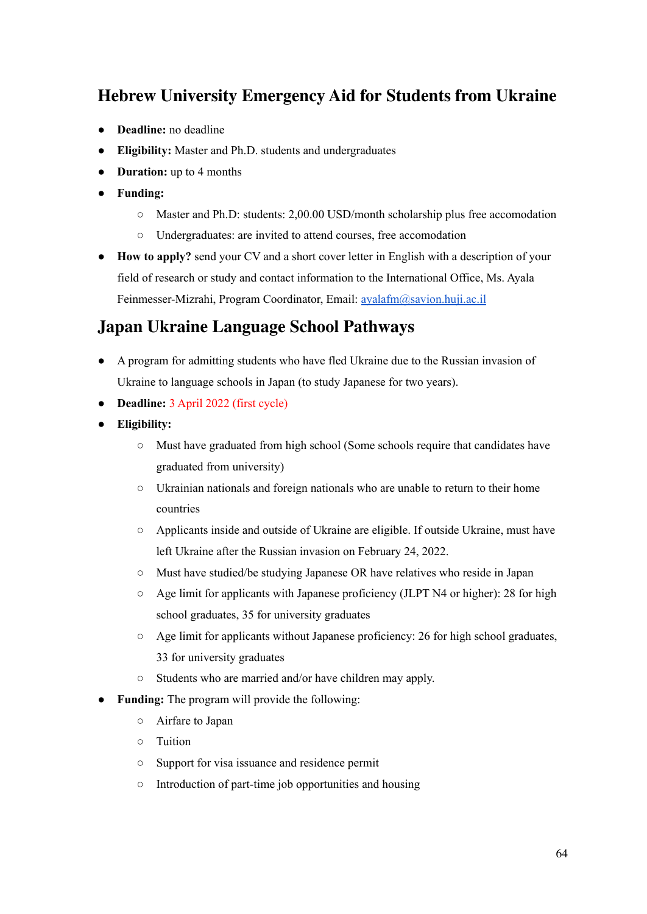## Hebrew University Emergency Aid for Students from Ukraine

- **Deadline:** no deadline
- **Eligibility:** Master and Ph.D. students and undergraduates
- **Duration:** up to 4 months
- **Funding:**
  - Master and Ph.D: students: 2,00.00 USD/month scholarship plus free accomodation
  - Undergraduates: are invited to attend courses, free accomodation
- **How to apply?** send your CV and a short cover letter in English with a description of your field of research or study and contact information to the International Office, Ms. Ayala Feinmesser-Mizrahi, Program Coordinator, Email: ayalafm@savion.huji.ac.il

## Japan Ukraine Language School Pathways

- A program for admitting students who have fled Ukraine due to the Russian invasion of Ukraine to language schools in Japan (to study Japanese for two years).
- **Deadline:** 3 April 2022 (first cycle)
- **Eligibility:**
  - Must have graduated from high school (Some schools require that candidates have graduated from university)
  - Ukrainian nationals and foreign nationals who are unable to return to their home countries
  - Applicants inside and outside of Ukraine are eligible. If outside Ukraine, must have left Ukraine after the Russian invasion on February 24, 2022.
  - Must have studied/be studying Japanese OR have relatives who reside in Japan
  - Age limit for applicants with Japanese proficiency (JLPT N4 or higher): 28 for high school graduates, 35 for university graduates
  - Age limit for applicants without Japanese proficiency: 26 for high school graduates, 33 for university graduates
  - Students who are married and/or have children may apply.
- **Funding:** The program will provide the following:
  - Airfare to Japan
  - Tuition
  - Support for visa issuance and residence permit
  - Introduction of part-time job opportunities and housing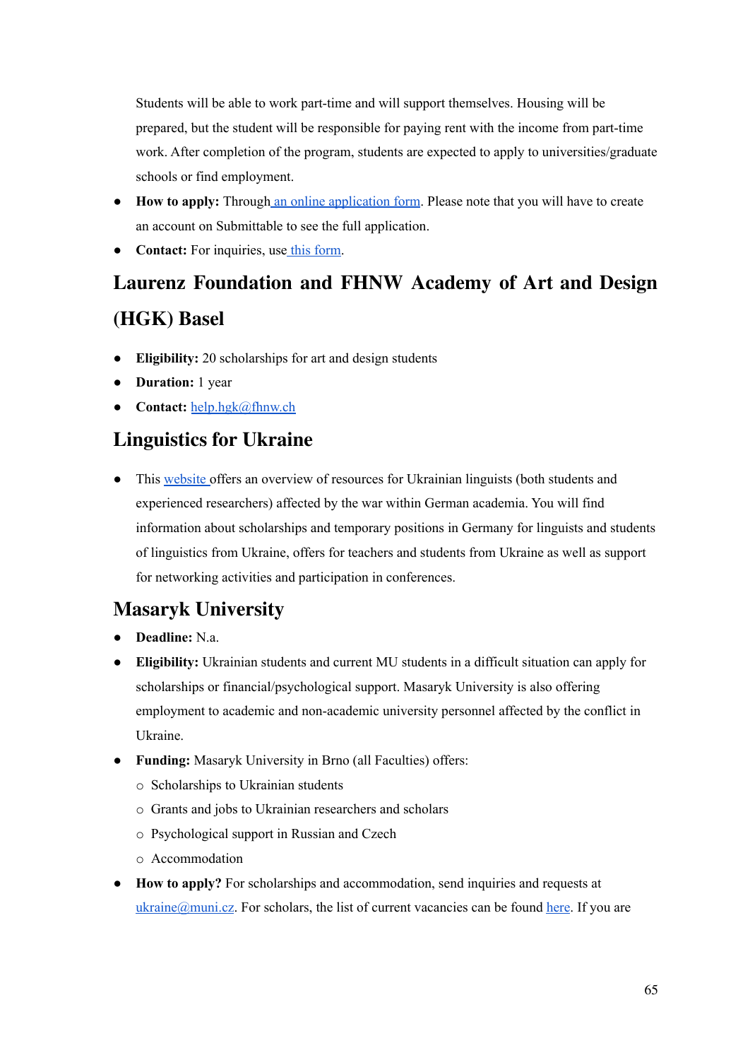Students will be able to work part-time and will support themselves. Housing will be prepared, but the student will be responsible for paying rent with the income from part-time work. After completion of the program, students are expected to apply to universities/graduate schools or find employment.

- **How to apply:** Through an online application form. Please note that you will have to create an account on Submittable to see the full application.
- **Contact:** For inquiries, use this form.

## Laurenz Foundation and FHNW Academy of Art and Design (HGK) Basel

- **Eligibility:** 20 scholarships for art and design students
- **Duration:** 1 year
- **Contact:** help.hgk@fhnw.ch

## Linguistics for Ukraine

- This website offers an overview of resources for Ukrainian linguists (both students and experienced researchers) affected by the war within German academia. You will find information about scholarships and temporary positions in Germany for linguists and students of linguistics from Ukraine, offers for teachers and students from Ukraine as well as support for networking activities and participation in conferences.

## Masaryk University

- **Deadline:** N.a.
- **Eligibility:** Ukrainian students and current MU students in a difficult situation can apply for scholarships or financial/psychological support. Masaryk University is also offering employment to academic and non-academic university personnel affected by the conflict in Ukraine.
- **Funding:** Masaryk University in Brno (all Faculties) offers:
  - Scholarships to Ukrainian students
  - Grants and jobs to Ukrainian researchers and scholars
  - Psychological support in Russian and Czech
  - Accommodation
- **How to apply?** For scholarships and accommodation, send inquiries and requests at ukraine@muni.cz. For scholars, the list of current vacancies can be found here. If you are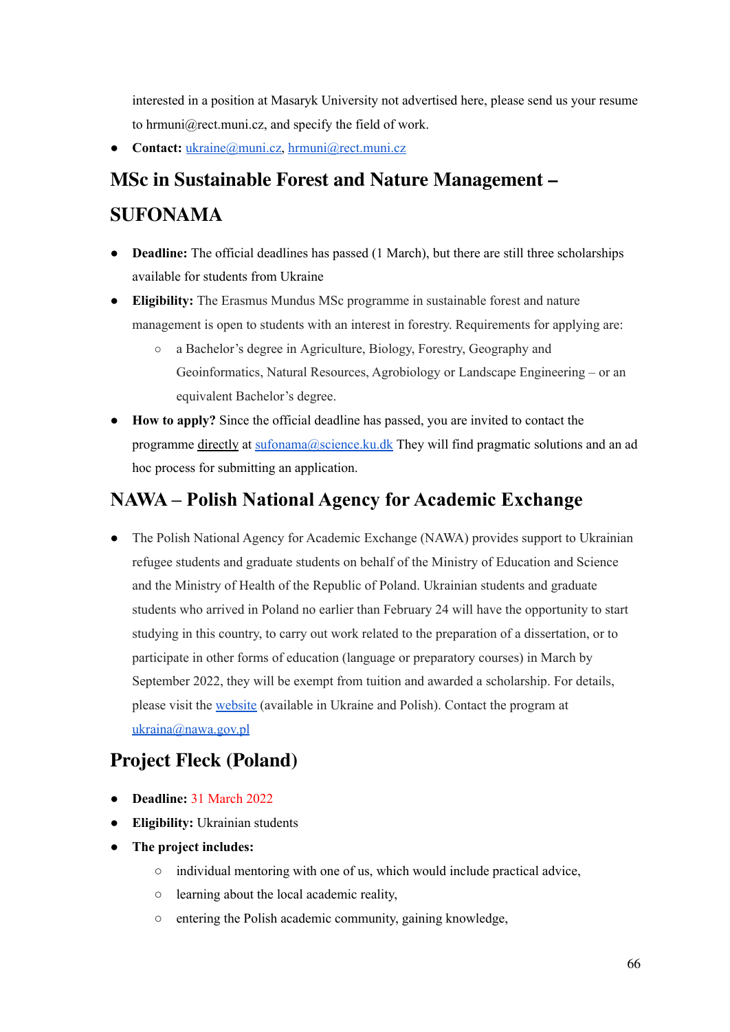interested in a position at Masaryk University not advertised here, please send us your resume to hrmuni@rect.muni.cz, and specify the field of work.

- **Contact:** ukraine@muni.cz, hrmuni@rect.muni.cz

## MSc in Sustainable Forest and Nature Management – SUFONAMA

- **Deadline:** The official deadlines has passed (1 March), but there are still three scholarships available for students from Ukraine
- **Eligibility:** The Erasmus Mundus MSc programme in sustainable forest and nature management is open to students with an interest in forestry. Requirements for applying are:
  - a Bachelor's degree in Agriculture, Biology, Forestry, Geography and Geoinformatics, Natural Resources, Agrobiology or Landscape Engineering – or an equivalent Bachelor's degree.
- **How to apply?** Since the official deadline has passed, you are invited to contact the programme directly at sufonama@science.ku.dk They will find pragmatic solutions and an ad hoc process for submitting an application.

## NAWA – Polish National Agency for Academic Exchange

- The Polish National Agency for Academic Exchange (NAWA) provides support to Ukrainian refugee students and graduate students on behalf of the Ministry of Education and Science and the Ministry of Health of the Republic of Poland. Ukrainian students and graduate students who arrived in Poland no earlier than February 24 will have the opportunity to start studying in this country, to carry out work related to the preparation of a dissertation, or to participate in other forms of education (language or preparatory courses) in March by September 2022, they will be exempt from tuition and awarded a scholarship. For details, please visit the website (available in Ukraine and Polish). Contact the program at ukraina@nawa.gov.pl

## Project Fleck (Poland)

- **Deadline:** 31 March 2022
- **Eligibility:** Ukrainian students
- **The project includes:**
  - individual mentoring with one of us, which would include practical advice,
  - learning about the local academic reality,
  - entering the Polish academic community, gaining knowledge,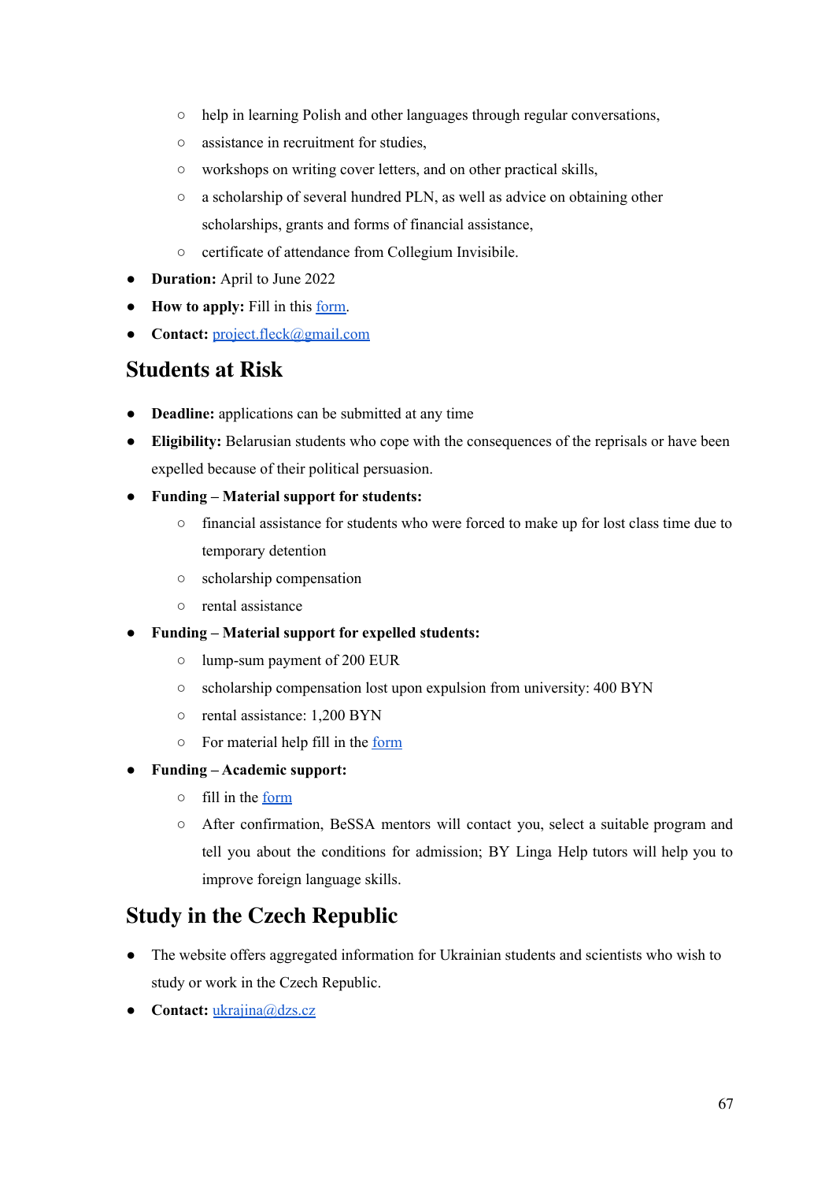- help in learning Polish and other languages through regular conversations,
    - assistance in recruitment for studies,
    - workshops on writing cover letters, and on other practical skills,
    - a scholarship of several hundred PLN, as well as advice on obtaining other scholarships, grants and forms of financial assistance,
    - certificate of attendance from Collegium Invisibile.
- **Duration:** April to June 2022
- **How to apply:** Fill in this form.
- **Contact:** project.fleck@gmail.com

## Students at Risk

- **Deadline:** applications can be submitted at any time
- **Eligibility:** Belarusian students who cope with the consequences of the reprisals or have been expelled because of their political persuasion.
- **Funding – Material support for students:**
    - financial assistance for students who were forced to make up for lost class time due to temporary detention
    - scholarship compensation
    - rental assistance
- **Funding – Material support for expelled students:**
    - lump-sum payment of 200 EUR
    - scholarship compensation lost upon expulsion from university: 400 BYN
    - rental assistance: 1,200 BYN
    - For material help fill in the form
- **Funding – Academic support:**
    - fill in the form
    - After confirmation, BeSSA mentors will contact you, select a suitable program and tell you about the conditions for admission; BY Linga Help tutors will help you to improve foreign language skills.

## Study in the Czech Republic

- The website offers aggregated information for Ukrainian students and scientists who wish to study or work in the Czech Republic.
- **Contact:** ukrajina@dzs.cz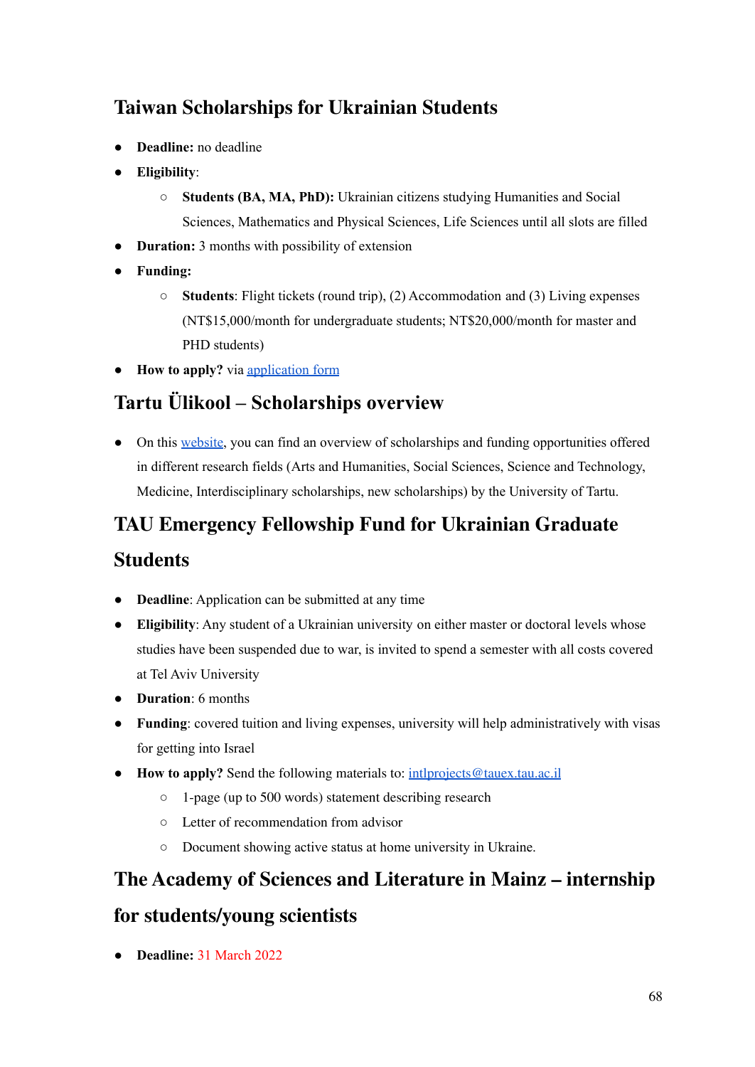## Taiwan Scholarships for Ukrainian Students

- **Deadline:** no deadline
- **Eligibility**:
    - **Students (BA, MA, PhD):** Ukrainian citizens studying Humanities and Social Sciences, Mathematics and Physical Sciences, Life Sciences until all slots are filled
- **Duration:** 3 months with possibility of extension
- **Funding:**
    - **Students**: Flight tickets (round trip), (2) Accommodation and (3) Living expenses (NT$15,000/month for undergraduate students; NT$20,000/month for master and PHD students)
- **How to apply?** via [application form]

## Tartu Ülikool – Scholarships overview

- On this [website], you can find an overview of scholarships and funding opportunities offered in different research fields (Arts and Humanities, Social Sciences, Science and Technology, Medicine, Interdisciplinary scholarships, new scholarships) by the University of Tartu.

## TAU Emergency Fellowship Fund for Ukrainian Graduate Students

- **Deadline**: Application can be submitted at any time
- **Eligibility**: Any student of a Ukrainian university on either master or doctoral levels whose studies have been suspended due to war, is invited to spend a semester with all costs covered at Tel Aviv University
- **Duration**: 6 months
- **Funding**: covered tuition and living expenses, university will help administratively with visas for getting into Israel
- **How to apply?** Send the following materials to: intlprojects@tauex.tau.ac.il
    - 1-page (up to 500 words) statement describing research
    - Letter of recommendation from advisor
    - Document showing active status at home university in Ukraine.

## The Academy of Sciences and Literature in Mainz – internship for students/young scientists

- **Deadline:** 31 March 2022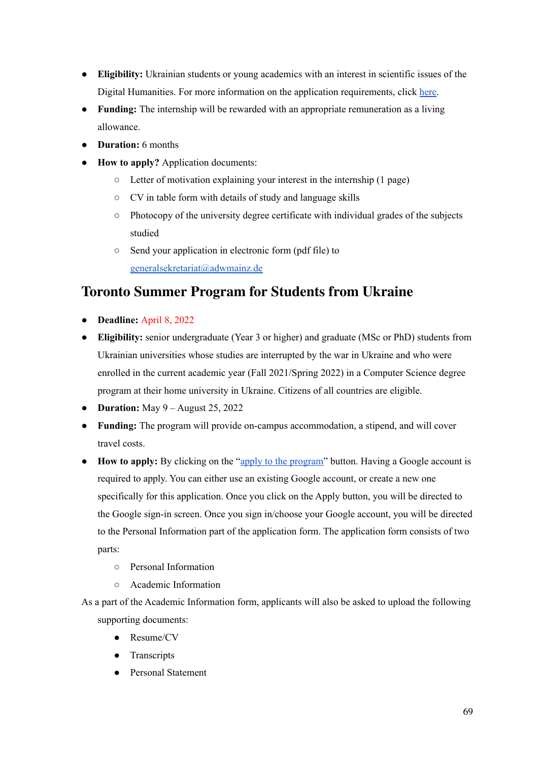- **Eligibility:** Ukrainian students or young academics with an interest in scientific issues of the Digital Humanities. For more information on the application requirements, click here.
- **Funding:** The internship will be rewarded with an appropriate remuneration as a living allowance.
- **Duration:** 6 months
- **How to apply?** Application documents:
  - Letter of motivation explaining your interest in the internship (1 page)
  - CV in table form with details of study and language skills
  - Photocopy of the university degree certificate with individual grades of the subjects studied
  - Send your application in electronic form (pdf file) to generalsekretariat@adwmainz.de

## Toronto Summer Program for Students from Ukraine

- **Deadline:** April 8, 2022
- **Eligibility:** senior undergraduate (Year 3 or higher) and graduate (MSc or PhD) students from Ukrainian universities whose studies are interrupted by the war in Ukraine and who were enrolled in the current academic year (Fall 2021/Spring 2022) in a Computer Science degree program at their home university in Ukraine. Citizens of all countries are eligible.
- **Duration:** May 9 – August 25, 2022
- **Funding:** The program will provide on-campus accommodation, a stipend, and will cover travel costs.
- **How to apply:** By clicking on the "apply to the program" button. Having a Google account is required to apply. You can either use an existing Google account, or create a new one specifically for this application. Once you click on the Apply button, you will be directed to the Google sign-in screen. Once you sign in/choose your Google account, you will be directed to the Personal Information part of the application form. The application form consists of two parts:
  - Personal Information
  - Academic Information

As a part of the Academic Information form, applicants will also be asked to upload the following supporting documents:

- Resume/CV
- Transcripts
- Personal Statement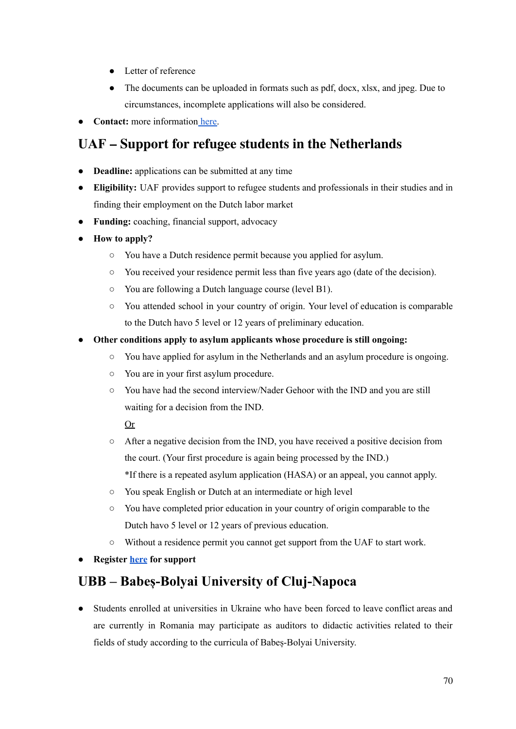- Letter of reference
    - The documents can be uploaded in formats such as pdf, docx, xlsx, and jpeg. Due to circumstances, incomplete applications will also be considered.
- **Contact:** more information [here](#).

## UAF – Support for refugee students in the Netherlands

- **Deadline:** applications can be submitted at any time
- **Eligibility:** UAF provides support to refugee students and professionals in their studies and in finding their employment on the Dutch labor market
- **Funding:** coaching, financial support, advocacy
- **How to apply?**
    - You have a Dutch residence permit because you applied for asylum.
    - You received your residence permit less than five years ago (date of the decision).
    - You are following a Dutch language course (level B1).
    - You attended school in your country of origin. Your level of education is comparable to the Dutch havo 5 level or 12 years of preliminary education.
- **Other conditions apply to asylum applicants whose procedure is still ongoing:**
    - You have applied for asylum in the Netherlands and an asylum procedure is ongoing.
    - You are in your first asylum procedure.
    - You have had the second interview/Nader Gehoor with the IND and you are still waiting for a decision from the IND.
      Or
    - After a negative decision from the IND, you have received a positive decision from the court. (Your first procedure is again being processed by the IND.)
      *If there is a repeated asylum application (HASA) or an appeal, you cannot apply.
    - You speak English or Dutch at an intermediate or high level
    - You have completed prior education in your country of origin comparable to the Dutch havo 5 level or 12 years of previous education.
    - Without a residence permit you cannot get support from the UAF to start work.
- **Register [here](#) for support**

## UBB – Babeș-Bolyai University of Cluj-Napoca

- Students enrolled at universities in Ukraine who have been forced to leave conflict areas and are currently in Romania may participate as auditors to didactic activities related to their fields of study according to the curricula of Babeș-Bolyai University.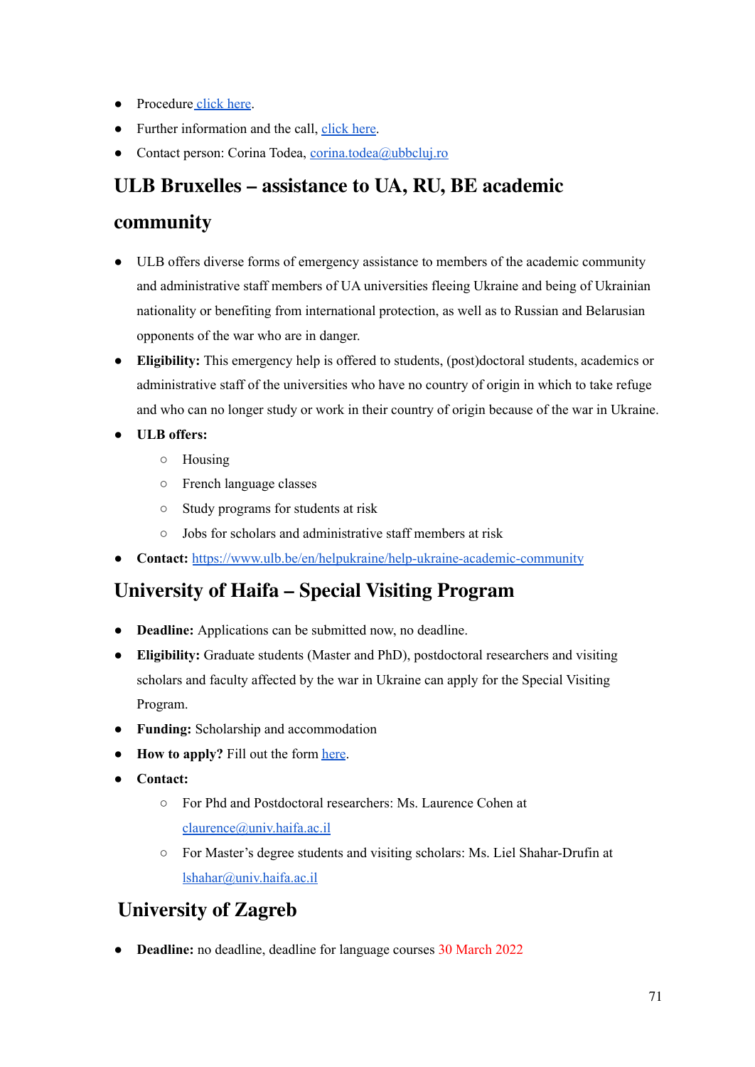- Procedure [click here](#).
- Further information and the call, [click here](#).
- Contact person: Corina Todea, [corina.todea@ubbcluj.ro](mailto:corina.todea@ubbcluj.ro)

## ULB Bruxelles – assistance to UA, RU, BE academic community

- ULB offers diverse forms of emergency assistance to members of the academic community and administrative staff members of UA universities fleeing Ukraine and being of Ukrainian nationality or benefiting from international protection, as well as to Russian and Belarusian opponents of the war who are in danger.
- **Eligibility:** This emergency help is offered to students, (post)doctoral students, academics or administrative staff of the universities who have no country of origin in which to take refuge and who can no longer study or work in their country of origin because of the war in Ukraine.
- **ULB offers:**
    - Housing
    - French language classes
    - Study programs for students at risk
    - Jobs for scholars and administrative staff members at risk
- **Contact:** [https://www.ulb.be/en/helpukraine/help-ukraine-academic-community](https://www.ulb.be/en/helpukraine/help-ukraine-academic-community)

## University of Haifa – Special Visiting Program

- **Deadline:** Applications can be submitted now, no deadline.
- **Eligibility:** Graduate students (Master and PhD), postdoctoral researchers and visiting scholars and faculty affected by the war in Ukraine can apply for the Special Visiting Program.
- **Funding:** Scholarship and accommodation
- **How to apply?** Fill out the form [here](#).
- **Contact:**
    - For Phd and Postdoctoral researchers: Ms. Laurence Cohen at [claurence@univ.haifa.ac.il](mailto:claurence@univ.haifa.ac.il)
    - For Master's degree students and visiting scholars: Ms. Liel Shahar-Drufin at [lshahar@univ.haifa.ac.il](mailto:lshahar@univ.haifa.ac.il)

## University of Zagreb

- **Deadline:** no deadline, deadline for language courses 30 March 2022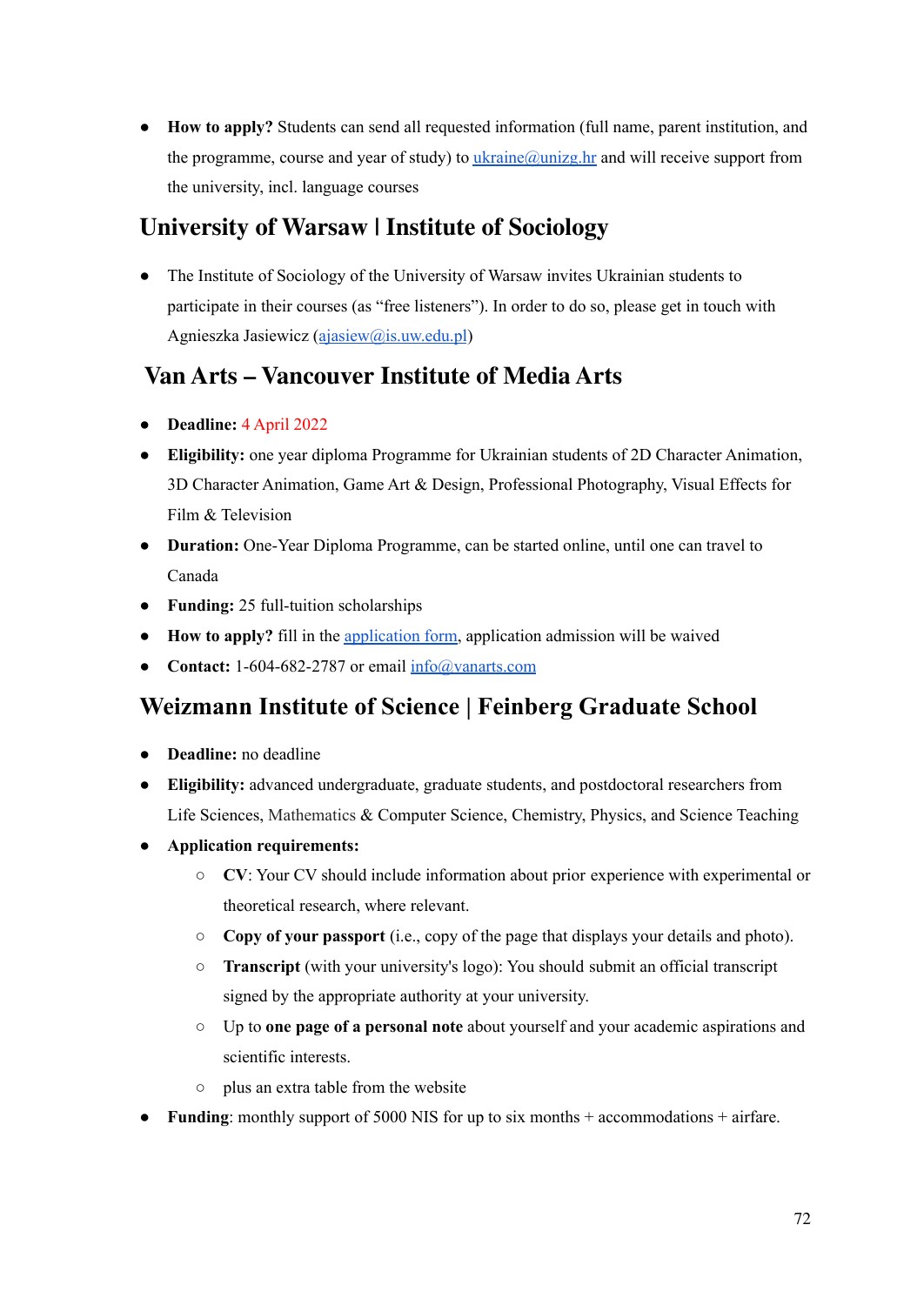- **How to apply?** Students can send all requested information (full name, parent institution, and the programme, course and year of study) to [ukraine@unizg.hr](mailto:ukraine@unizg.hr) and will receive support from the university, incl. language courses

## University of Warsaw | Institute of Sociology

- The Institute of Sociology of the University of Warsaw invites Ukrainian students to participate in their courses (as "free listeners"). In order to do so, please get in touch with Agnieszka Jasiewicz ([ajasiew@is.uw.edu.pl](mailto:ajasiew@is.uw.edu.pl))

## Van Arts – Vancouver Institute of Media Arts

- **Deadline:** 4 April 2022
- **Eligibility:** one year diploma Programme for Ukrainian students of 2D Character Animation, 3D Character Animation, Game Art & Design, Professional Photography, Visual Effects for Film & Television
- **Duration:** One-Year Diploma Programme, can be started online, until one can travel to Canada
- **Funding:** 25 full-tuition scholarships
- **How to apply?** fill in the application form, application admission will be waived
- **Contact:** 1-604-682-2787 or email [info@vanarts.com](mailto:info@vanarts.com)

## Weizmann Institute of Science | Feinberg Graduate School

- **Deadline:** no deadline
- **Eligibility:** advanced undergraduate, graduate students, and postdoctoral researchers from Life Sciences, Mathematics & Computer Science, Chemistry, Physics, and Science Teaching
- **Application requirements:**
  - **CV**: Your CV should include information about prior experience with experimental or theoretical research, where relevant.
  - **Copy of your passport** (i.e., copy of the page that displays your details and photo).
  - **Transcript** (with your university's logo): You should submit an official transcript signed by the appropriate authority at your university.
  - Up to **one page of a personal note** about yourself and your academic aspirations and scientific interests.
  - plus an extra table from the website
- **Funding**: monthly support of 5000 NIS for up to six months + accommodations + airfare.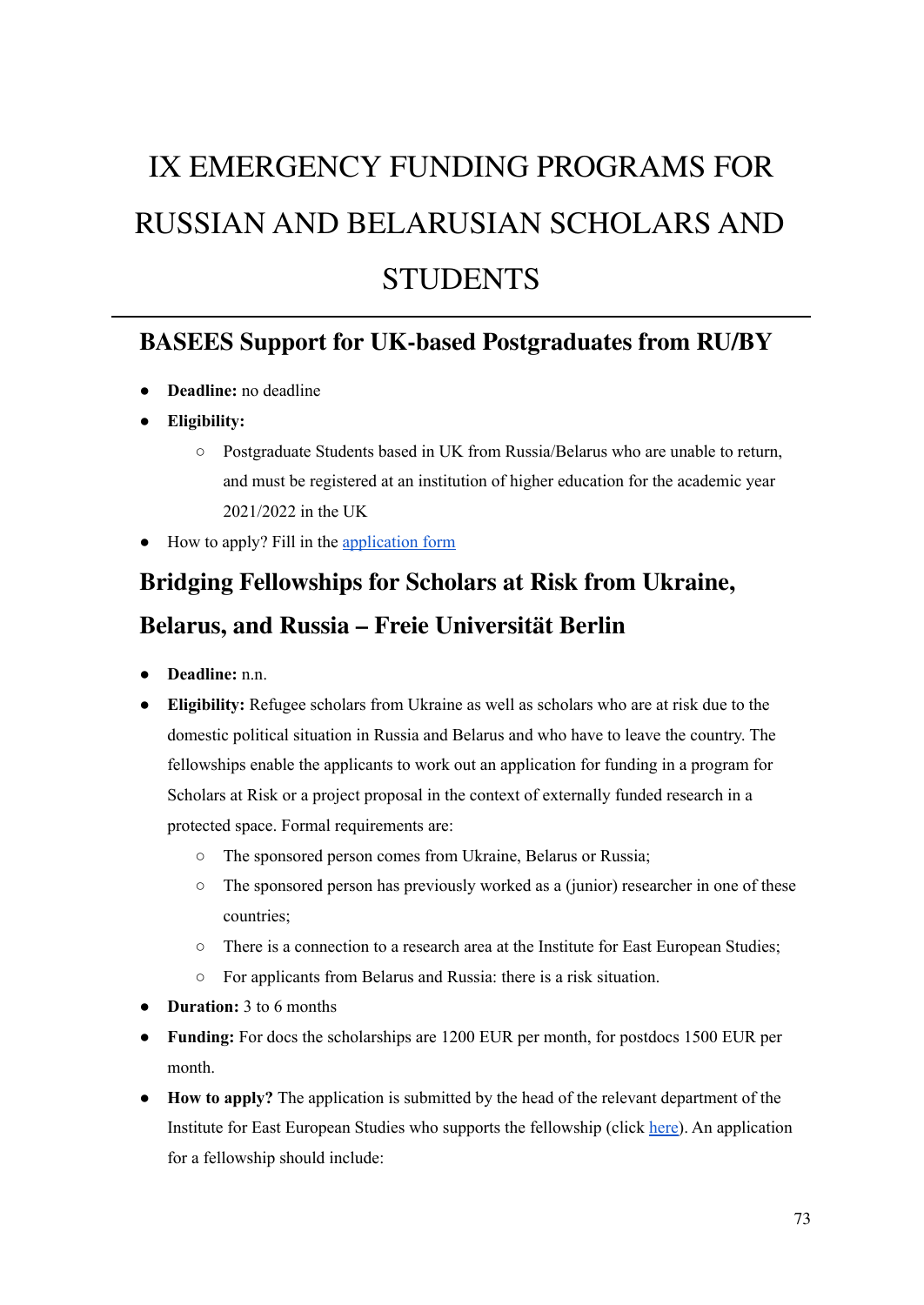# IX EMERGENCY FUNDING PROGRAMS FOR RUSSIAN AND BELARUSIAN SCHOLARS AND STUDENTS

## BASEES Support for UK-based Postgraduates from RU/BY

- **Deadline:** no deadline
- **Eligibility:**
  - Postgraduate Students based in UK from Russia/Belarus who are unable to return, and must be registered at an institution of higher education for the academic year 2021/2022 in the UK
- How to apply? Fill in the [application form]

## Bridging Fellowships for Scholars at Risk from Ukraine, Belarus, and Russia – Freie Universität Berlin

- **Deadline:** n.n.
- **Eligibility:** Refugee scholars from Ukraine as well as scholars who are at risk due to the domestic political situation in Russia and Belarus and who have to leave the country. The fellowships enable the applicants to work out an application for funding in a program for Scholars at Risk or a project proposal in the context of externally funded research in a protected space. Formal requirements are:
  - The sponsored person comes from Ukraine, Belarus or Russia;
  - The sponsored person has previously worked as a (junior) researcher in one of these countries;
  - There is a connection to a research area at the Institute for East European Studies;
  - For applicants from Belarus and Russia: there is a risk situation.
- **Duration:** 3 to 6 months
- **Funding:** For docs the scholarships are 1200 EUR per month, for postdocs 1500 EUR per month.
- **How to apply?** The application is submitted by the head of the relevant department of the Institute for East European Studies who supports the fellowship (click [here]). An application for a fellowship should include: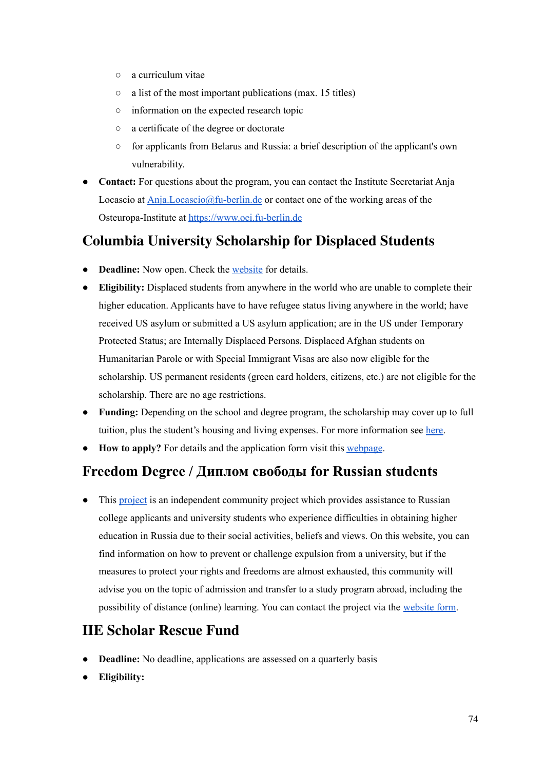- a curriculum vitae
  - a list of the most important publications (max. 15 titles)
  - information on the expected research topic
  - a certificate of the degree or doctorate
  - for applicants from Belarus and Russia: a brief description of the applicant's own vulnerability.
- **Contact:** For questions about the program, you can contact the Institute Secretariat Anja Locascio at Anja.Locascio@fu-berlin.de or contact one of the working areas of the Osteuropa-Institute at https://www.oei.fu-berlin.de

## Columbia University Scholarship for Displaced Students

- **Deadline:** Now open. Check the website for details.
- **Eligibility:** Displaced students from anywhere in the world who are unable to complete their higher education. Applicants have to have refugee status living anywhere in the world; have received US asylum or submitted a US asylum application; are in the US under Temporary Protected Status; are Internally Displaced Persons. Displaced Afghan students on Humanitarian Parole or with Special Immigrant Visas are also now eligible for the scholarship. US permanent residents (green card holders, citizens, etc.) are not eligible for the scholarship. There are no age restrictions.
- **Funding:** Depending on the school and degree program, the scholarship may cover up to full tuition, plus the student's housing and living expenses. For more information see here.
- **How to apply?** For details and the application form visit this webpage.

## Freedom Degree / Диплом свободы for Russian students

- This project is an independent community project which provides assistance to Russian college applicants and university students who experience difficulties in obtaining higher education in Russia due to their social activities, beliefs and views. On this website, you can find information on how to prevent or challenge expulsion from a university, but if the measures to protect your rights and freedoms are almost exhausted, this community will advise you on the topic of admission and transfer to a study program abroad, including the possibility of distance (online) learning. You can contact the project via the website form.

## IIE Scholar Rescue Fund

- **Deadline:** No deadline, applications are assessed on a quarterly basis
- **Eligibility:**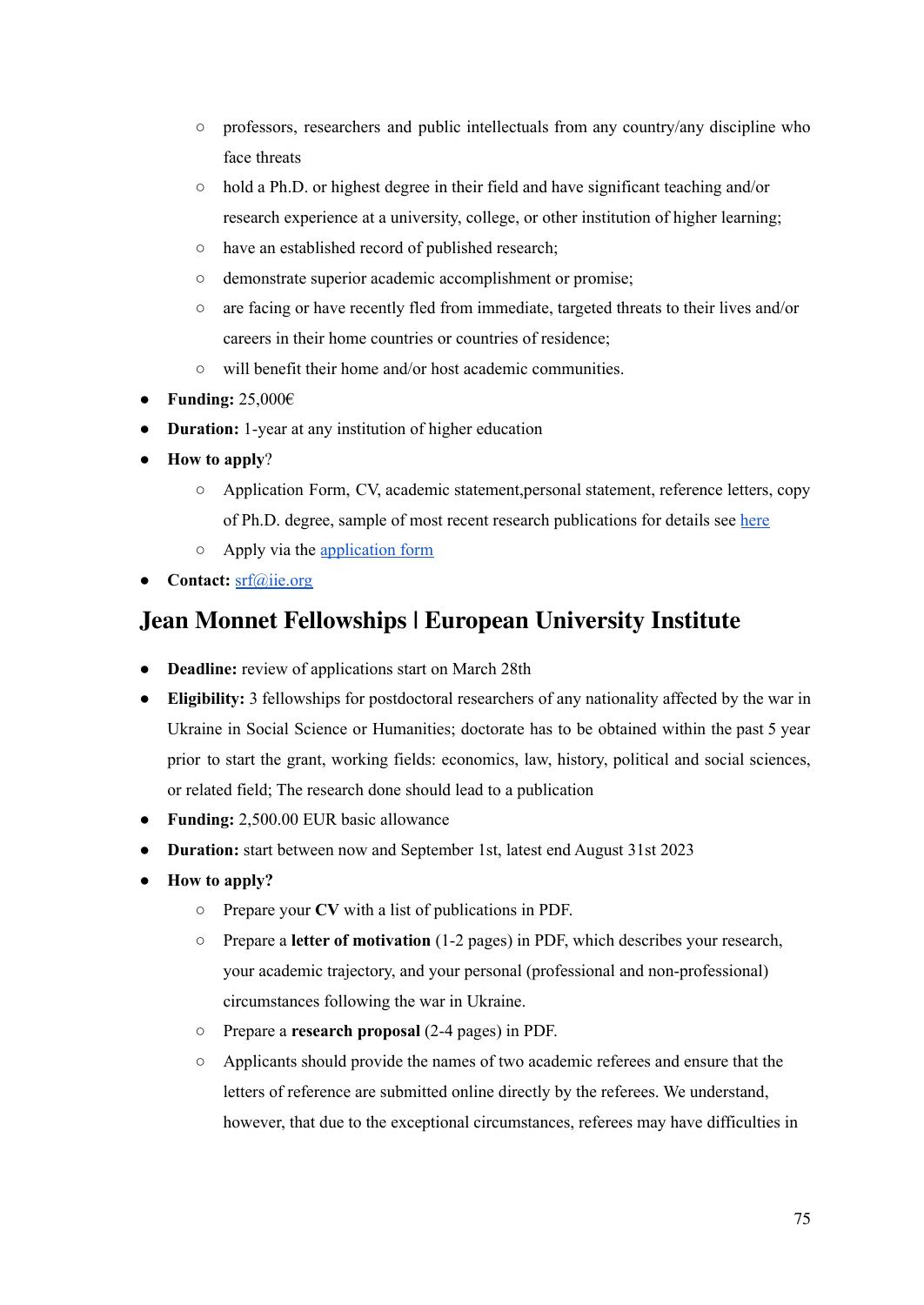- professors, researchers and public intellectuals from any country/any discipline who face threats
    - hold a Ph.D. or highest degree in their field and have significant teaching and/or research experience at a university, college, or other institution of higher learning;
    - have an established record of published research;
    - demonstrate superior academic accomplishment or promise;
    - are facing or have recently fled from immediate, targeted threats to their lives and/or careers in their home countries or countries of residence;
    - will benefit their home and/or host academic communities.
- **Funding:** 25,000€
- **Duration:** 1-year at any institution of higher education
- **How to apply**?
    - Application Form, CV, academic statement,personal statement, reference letters, copy of Ph.D. degree, sample of most recent research publications for details see here
    - Apply via the application form
- **Contact:** srf@iie.org

## Jean Monnet Fellowships | European University Institute

- **Deadline:** review of applications start on March 28th
- **Eligibility:** 3 fellowships for postdoctoral researchers of any nationality affected by the war in Ukraine in Social Science or Humanities; doctorate has to be obtained within the past 5 year prior to start the grant, working fields: economics, law, history, political and social sciences, or related field; The research done should lead to a publication
- **Funding:** 2,500.00 EUR basic allowance
- **Duration:** start between now and September 1st, latest end August 31st 2023
- **How to apply?**
    - Prepare your **CV** with a list of publications in PDF.
    - Prepare a **letter of motivation** (1-2 pages) in PDF, which describes your research, your academic trajectory, and your personal (professional and non-professional) circumstances following the war in Ukraine.
    - Prepare a **research proposal** (2-4 pages) in PDF.
    - Applicants should provide the names of two academic referees and ensure that the letters of reference are submitted online directly by the referees. We understand, however, that due to the exceptional circumstances, referees may have difficulties in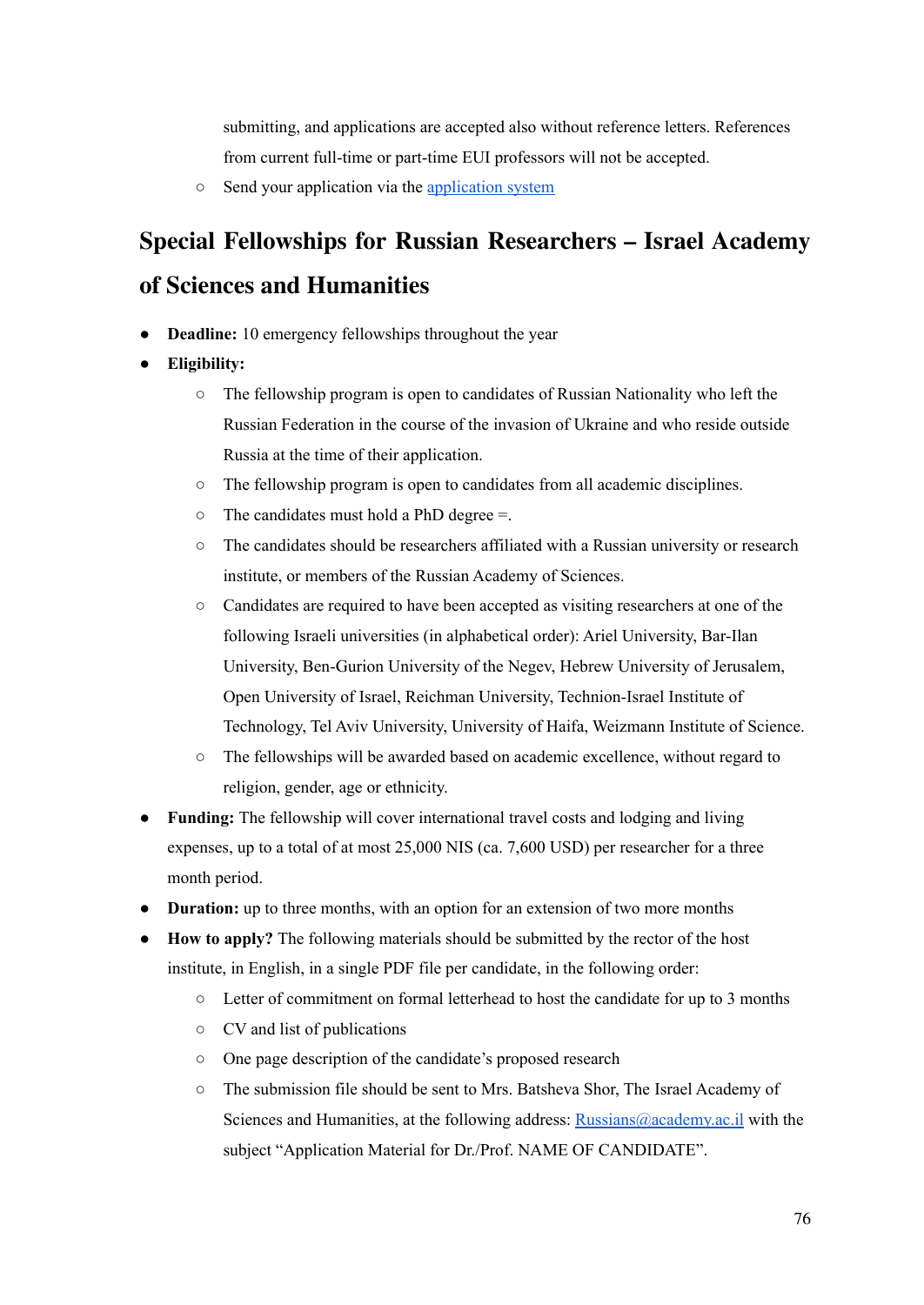submitting, and applications are accepted also without reference letters. References from current full-time or part-time EUI professors will not be accepted.
  - Send your application via the [application system]()

## Special Fellowships for Russian Researchers – Israel Academy of Sciences and Humanities

- **Deadline:** 10 emergency fellowships throughout the year
- **Eligibility:**
  - The fellowship program is open to candidates of Russian Nationality who left the Russian Federation in the course of the invasion of Ukraine and who reside outside Russia at the time of their application.
  - The fellowship program is open to candidates from all academic disciplines.
  - The candidates must hold a PhD degree =.
  - The candidates should be researchers affiliated with a Russian university or research institute, or members of the Russian Academy of Sciences.
  - Candidates are required to have been accepted as visiting researchers at one of the following Israeli universities (in alphabetical order): Ariel University, Bar-Ilan University, Ben-Gurion University of the Negev, Hebrew University of Jerusalem, Open University of Israel, Reichman University, Technion-Israel Institute of Technology, Tel Aviv University, University of Haifa, Weizmann Institute of Science.
  - The fellowships will be awarded based on academic excellence, without regard to religion, gender, age or ethnicity.
- **Funding:** The fellowship will cover international travel costs and lodging and living expenses, up to a total of at most 25,000 NIS (ca. 7,600 USD) per researcher for a three month period.
- **Duration:** up to three months, with an option for an extension of two more months
- **How to apply?** The following materials should be submitted by the rector of the host institute, in English, in a single PDF file per candidate, in the following order:
  - Letter of commitment on formal letterhead to host the candidate for up to 3 months
  - CV and list of publications
  - One page description of the candidate's proposed research
  - The submission file should be sent to Mrs. Batsheva Shor, The Israel Academy of Sciences and Humanities, at the following address: [Russians@academy.ac.il](mailto:Russians@academy.ac.il) with the subject "Application Material for Dr./Prof. NAME OF CANDIDATE".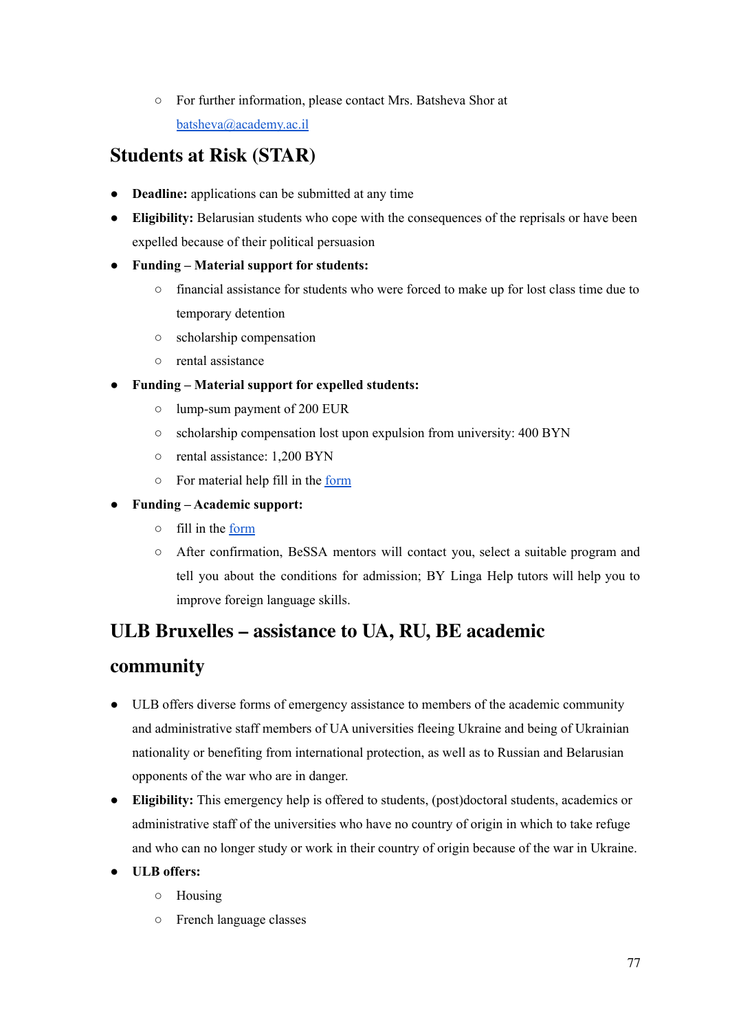- For further information, please contact Mrs. Batsheva Shor at [batsheva@academy.ac.il](mailto:batsheva@academy.ac.il)

## Students at Risk (STAR)

- **Deadline:** applications can be submitted at any time
- **Eligibility:** Belarusian students who cope with the consequences of the reprisals or have been expelled because of their political persuasion
- **Funding – Material support for students:**
    - financial assistance for students who were forced to make up for lost class time due to temporary detention
    - scholarship compensation
    - rental assistance
- **Funding – Material support for expelled students:**
    - lump-sum payment of 200 EUR
    - scholarship compensation lost upon expulsion from university: 400 BYN
    - rental assistance: 1,200 BYN
    - For material help fill in the form
- **Funding – Academic support:**
    - fill in the form
    - After confirmation, BeSSA mentors will contact you, select a suitable program and tell you about the conditions for admission; BY Linga Help tutors will help you to improve foreign language skills.

## ULB Bruxelles – assistance to UA, RU, BE academic community

- ULB offers diverse forms of emergency assistance to members of the academic community and administrative staff members of UA universities fleeing Ukraine and being of Ukrainian nationality or benefiting from international protection, as well as to Russian and Belarusian opponents of the war who are in danger.
- **Eligibility:** This emergency help is offered to students, (post)doctoral students, academics or administrative staff of the universities who have no country of origin in which to take refuge and who can no longer study or work in their country of origin because of the war in Ukraine.
- **ULB offers:**
    - Housing
    - French language classes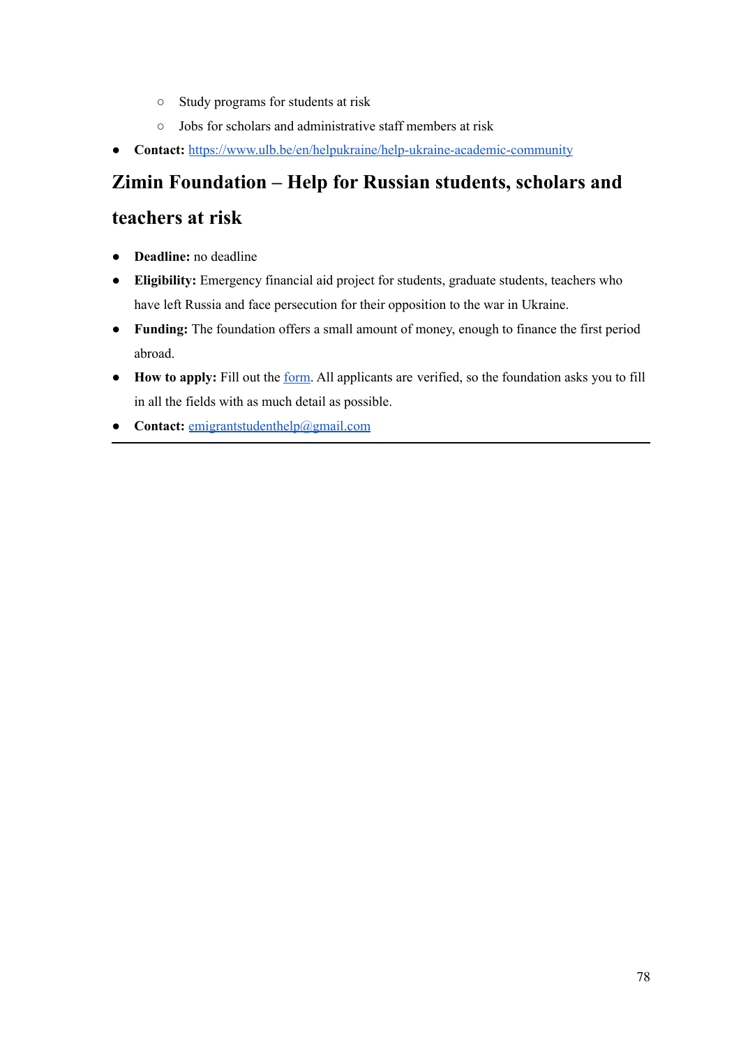- Study programs for students at risk
    - Jobs for scholars and administrative staff members at risk
- **Contact:** https://www.ulb.be/en/helpukraine/help-ukraine-academic-community

## Zimin Foundation – Help for Russian students, scholars and teachers at risk

- **Deadline:** no deadline
- **Eligibility:** Emergency financial aid project for students, graduate students, teachers who have left Russia and face persecution for their opposition to the war in Ukraine.
- **Funding:** The foundation offers a small amount of money, enough to finance the first period abroad.
- **How to apply:** Fill out the form. All applicants are verified, so the foundation asks you to fill in all the fields with as much detail as possible.
- **Contact:** emigrantstudenthelp@gmail.com

---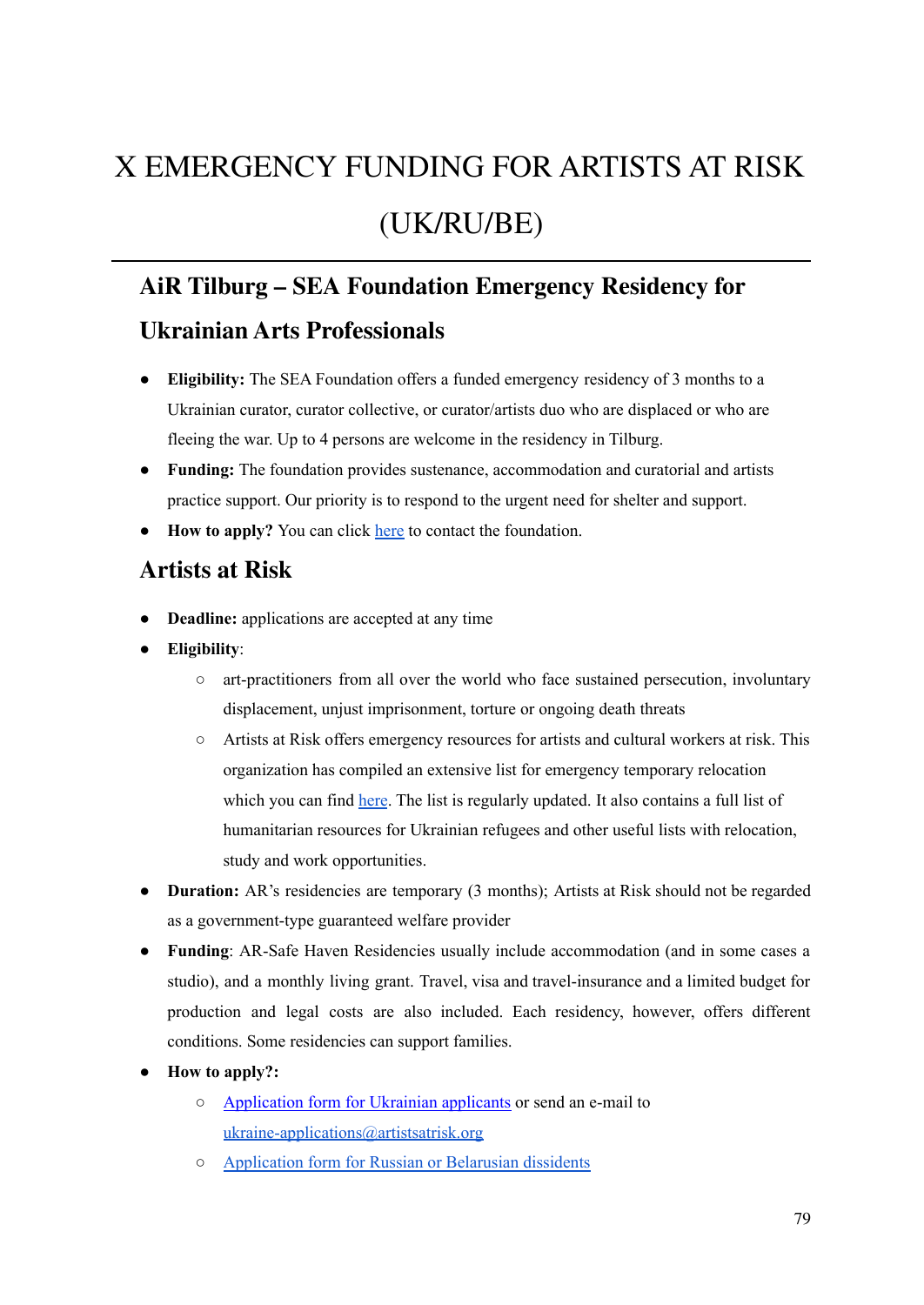# X EMERGENCY FUNDING FOR ARTISTS AT RISK (UK/RU/BE)

## AiR Tilburg – SEA Foundation Emergency Residency for Ukrainian Arts Professionals

- **Eligibility:** The SEA Foundation offers a funded emergency residency of 3 months to a Ukrainian curator, curator collective, or curator/artists duo who are displaced or who are fleeing the war. Up to 4 persons are welcome in the residency in Tilburg.
- **Funding:** The foundation provides sustenance, accommodation and curatorial and artists practice support. Our priority is to respond to the urgent need for shelter and support.
- **How to apply?** You can click here to contact the foundation.

## Artists at Risk

- **Deadline:** applications are accepted at any time
- **Eligibility**:
  - art-practitioners from all over the world who face sustained persecution, involuntary displacement, unjust imprisonment, torture or ongoing death threats
  - Artists at Risk offers emergency resources for artists and cultural workers at risk. This organization has compiled an extensive list for emergency temporary relocation which you can find here. The list is regularly updated. It also contains a full list of humanitarian resources for Ukrainian refugees and other useful lists with relocation, study and work opportunities.
- **Duration:** AR's residencies are temporary (3 months); Artists at Risk should not be regarded as a government-type guaranteed welfare provider
- **Funding**: AR-Safe Haven Residencies usually include accommodation (and in some cases a studio), and a monthly living grant. Travel, visa and travel-insurance and a limited budget for production and legal costs are also included. Each residency, however, offers different conditions. Some residencies can support families.
- **How to apply?:**
  - Application form for Ukrainian applicants or send an e-mail to ukraine-applications@artistsatrisk.org
  - Application form for Russian or Belarusian dissidents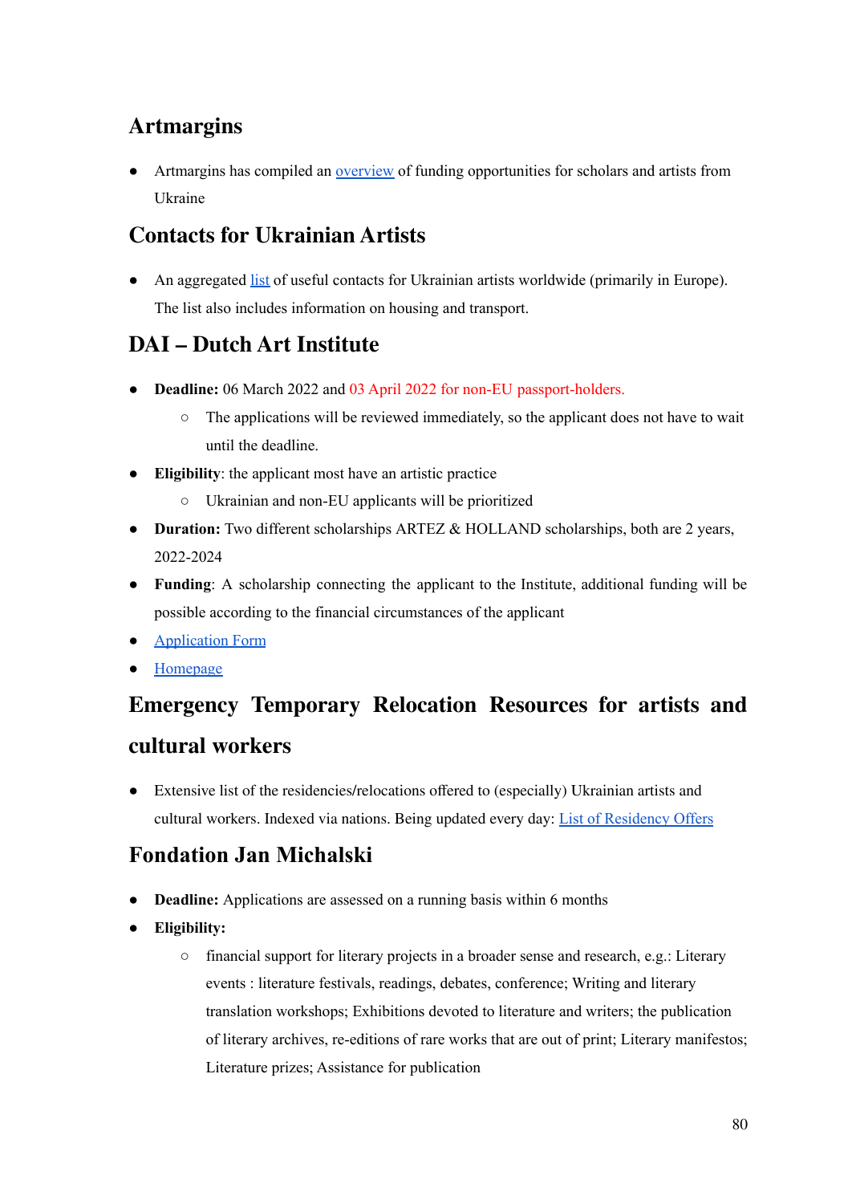## Artmargins

- Artmargins has compiled an overview of funding opportunities for scholars and artists from Ukraine

## Contacts for Ukrainian Artists

- An aggregated list of useful contacts for Ukrainian artists worldwide (primarily in Europe). The list also includes information on housing and transport.

## DAI – Dutch Art Institute

- **Deadline:** 06 March 2022 and 03 April 2022 for non-EU passport-holders.
  - The applications will be reviewed immediately, so the applicant does not have to wait until the deadline.
- **Eligibility**: the applicant most have an artistic practice
  - Ukrainian and non-EU applicants will be prioritized
- **Duration:** Two different scholarships ARTEZ & HOLLAND scholarships, both are 2 years, 2022-2024
- **Funding**: A scholarship connecting the applicant to the Institute, additional funding will be possible according to the financial circumstances of the applicant
- Application Form
- Homepage

## Emergency Temporary Relocation Resources for artists and cultural workers

- Extensive list of the residencies/relocations offered to (especially) Ukrainian artists and cultural workers. Indexed via nations. Being updated every day: List of Residency Offers

## Fondation Jan Michalski

- **Deadline:** Applications are assessed on a running basis within 6 months
- **Eligibility:**
  - financial support for literary projects in a broader sense and research, e.g.: Literary events : literature festivals, readings, debates, conference; Writing and literary translation workshops; Exhibitions devoted to literature and writers; the publication of literary archives, re-editions of rare works that are out of print; Literary manifestos; Literature prizes; Assistance for publication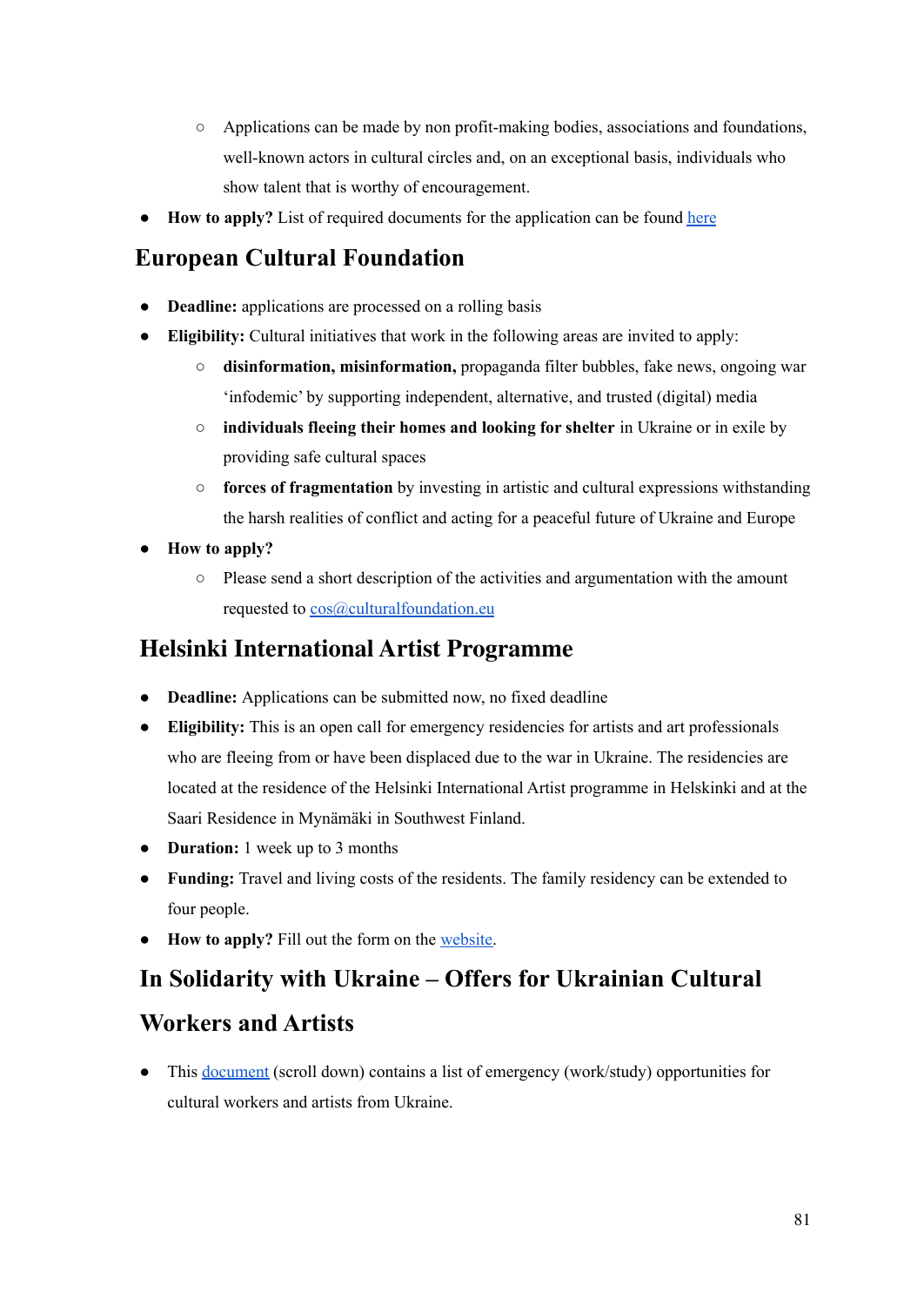- Applications can be made by non profit-making bodies, associations and foundations, well-known actors in cultural circles and, on an exceptional basis, individuals who show talent that is worthy of encouragement.

- **How to apply?** List of required documents for the application can be found here

## European Cultural Foundation

- **Deadline:** applications are processed on a rolling basis
- **Eligibility:** Cultural initiatives that work in the following areas are invited to apply:
    - **disinformation, misinformation,** propaganda filter bubbles, fake news, ongoing war 'infodemic' by supporting independent, alternative, and trusted (digital) media
    - **individuals fleeing their homes and looking for shelter** in Ukraine or in exile by providing safe cultural spaces
    - **forces of fragmentation** by investing in artistic and cultural expressions withstanding the harsh realities of conflict and acting for a peaceful future of Ukraine and Europe
- **How to apply?**
    - Please send a short description of the activities and argumentation with the amount requested to cos@culturalfoundation.eu

## Helsinki International Artist Programme

- **Deadline:** Applications can be submitted now, no fixed deadline
- **Eligibility:** This is an open call for emergency residencies for artists and art professionals who are fleeing from or have been displaced due to the war in Ukraine. The residencies are located at the residence of the Helsinki International Artist programme in Helskinki and at the Saari Residence in Mynämäki in Southwest Finland.
- **Duration:** 1 week up to 3 months
- **Funding:** Travel and living costs of the residents. The family residency can be extended to four people.
- **How to apply?** Fill out the form on the website.

## In Solidarity with Ukraine – Offers for Ukrainian Cultural Workers and Artists

- This document (scroll down) contains a list of emergency (work/study) opportunities for cultural workers and artists from Ukraine.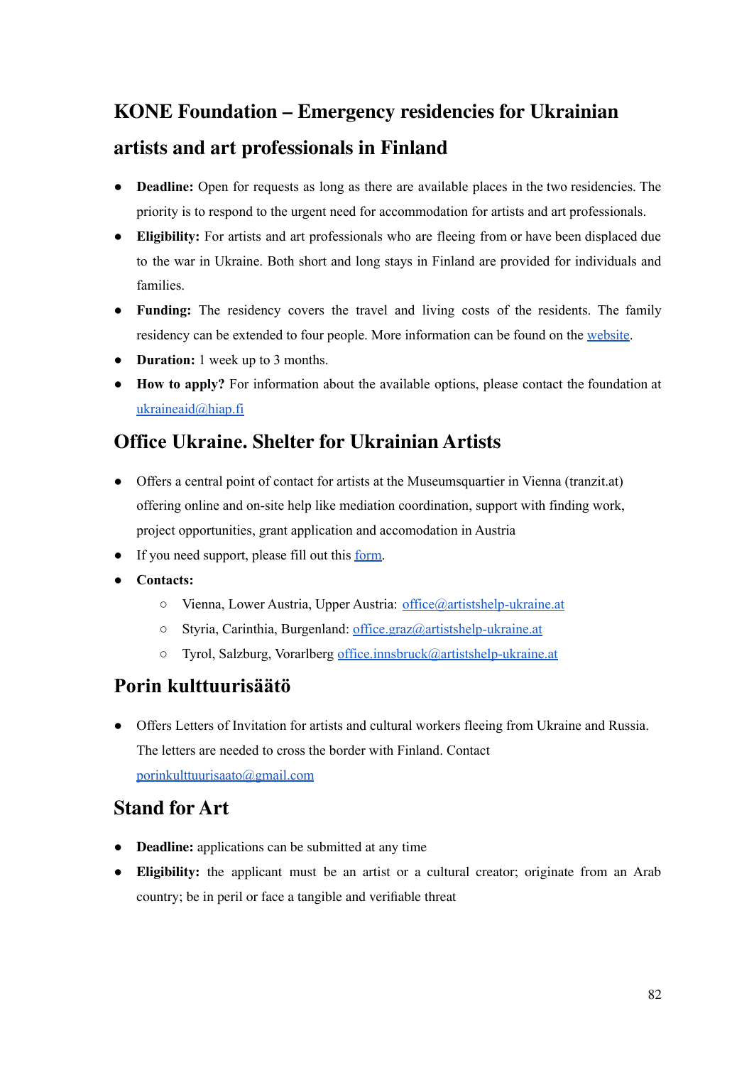## KONE Foundation – Emergency residencies for Ukrainian artists and art professionals in Finland

- **Deadline:** Open for requests as long as there are available places in the two residencies. The priority is to respond to the urgent need for accommodation for artists and art professionals.
- **Eligibility:** For artists and art professionals who are fleeing from or have been displaced due to the war in Ukraine. Both short and long stays in Finland are provided for individuals and families.
- **Funding:** The residency covers the travel and living costs of the residents. The family residency can be extended to four people. More information can be found on the website.
- **Duration:** 1 week up to 3 months.
- **How to apply?** For information about the available options, please contact the foundation at ukraineaid@hiap.fi

## Office Ukraine. Shelter for Ukrainian Artists

- Offers a central point of contact for artists at the Museumsquartier in Vienna (tranzit.at) offering online and on-site help like mediation coordination, support with finding work, project opportunities, grant application and accomodation in Austria
- If you need support, please fill out this form.
- **Contacts:**
  - Vienna, Lower Austria, Upper Austria: office@artistshelp-ukraine.at
  - Styria, Carinthia, Burgenland: office.graz@artistshelp-ukraine.at
  - Tyrol, Salzburg, Vorarlberg office.innsbruck@artistshelp-ukraine.at

## Porin kulttuurisäätö

- Offers Letters of Invitation for artists and cultural workers fleeing from Ukraine and Russia. The letters are needed to cross the border with Finland. Contact porinkulttuurisaato@gmail.com

## Stand for Art

- **Deadline:** applications can be submitted at any time
- **Eligibility:** the applicant must be an artist or a cultural creator; originate from an Arab country; be in peril or face a tangible and verifiable threat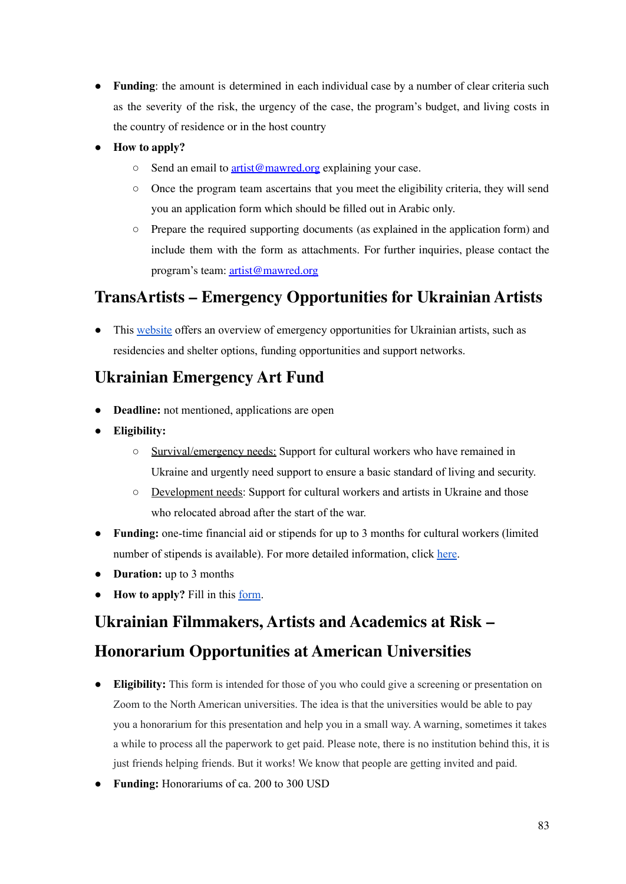- **Funding**: the amount is determined in each individual case by a number of clear criteria such as the severity of the risk, the urgency of the case, the program's budget, and living costs in the country of residence or in the host country
- **How to apply?**
  - Send an email to artist@mawred.org explaining your case.
  - Once the program team ascertains that you meet the eligibility criteria, they will send you an application form which should be filled out in Arabic only.
  - Prepare the required supporting documents (as explained in the application form) and include them with the form as attachments. For further inquiries, please contact the program's team: artist@mawred.org

## TransArtists – Emergency Opportunities for Ukrainian Artists

- This website offers an overview of emergency opportunities for Ukrainian artists, such as residencies and shelter options, funding opportunities and support networks.

## Ukrainian Emergency Art Fund

- **Deadline:** not mentioned, applications are open
- **Eligibility:**
  - Survival/emergency needs: Support for cultural workers who have remained in Ukraine and urgently need support to ensure a basic standard of living and security.
  - Development needs: Support for cultural workers and artists in Ukraine and those who relocated abroad after the start of the war.
- **Funding:** one-time financial aid or stipends for up to 3 months for cultural workers (limited number of stipends is available). For more detailed information, click here.
- **Duration:** up to 3 months
- **How to apply?** Fill in this form.

## Ukrainian Filmmakers, Artists and Academics at Risk – Honorarium Opportunities at American Universities

- **Eligibility:** This form is intended for those of you who could give a screening or presentation on Zoom to the North American universities. The idea is that the universities would be able to pay you a honorarium for this presentation and help you in a small way. A warning, sometimes it takes a while to process all the paperwork to get paid. Please note, there is no institution behind this, it is just friends helping friends. But it works! We know that people are getting invited and paid.
- **Funding:** Honorariums of ca. 200 to 300 USD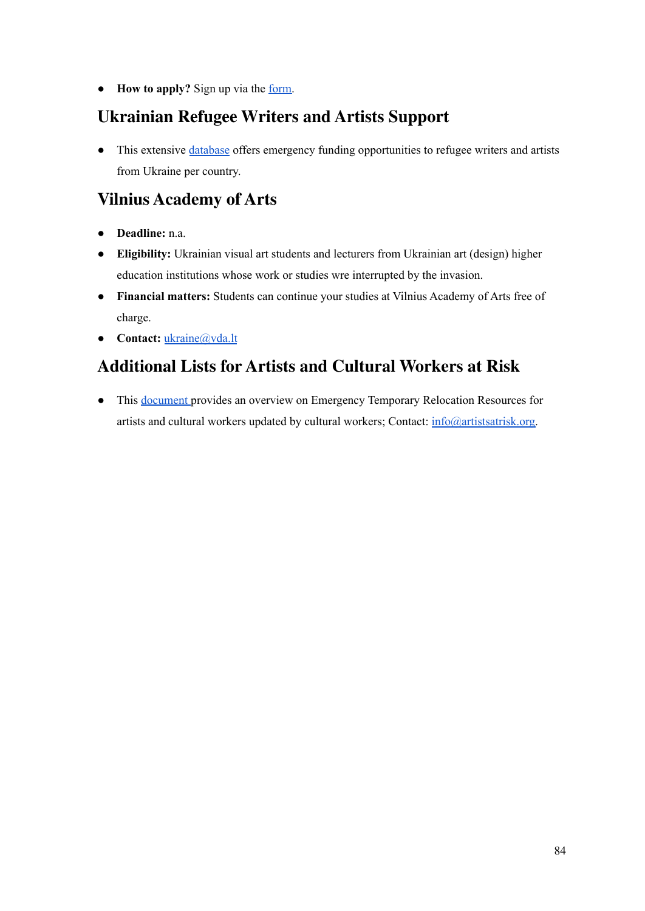- **How to apply?** Sign up via the form.

## Ukrainian Refugee Writers and Artists Support

- This extensive database offers emergency funding opportunities to refugee writers and artists from Ukraine per country.

## Vilnius Academy of Arts

- **Deadline:** n.a.
- **Eligibility:** Ukrainian visual art students and lecturers from Ukrainian art (design) higher education institutions whose work or studies wre interrupted by the invasion.
- **Financial matters:** Students can continue your studies at Vilnius Academy of Arts free of charge.
- **Contact:** ukraine@vda.lt

## Additional Lists for Artists and Cultural Workers at Risk

- This document provides an overview on Emergency Temporary Relocation Resources for artists and cultural workers updated by cultural workers; Contact: info@artistsatrisk.org.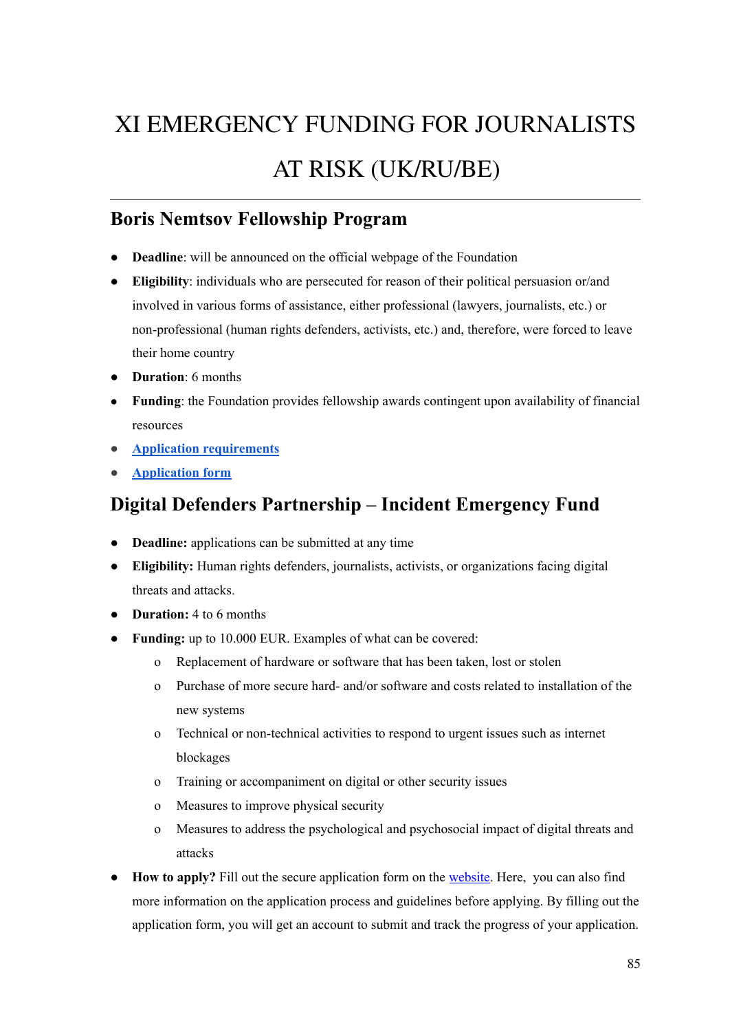# XI EMERGENCY FUNDING FOR JOURNALISTS AT RISK (UK/RU/BE)

## Boris Nemtsov Fellowship Program

- **Deadline**: will be announced on the official webpage of the Foundation
- **Eligibility**: individuals who are persecuted for reason of their political persuasion or/and involved in various forms of assistance, either professional (lawyers, journalists, etc.) or non-professional (human rights defenders, activists, etc.) and, therefore, were forced to leave their home country
- **Duration**: 6 months
- **Funding**: the Foundation provides fellowship awards contingent upon availability of financial resources
- **Application requirements**
- **Application form**

## Digital Defenders Partnership – Incident Emergency Fund

- **Deadline:** applications can be submitted at any time
- **Eligibility:** Human rights defenders, journalists, activists, or organizations facing digital threats and attacks.
- **Duration:** 4 to 6 months
- **Funding:** up to 10.000 EUR. Examples of what can be covered:
  - Replacement of hardware or software that has been taken, lost or stolen
  - Purchase of more secure hard- and/or software and costs related to installation of the new systems
  - Technical or non-technical activities to respond to urgent issues such as internet blockages
  - Training or accompaniment on digital or other security issues
  - Measures to improve physical security
  - Measures to address the psychological and psychosocial impact of digital threats and attacks
- **How to apply?** Fill out the secure application form on the website. Here, you can also find more information on the application process and guidelines before applying. By filling out the application form, you will get an account to submit and track the progress of your application.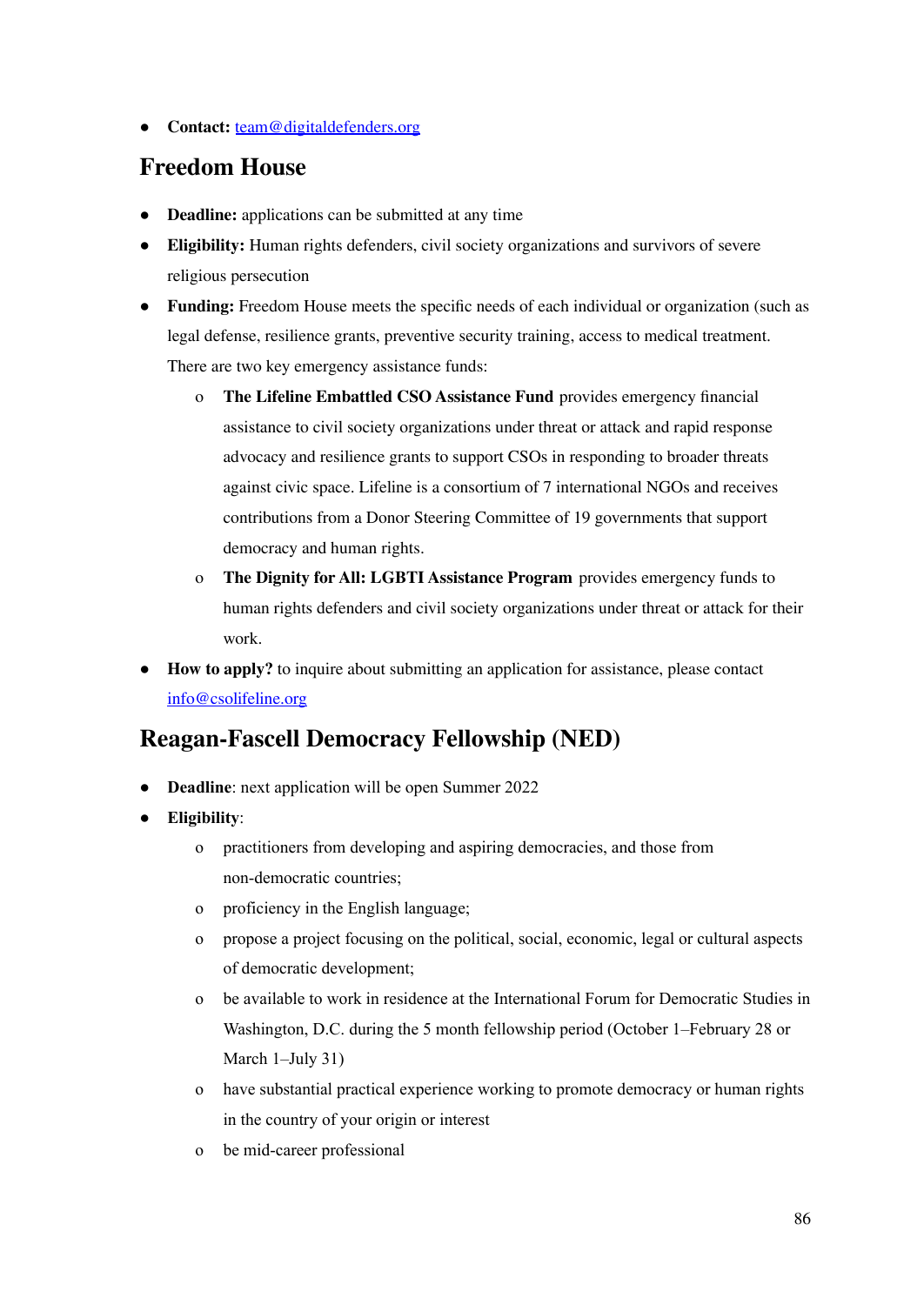- **Contact:** team@digitaldefenders.org

## Freedom House

- **Deadline:** applications can be submitted at any time
- **Eligibility:** Human rights defenders, civil society organizations and survivors of severe religious persecution
- **Funding:** Freedom House meets the specific needs of each individual or organization (such as legal defense, resilience grants, preventive security training, access to medical treatment. There are two key emergency assistance funds:
  - **The Lifeline Embattled CSO Assistance Fund** provides emergency financial assistance to civil society organizations under threat or attack and rapid response advocacy and resilience grants to support CSOs in responding to broader threats against civic space. Lifeline is a consortium of 7 international NGOs and receives contributions from a Donor Steering Committee of 19 governments that support democracy and human rights.
  - **The Dignity for All: LGBTI Assistance Program** provides emergency funds to human rights defenders and civil society organizations under threat or attack for their work.
- **How to apply?** to inquire about submitting an application for assistance, please contact info@csolifeline.org

## Reagan-Fascell Democracy Fellowship (NED)

- **Deadline**: next application will be open Summer 2022
- **Eligibility**:
  - practitioners from developing and aspiring democracies, and those from non-democratic countries;
  - proficiency in the English language;
  - propose a project focusing on the political, social, economic, legal or cultural aspects of democratic development;
  - be available to work in residence at the International Forum for Democratic Studies in Washington, D.C. during the 5 month fellowship period (October 1–February 28 or March 1–July 31)
  - have substantial practical experience working to promote democracy or human rights in the country of your origin or interest
  - be mid-career professional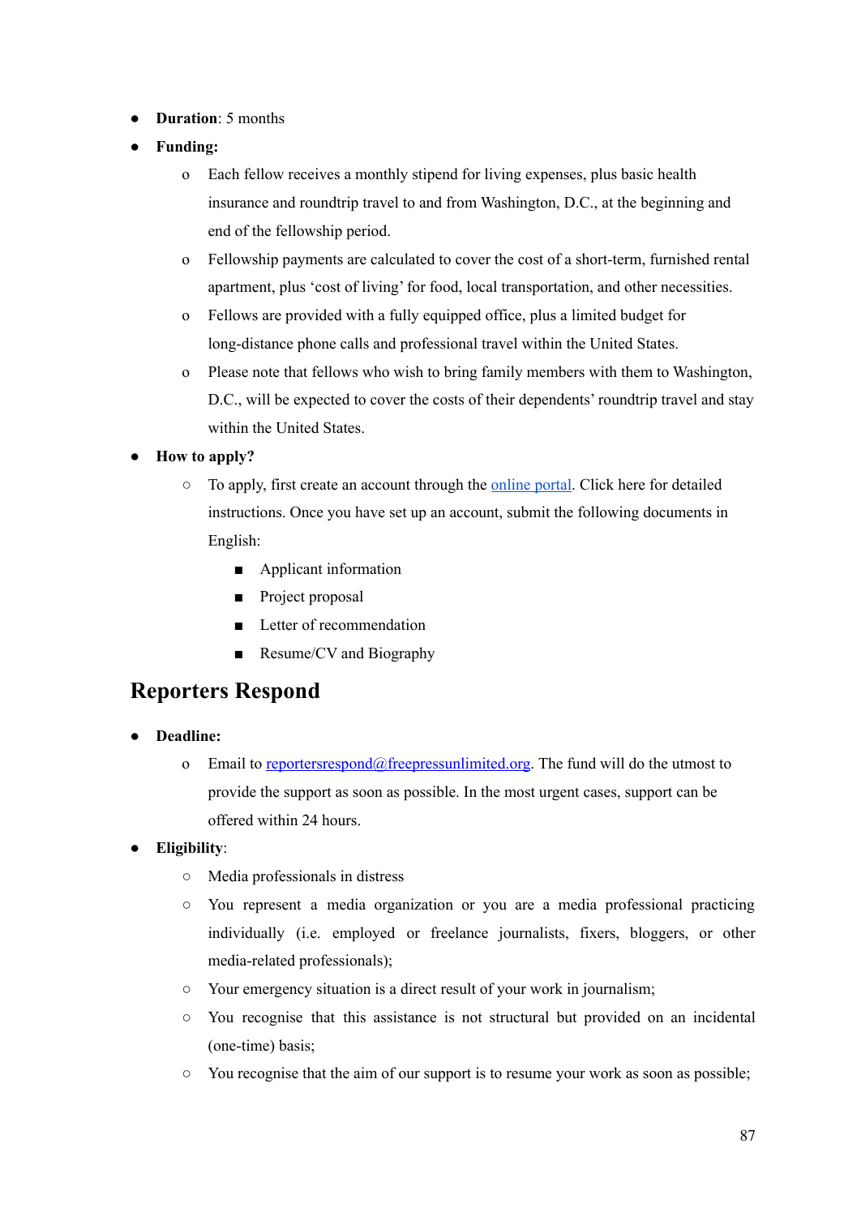- **Duration**: 5 months
- **Funding:**
  - Each fellow receives a monthly stipend for living expenses, plus basic health insurance and roundtrip travel to and from Washington, D.C., at the beginning and end of the fellowship period.
  - Fellowship payments are calculated to cover the cost of a short-term, furnished rental apartment, plus 'cost of living' for food, local transportation, and other necessities.
  - Fellows are provided with a fully equipped office, plus a limited budget for long-distance phone calls and professional travel within the United States.
  - Please note that fellows who wish to bring family members with them to Washington, D.C., will be expected to cover the costs of their dependents' roundtrip travel and stay within the United States.
- **How to apply?**
  - To apply, first create an account through the online portal. Click here for detailed instructions. Once you have set up an account, submit the following documents in English:
    - Applicant information
    - Project proposal
    - Letter of recommendation
    - Resume/CV and Biography

## Reporters Respond

- **Deadline:**
  - Email to reportersrespond@freepressunlimited.org. The fund will do the utmost to provide the support as soon as possible. In the most urgent cases, support can be offered within 24 hours.
- **Eligibility**:
  - Media professionals in distress
  - You represent a media organization or you are a media professional practicing individually (i.e. employed or freelance journalists, fixers, bloggers, or other media-related professionals);
  - Your emergency situation is a direct result of your work in journalism;
  - You recognise that this assistance is not structural but provided on an incidental (one-time) basis;
  - You recognise that the aim of our support is to resume your work as soon as possible;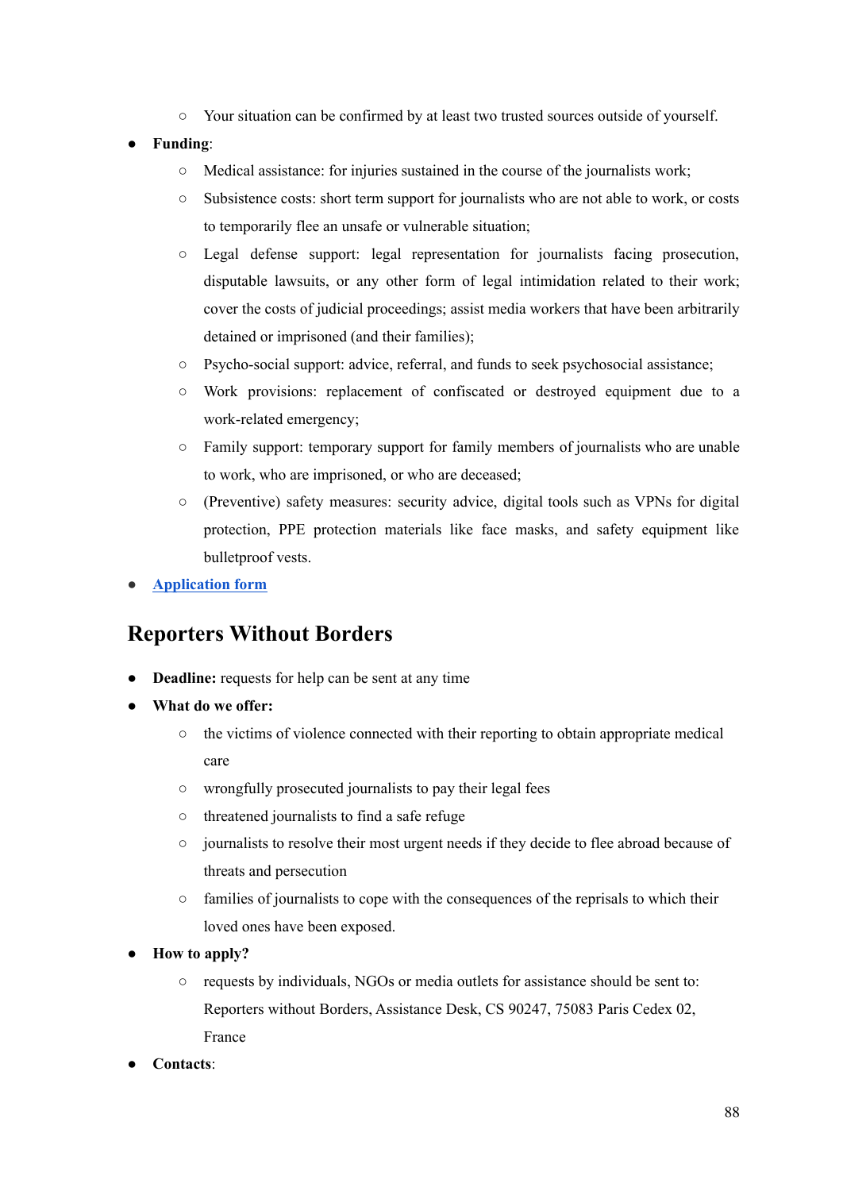- Your situation can be confirmed by at least two trusted sources outside of yourself.
- **Funding**:
    - Medical assistance: for injuries sustained in the course of the journalists work;
    - Subsistence costs: short term support for journalists who are not able to work, or costs to temporarily flee an unsafe or vulnerable situation;
    - Legal defense support: legal representation for journalists facing prosecution, disputable lawsuits, or any other form of legal intimidation related to their work; cover the costs of judicial proceedings; assist media workers that have been arbitrarily detained or imprisoned (and their families);
    - Psycho-social support: advice, referral, and funds to seek psychosocial assistance;
    - Work provisions: replacement of confiscated or destroyed equipment due to a work-related emergency;
    - Family support: temporary support for family members of journalists who are unable to work, who are imprisoned, or who are deceased;
    - (Preventive) safety measures: security advice, digital tools such as VPNs for digital protection, PPE protection materials like face masks, and safety equipment like bulletproof vests.
- **Application form**

## Reporters Without Borders

- **Deadline:** requests for help can be sent at any time
- **What do we offer:**
    - the victims of violence connected with their reporting to obtain appropriate medical care
    - wrongfully prosecuted journalists to pay their legal fees
    - threatened journalists to find a safe refuge
    - journalists to resolve their most urgent needs if they decide to flee abroad because of threats and persecution
    - families of journalists to cope with the consequences of the reprisals to which their loved ones have been exposed.
- **How to apply?**
    - requests by individuals, NGOs or media outlets for assistance should be sent to: Reporters without Borders, Assistance Desk, CS 90247, 75083 Paris Cedex 02, France
- **Contacts**: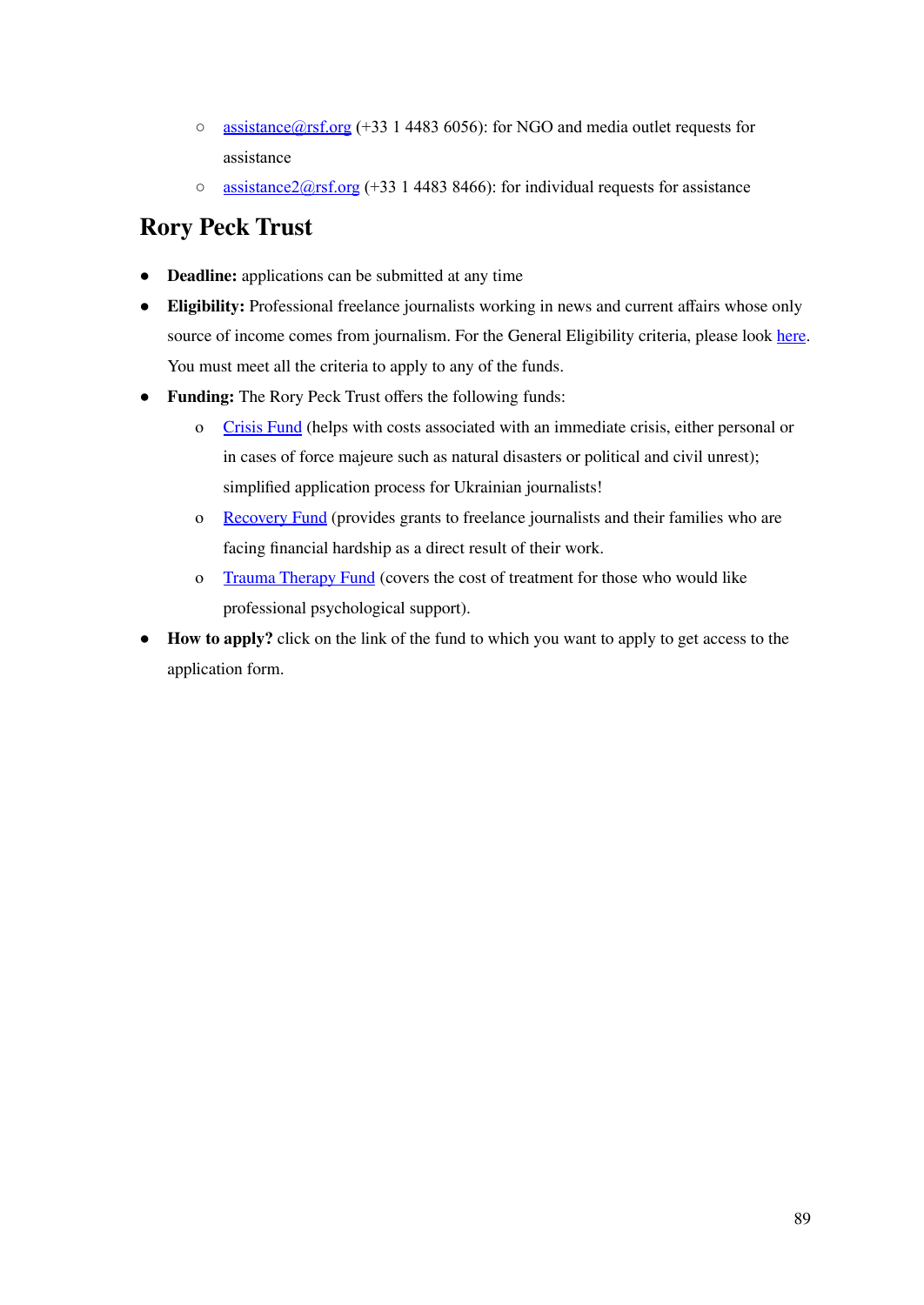- assistance@rsf.org (+33 1 4483 6056): for NGO and media outlet requests for assistance
  - assistance2@rsf.org (+33 1 4483 8466): for individual requests for assistance

## Rory Peck Trust

- **Deadline:** applications can be submitted at any time
- **Eligibility:** Professional freelance journalists working in news and current affairs whose only source of income comes from journalism. For the General Eligibility criteria, please look here. You must meet all the criteria to apply to any of the funds.
- **Funding:** The Rory Peck Trust offers the following funds:
  - Crisis Fund (helps with costs associated with an immediate crisis, either personal or in cases of force majeure such as natural disasters or political and civil unrest); simplified application process for Ukrainian journalists!
  - Recovery Fund (provides grants to freelance journalists and their families who are facing financial hardship as a direct result of their work.
  - Trauma Therapy Fund (covers the cost of treatment for those who would like professional psychological support).
- **How to apply?** click on the link of the fund to which you want to apply to get access to the application form.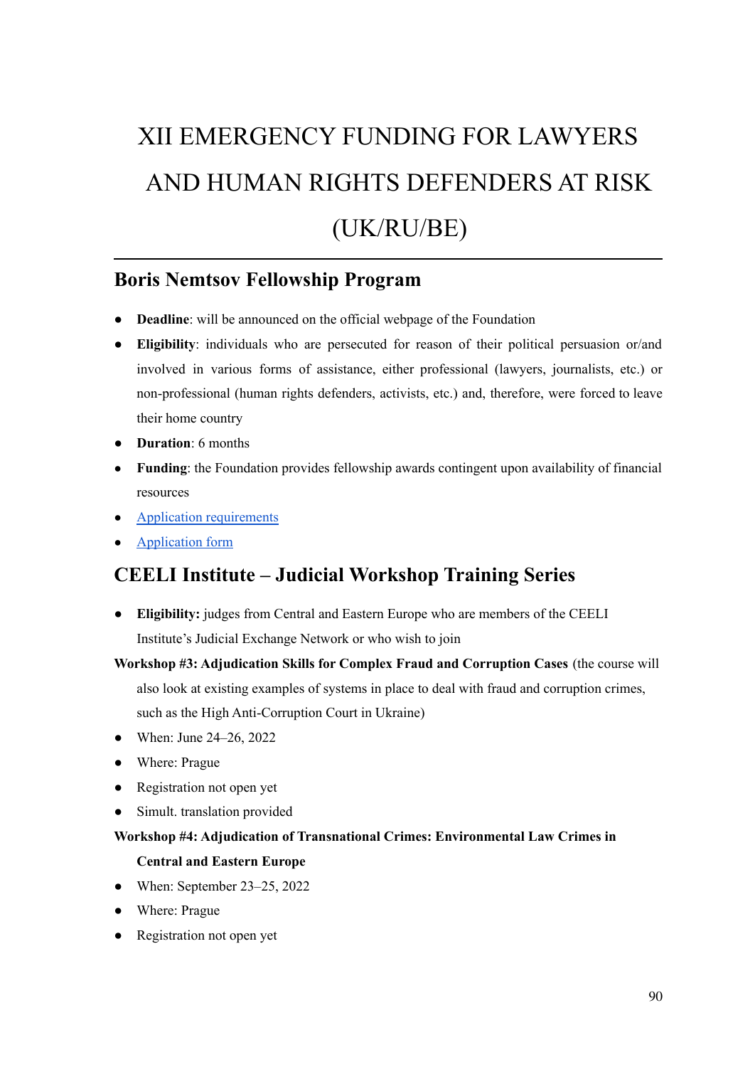# XII EMERGENCY FUNDING FOR LAWYERS AND HUMAN RIGHTS DEFENDERS AT RISK (UK/RU/BE)

## Boris Nemtsov Fellowship Program

- **Deadline**: will be announced on the official webpage of the Foundation
- **Eligibility**: individuals who are persecuted for reason of their political persuasion or/and involved in various forms of assistance, either professional (lawyers, journalists, etc.) or non-professional (human rights defenders, activists, etc.) and, therefore, were forced to leave their home country
- **Duration**: 6 months
- **Funding**: the Foundation provides fellowship awards contingent upon availability of financial resources
- Application requirements
- Application form

## CEELI Institute – Judicial Workshop Training Series

- **Eligibility:** judges from Central and Eastern Europe who are members of the CEELI Institute's Judicial Exchange Network or who wish to join

**Workshop #3: Adjudication Skills for Complex Fraud and Corruption Cases** (the course will also look at existing examples of systems in place to deal with fraud and corruption crimes, such as the High Anti-Corruption Court in Ukraine)

- When: June 24–26, 2022
- Where: Prague
- Registration not open yet
- Simult. translation provided

**Workshop #4: Adjudication of Transnational Crimes: Environmental Law Crimes in Central and Eastern Europe**

- When: September 23–25, 2022
- Where: Prague
- Registration not open yet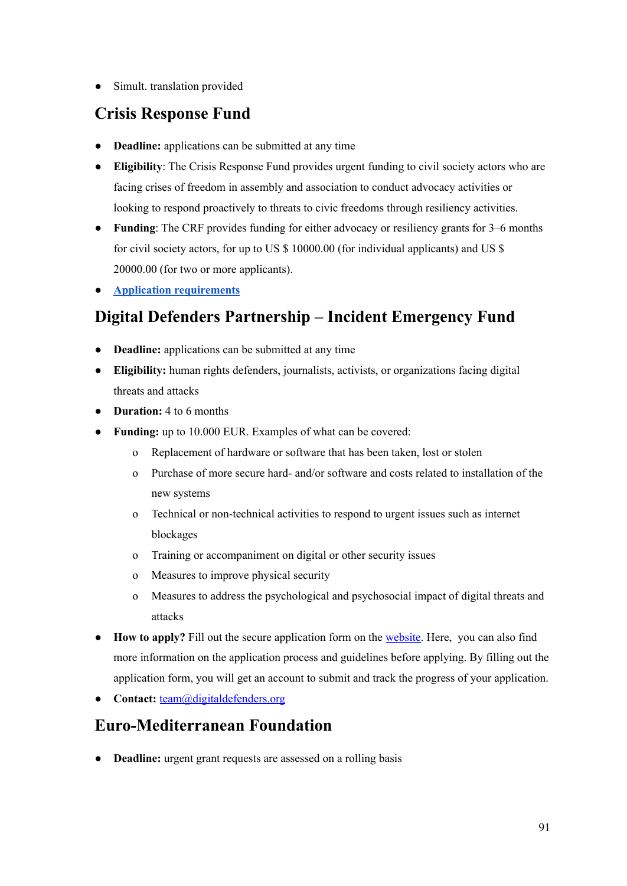- Simult. translation provided

## Crisis Response Fund

- **Deadline:** applications can be submitted at any time
- **Eligibility**: The Crisis Response Fund provides urgent funding to civil society actors who are facing crises of freedom in assembly and association to conduct advocacy activities or looking to respond proactively to threats to civic freedoms through resiliency activities.
- **Funding**: The CRF provides funding for either advocacy or resiliency grants for 3–6 months for civil society actors, for up to US $ 10000.00 (for individual applicants) and US $ 20000.00 (for two or more applicants).
- **Application requirements**

## Digital Defenders Partnership – Incident Emergency Fund

- **Deadline:** applications can be submitted at any time
- **Eligibility:** human rights defenders, journalists, activists, or organizations facing digital threats and attacks
- **Duration:** 4 to 6 months
- **Funding:** up to 10.000 EUR. Examples of what can be covered:
  - Replacement of hardware or software that has been taken, lost or stolen
  - Purchase of more secure hard- and/or software and costs related to installation of the new systems
  - Technical or non-technical activities to respond to urgent issues such as internet blockages
  - Training or accompaniment on digital or other security issues
  - Measures to improve physical security
  - Measures to address the psychological and psychosocial impact of digital threats and attacks
- **How to apply?** Fill out the secure application form on the website. Here, you can also find more information on the application process and guidelines before applying. By filling out the application form, you will get an account to submit and track the progress of your application.
- **Contact:** team@digitaldefenders.org

## Euro-Mediterranean Foundation

- **Deadline:** urgent grant requests are assessed on a rolling basis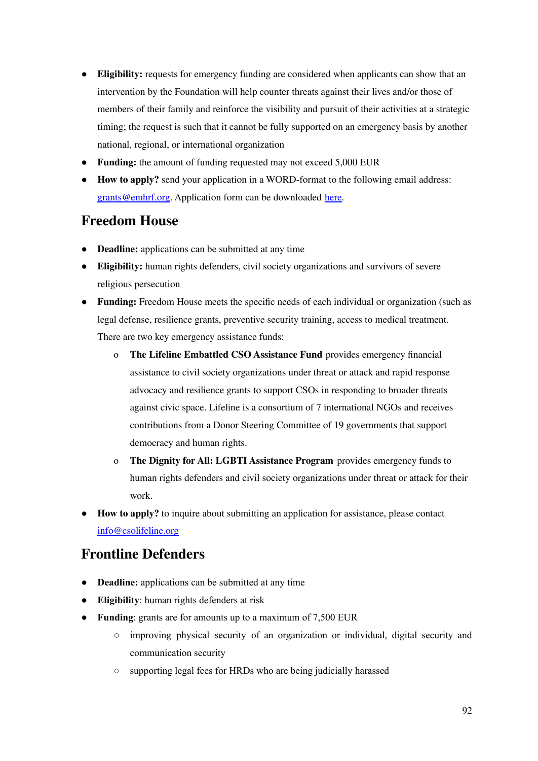- **Eligibility:** requests for emergency funding are considered when applicants can show that an intervention by the Foundation will help counter threats against their lives and/or those of members of their family and reinforce the visibility and pursuit of their activities at a strategic timing; the request is such that it cannot be fully supported on an emergency basis by another national, regional, or international organization
- **Funding:** the amount of funding requested may not exceed 5,000 EUR
- **How to apply?** send your application in a WORD-format to the following email address: grants@emhrf.org. Application form can be downloaded here.

## Freedom House

- **Deadline:** applications can be submitted at any time
- **Eligibility:** human rights defenders, civil society organizations and survivors of severe religious persecution
- **Funding:** Freedom House meets the specific needs of each individual or organization (such as legal defense, resilience grants, preventive security training, access to medical treatment. There are two key emergency assistance funds:
    - **The Lifeline Embattled CSO Assistance Fund** provides emergency financial assistance to civil society organizations under threat or attack and rapid response advocacy and resilience grants to support CSOs in responding to broader threats against civic space. Lifeline is a consortium of 7 international NGOs and receives contributions from a Donor Steering Committee of 19 governments that support democracy and human rights.
    - **The Dignity for All: LGBTI Assistance Program** provides emergency funds to human rights defenders and civil society organizations under threat or attack for their work.
- **How to apply?** to inquire about submitting an application for assistance, please contact info@csolifeline.org

## Frontline Defenders

- **Deadline:** applications can be submitted at any time
- **Eligibility**: human rights defenders at risk
- **Funding**: grants are for amounts up to a maximum of 7,500 EUR
    - improving physical security of an organization or individual, digital security and communication security
    - supporting legal fees for HRDs who are being judicially harassed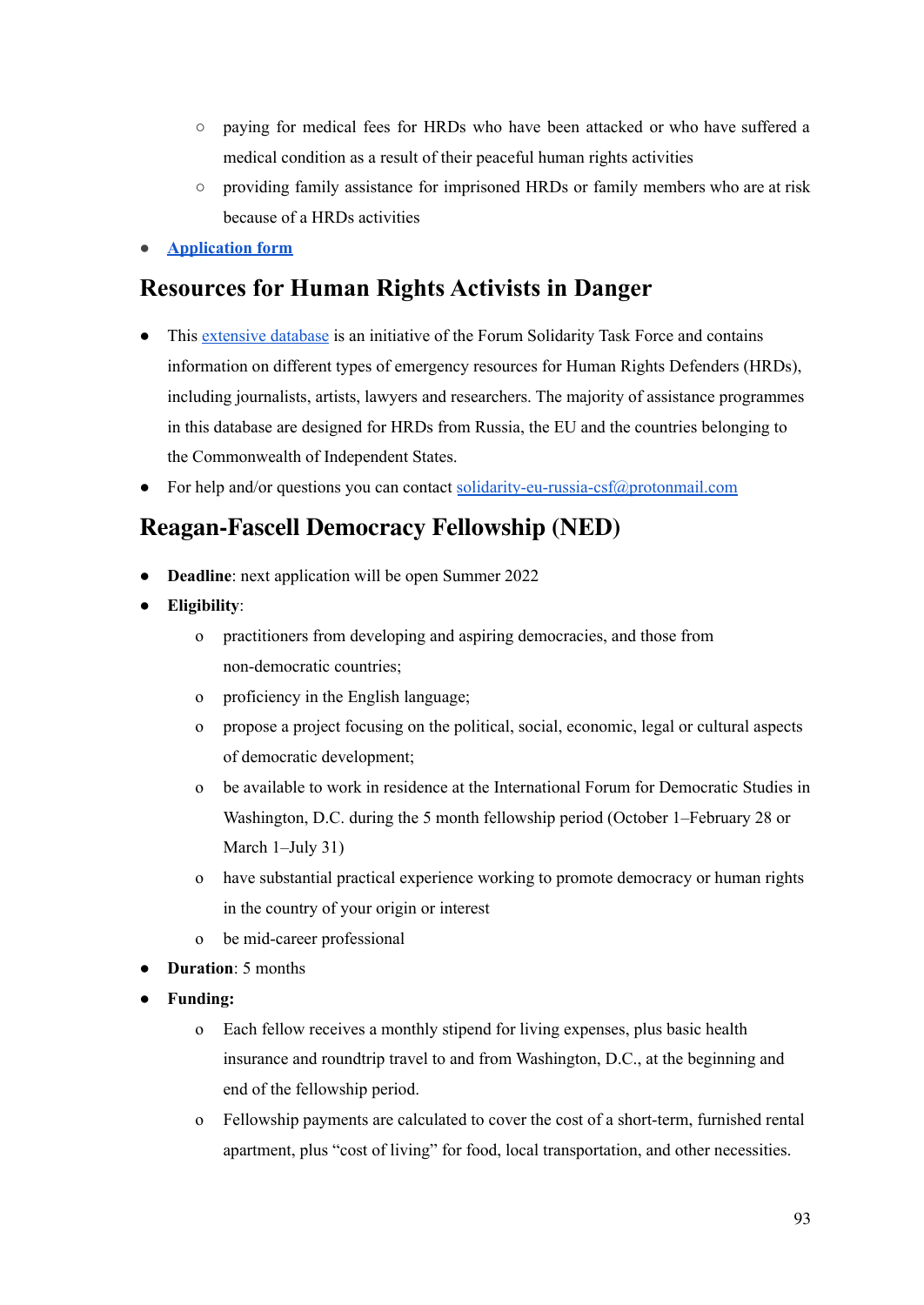- paying for medical fees for HRDs who have been attacked or who have suffered a medical condition as a result of their peaceful human rights activities
- providing family assistance for imprisoned HRDs or family members who are at risk because of a HRDs activities

- **Application form**

## Resources for Human Rights Activists in Danger

- This extensive database is an initiative of the Forum Solidarity Task Force and contains information on different types of emergency resources for Human Rights Defenders (HRDs), including journalists, artists, lawyers and researchers. The majority of assistance programmes in this database are designed for HRDs from Russia, the EU and the countries belonging to the Commonwealth of Independent States.
- For help and/or questions you can contact solidarity-eu-russia-csf@protonmail.com

## Reagan-Fascell Democracy Fellowship (NED)

- **Deadline**: next application will be open Summer 2022
- **Eligibility**:
  - practitioners from developing and aspiring democracies, and those from non-democratic countries;
  - proficiency in the English language;
  - propose a project focusing on the political, social, economic, legal or cultural aspects of democratic development;
  - be available to work in residence at the International Forum for Democratic Studies in Washington, D.C. during the 5 month fellowship period (October 1–February 28 or March 1–July 31)
  - have substantial practical experience working to promote democracy or human rights in the country of your origin or interest
  - be mid-career professional
- **Duration**: 5 months
- **Funding:**
  - Each fellow receives a monthly stipend for living expenses, plus basic health insurance and roundtrip travel to and from Washington, D.C., at the beginning and end of the fellowship period.
  - Fellowship payments are calculated to cover the cost of a short-term, furnished rental apartment, plus "cost of living" for food, local transportation, and other necessities.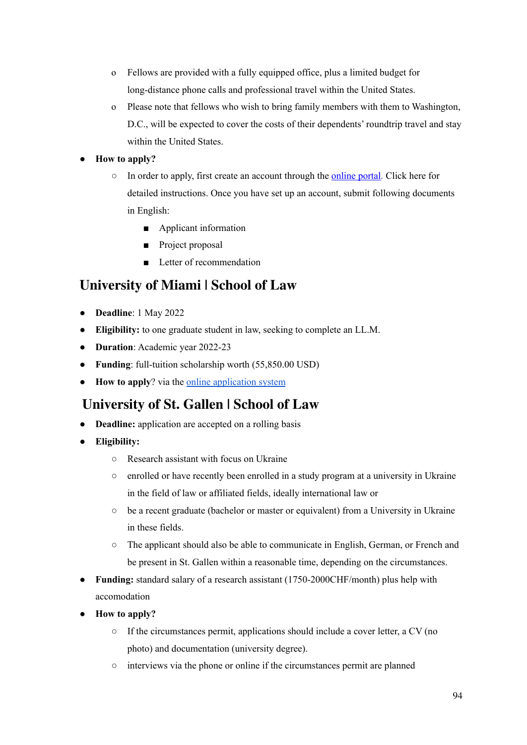- Fellows are provided with a fully equipped office, plus a limited budget for long-distance phone calls and professional travel within the United States.
  - Please note that fellows who wish to bring family members with them to Washington, D.C., will be expected to cover the costs of their dependents' roundtrip travel and stay within the United States.
- **How to apply?**
  - In order to apply, first create an account through the [online portal](). Click here for detailed instructions. Once you have set up an account, submit following documents in English:
    - Applicant information
    - Project proposal
    - Letter of recommendation

## University of Miami | School of Law

- **Deadline**: 1 May 2022
- **Eligibility:** to one graduate student in law, seeking to complete an LL.M.
- **Duration**: Academic year 2022-23
- **Funding**: full-tuition scholarship worth (55,850.00 USD)
- **How to apply**? via the [online application system]()

## University of St. Gallen | School of Law

- **Deadline:** application are accepted on a rolling basis
- **Eligibility:**
  - Research assistant with focus on Ukraine
  - enrolled or have recently been enrolled in a study program at a university in Ukraine in the field of law or affiliated fields, ideally international law or
  - be a recent graduate (bachelor or master or equivalent) from a University in Ukraine in these fields.
  - The applicant should also be able to communicate in English, German, or French and be present in St. Gallen within a reasonable time, depending on the circumstances.
- **Funding:** standard salary of a research assistant (1750-2000CHF/month) plus help with accomodation
- **How to apply?**
  - If the circumstances permit, applications should include a cover letter, a CV (no photo) and documentation (university degree).
  - interviews via the phone or online if the circumstances permit are planned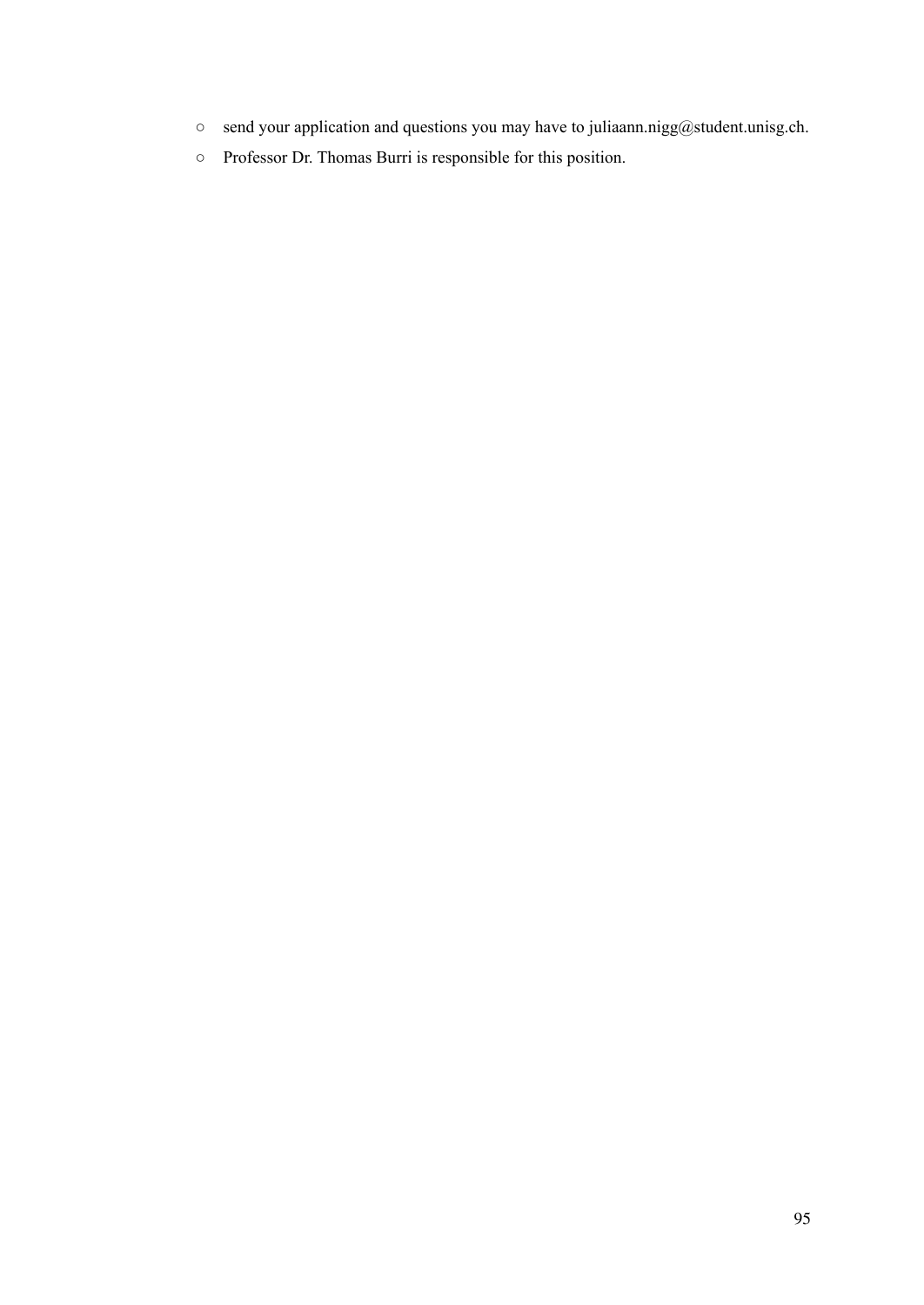- send your application and questions you may have to juliaann.nigg@student.unisg.ch.
- Professor Dr. Thomas Burri is responsible for this position.